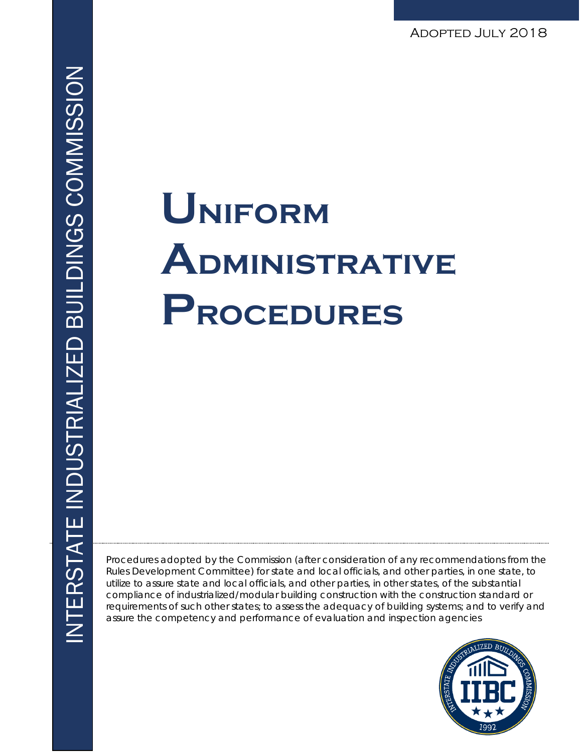INTERSTATE INDUSTRIALIZED BUILDINGS COMMISSION

ADOPTED JULY 2018

# Uniform Administrative Procedures

Procedures adopted by the Commission (after consideration of any recommendations from the Rules Development Committee) for state and local officials, and other parties, in one state, to utilize to assure state and local officials, and other parties, in other states, of the substantial compliance of industrialized/modular building construction with the construction standard or requirements of such other states; to assess the adequacy of building systems; and to verify and assure the competency and performance of evaluation and inspection agencies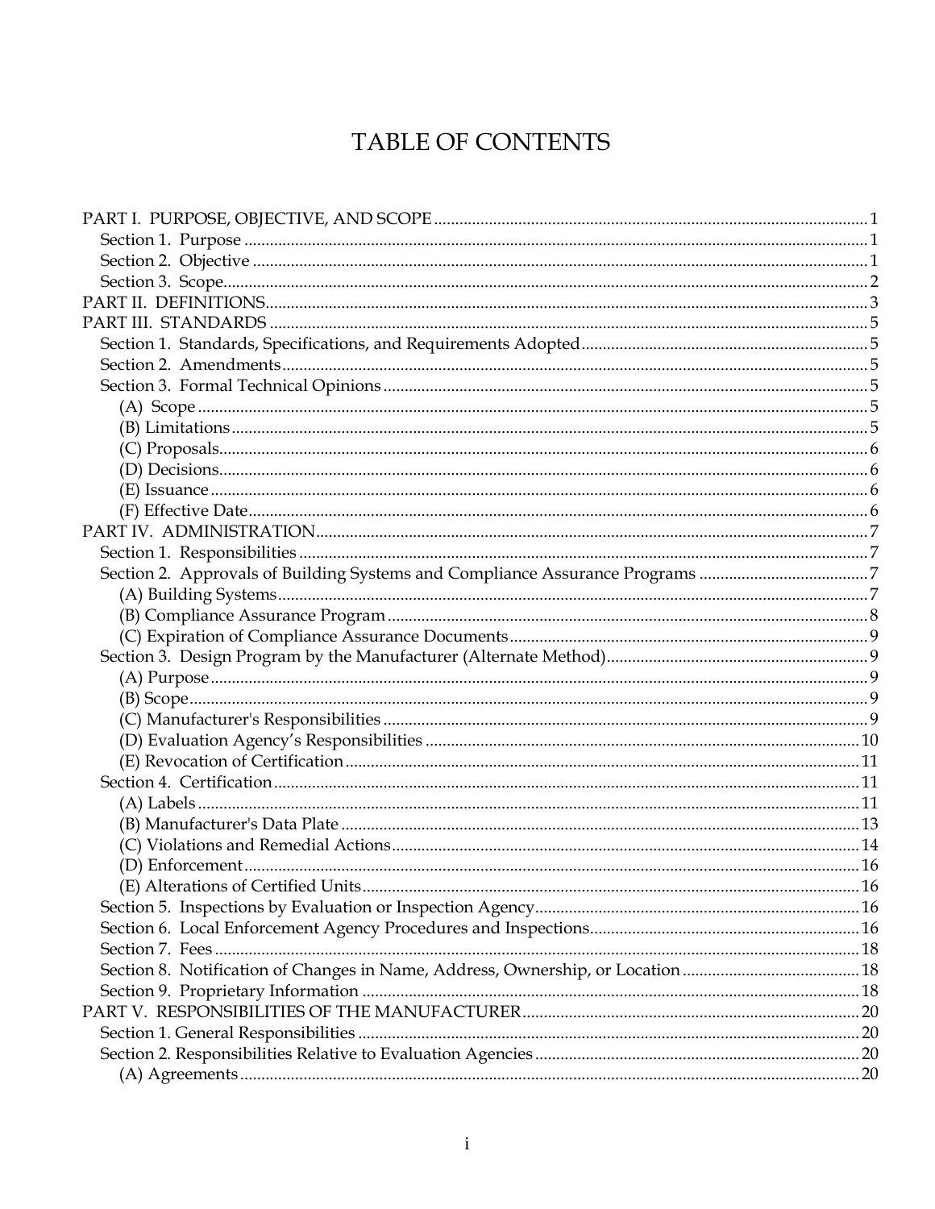# TABLE OF CONTENTS

PART I. PURPOSE, OBJECTIVE, AND SCOPE ..... 1
- Section 1. Purpose ..... 1
- Section 2. Objective ..... 1
- Section 3. Scope ..... 2

PART II. DEFINITIONS ..... 3

PART III. STANDARDS ..... 5
- Section 1. Standards, Specifications, and Requirements Adopted ..... 5
- Section 2. Amendments ..... 5
- Section 3. Formal Technical Opinions ..... 5
  - (A) Scope ..... 5
  - (B) Limitations ..... 5
  - (C) Proposals ..... 6
  - (D) Decisions ..... 6
  - (E) Issuance ..... 6
  - (F) Effective Date ..... 6

PART IV. ADMINISTRATION ..... 7
- Section 1. Responsibilities ..... 7
- Section 2. Approvals of Building Systems and Compliance Assurance Programs ..... 7
  - (A) Building Systems ..... 7
  - (B) Compliance Assurance Program ..... 8
  - (C) Expiration of Compliance Assurance Documents ..... 9
- Section 3. Design Program by the Manufacturer (Alternate Method) ..... 9
  - (A) Purpose ..... 9
  - (B) Scope ..... 9
  - (C) Manufacturer's Responsibilities ..... 9
  - (D) Evaluation Agency's Responsibilities ..... 10
  - (E) Revocation of Certification ..... 11
- Section 4. Certification ..... 11
  - (A) Labels ..... 11
  - (B) Manufacturer's Data Plate ..... 13
  - (C) Violations and Remedial Actions ..... 14
  - (D) Enforcement ..... 16
  - (E) Alterations of Certified Units ..... 16
- Section 5. Inspections by Evaluation or Inspection Agency ..... 16
- Section 6. Local Enforcement Agency Procedures and Inspections ..... 16
- Section 7. Fees ..... 18
- Section 8. Notification of Changes in Name, Address, Ownership, or Location ..... 18
- Section 9. Proprietary Information ..... 18

PART V. RESPONSIBILITIES OF THE MANUFACTURER ..... 20
- Section 1. General Responsibilities ..... 20
- Section 2. Responsibilities Relative to Evaluation Agencies ..... 20
  - (A) Agreements ..... 20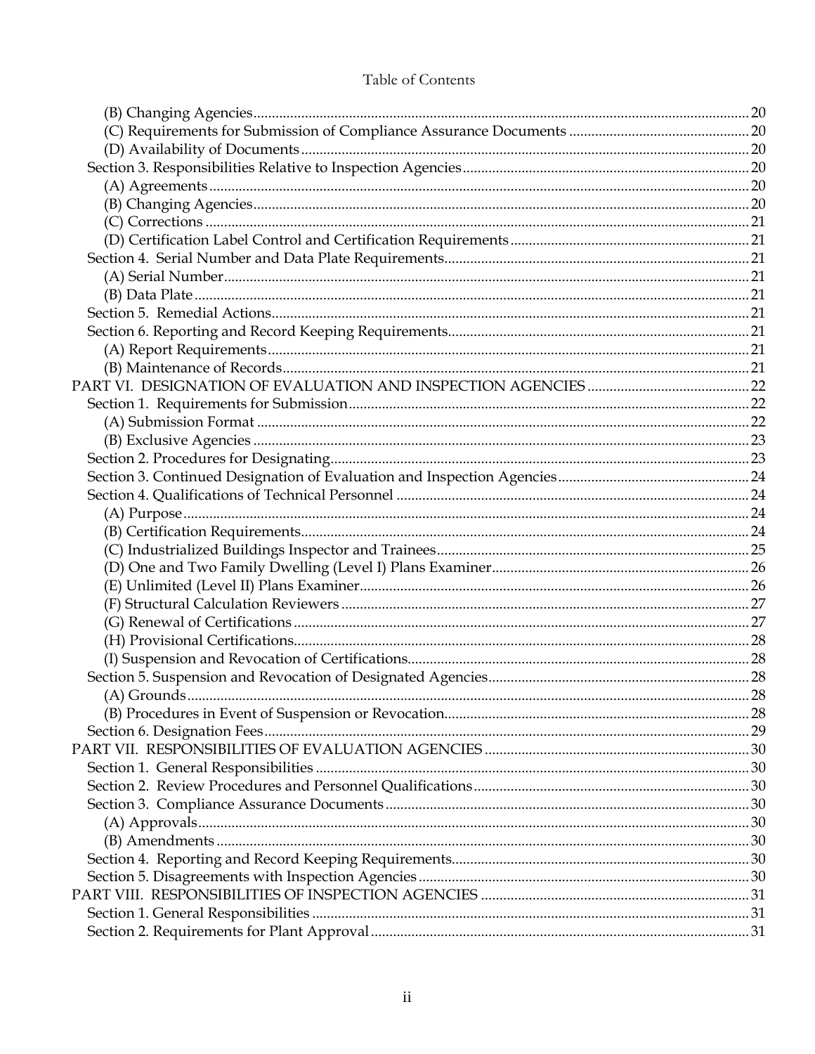Table of Contents

- (B) Changing Agencies ... 20
- (C) Requirements for Submission of Compliance Assurance Documents ... 20
- (D) Availability of Documents ... 20
- Section 3. Responsibilities Relative to Inspection Agencies ... 20
  - (A) Agreements ... 20
  - (B) Changing Agencies ... 20
  - (C) Corrections ... 21
  - (D) Certification Label Control and Certification Requirements ... 21
- Section 4. Serial Number and Data Plate Requirements ... 21
  - (A) Serial Number ... 21
  - (B) Data Plate ... 21
- Section 5. Remedial Actions ... 21
- Section 6. Reporting and Record Keeping Requirements ... 21
  - (A) Report Requirements ... 21
  - (B) Maintenance of Records ... 21

PART VI. DESIGNATION OF EVALUATION AND INSPECTION AGENCIES ... 22

- Section 1. Requirements for Submission ... 22
  - (A) Submission Format ... 22
  - (B) Exclusive Agencies ... 23
- Section 2. Procedures for Designating ... 23
- Section 3. Continued Designation of Evaluation and Inspection Agencies ... 24
- Section 4. Qualifications of Technical Personnel ... 24
  - (A) Purpose ... 24
  - (B) Certification Requirements ... 24
  - (C) Industrialized Buildings Inspector and Trainees ... 25
  - (D) One and Two Family Dwelling (Level I) Plans Examiner ... 26
  - (E) Unlimited (Level II) Plans Examiner ... 26
  - (F) Structural Calculation Reviewers ... 27
  - (G) Renewal of Certifications ... 27
  - (H) Provisional Certifications ... 28
  - (I) Suspension and Revocation of Certifications ... 28
- Section 5. Suspension and Revocation of Designated Agencies ... 28
  - (A) Grounds ... 28
  - (B) Procedures in Event of Suspension or Revocation ... 28
- Section 6. Designation Fees ... 29

PART VII. RESPONSIBILITIES OF EVALUATION AGENCIES ... 30

- Section 1. General Responsibilities ... 30
- Section 2. Review Procedures and Personnel Qualifications ... 30
- Section 3. Compliance Assurance Documents ... 30
  - (A) Approvals ... 30
  - (B) Amendments ... 30
- Section 4. Reporting and Record Keeping Requirements ... 30
- Section 5. Disagreements with Inspection Agencies ... 30

PART VIII. RESPONSIBILITIES OF INSPECTION AGENCIES ... 31

- Section 1. General Responsibilities ... 31
- Section 2. Requirements for Plant Approval ... 31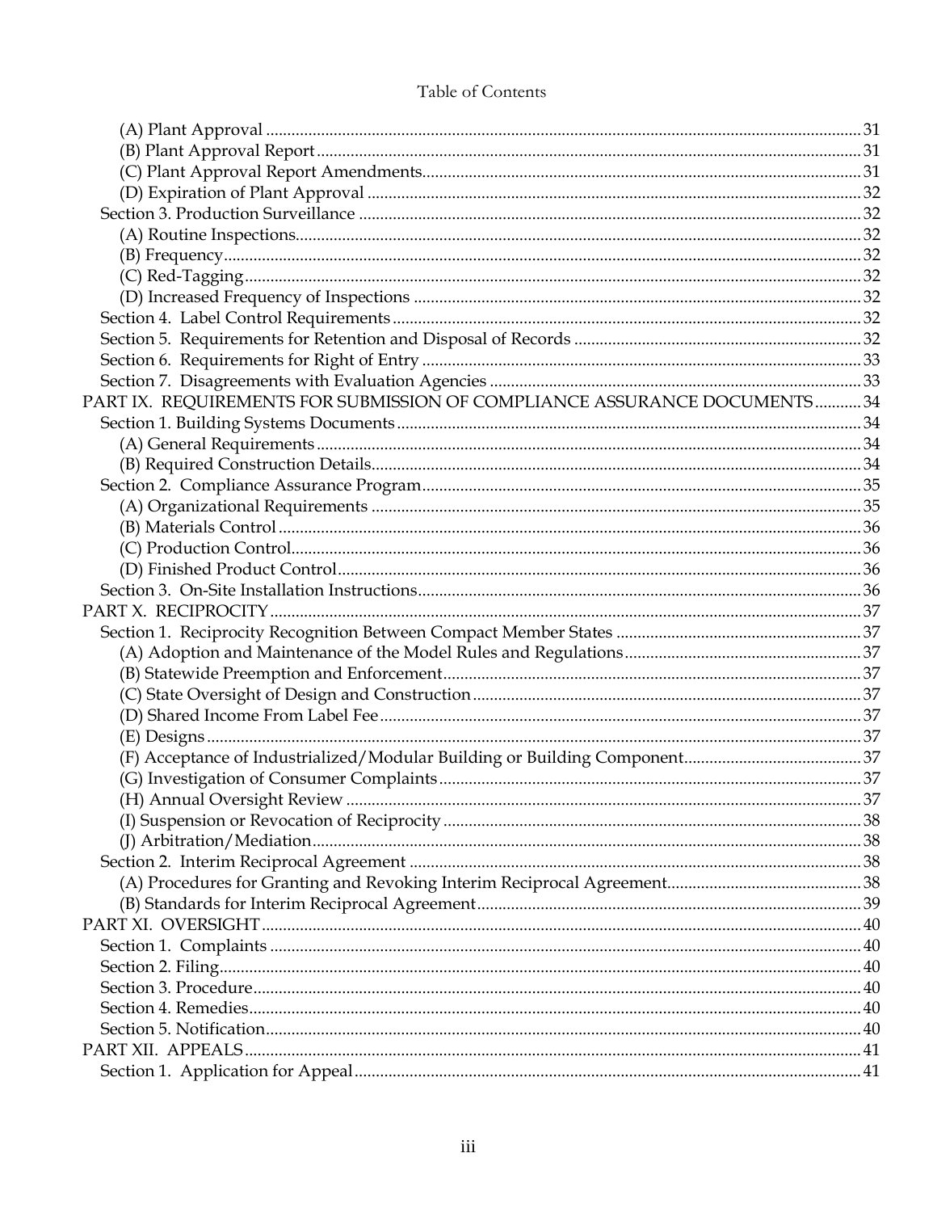Table of Contents

- (A) Plant Approval ........ 31
- (B) Plant Approval Report ........ 31
- (C) Plant Approval Report Amendments ........ 31
- (D) Expiration of Plant Approval ........ 32
- Section 3. Production Surveillance ........ 32
  - (A) Routine Inspections ........ 32
  - (B) Frequency ........ 32
  - (C) Red-Tagging ........ 32
  - (D) Increased Frequency of Inspections ........ 32
- Section 4. Label Control Requirements ........ 32
- Section 5. Requirements for Retention and Disposal of Records ........ 32
- Section 6. Requirements for Right of Entry ........ 33
- Section 7. Disagreements with Evaluation Agencies ........ 33

PART IX. REQUIREMENTS FOR SUBMISSION OF COMPLIANCE ASSURANCE DOCUMENTS ........ 34

- Section 1. Building Systems Documents ........ 34
  - (A) General Requirements ........ 34
  - (B) Required Construction Details ........ 34
- Section 2. Compliance Assurance Program ........ 35
  - (A) Organizational Requirements ........ 35
  - (B) Materials Control ........ 36
  - (C) Production Control ........ 36
  - (D) Finished Product Control ........ 36
- Section 3. On-Site Installation Instructions ........ 36

PART X. RECIPROCITY ........ 37

- Section 1. Reciprocity Recognition Between Compact Member States ........ 37
  - (A) Adoption and Maintenance of the Model Rules and Regulations ........ 37
  - (B) Statewide Preemption and Enforcement ........ 37
  - (C) State Oversight of Design and Construction ........ 37
  - (D) Shared Income From Label Fee ........ 37
  - (E) Designs ........ 37
  - (F) Acceptance of Industrialized/Modular Building or Building Component ........ 37
  - (G) Investigation of Consumer Complaints ........ 37
  - (H) Annual Oversight Review ........ 37
  - (I) Suspension or Revocation of Reciprocity ........ 38
  - (J) Arbitration/Mediation ........ 38
- Section 2. Interim Reciprocal Agreement ........ 38
  - (A) Procedures for Granting and Revoking Interim Reciprocal Agreement ........ 38
  - (B) Standards for Interim Reciprocal Agreement ........ 39

PART XI. OVERSIGHT ........ 40

- Section 1. Complaints ........ 40
- Section 2. Filing ........ 40
- Section 3. Procedure ........ 40
- Section 4. Remedies ........ 40
- Section 5. Notification ........ 40

PART XII. APPEALS ........ 41

- Section 1. Application for Appeal ........ 41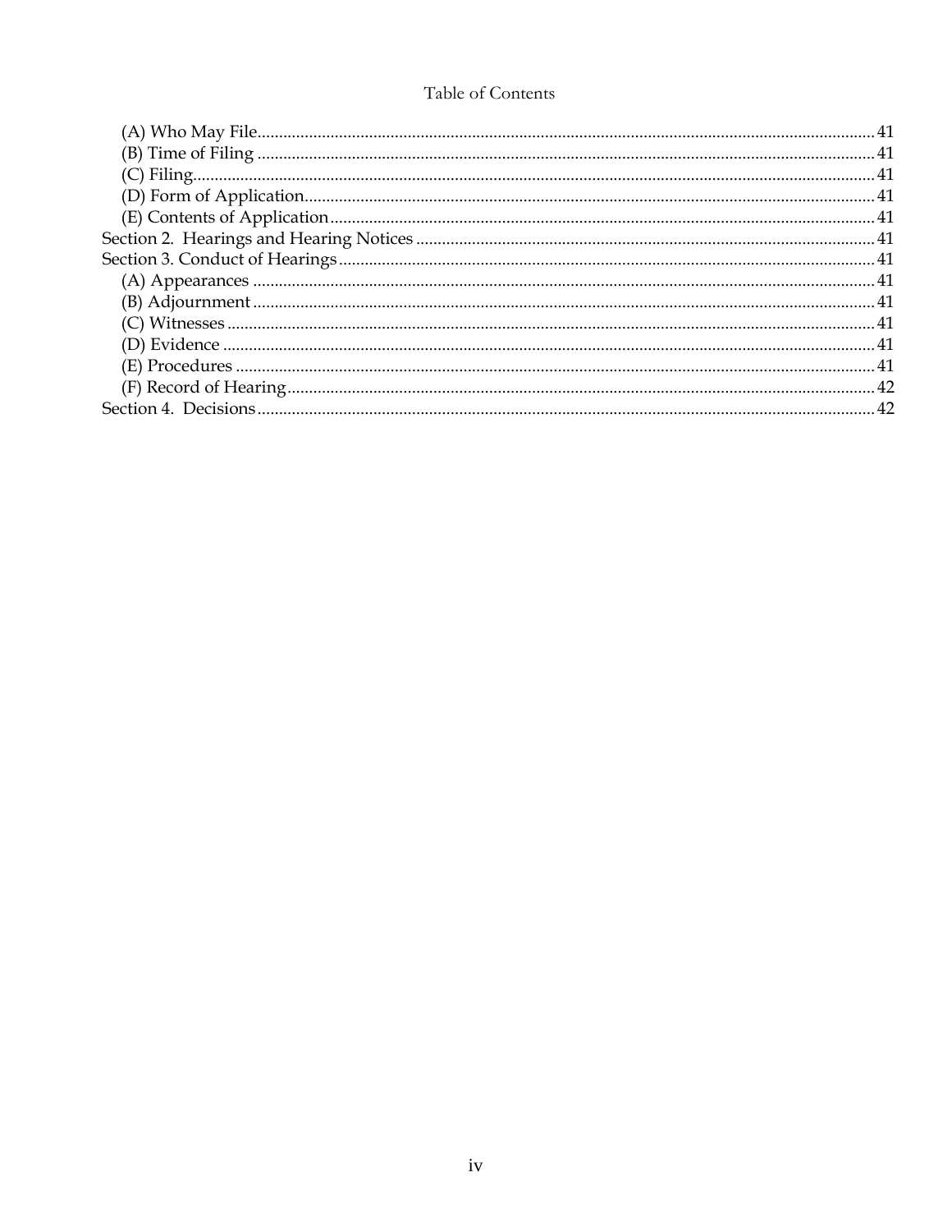Table of Contents

(A) Who May File ... 41
(B) Time of Filing ... 41
(C) Filing ... 41
(D) Form of Application ... 41
(E) Contents of Application ... 41
Section 2. Hearings and Hearing Notices ... 41
Section 3. Conduct of Hearings ... 41
(A) Appearances ... 41
(B) Adjournment ... 41
(C) Witnesses ... 41
(D) Evidence ... 41
(E) Procedures ... 41
(F) Record of Hearing ... 42
Section 4. Decisions ... 42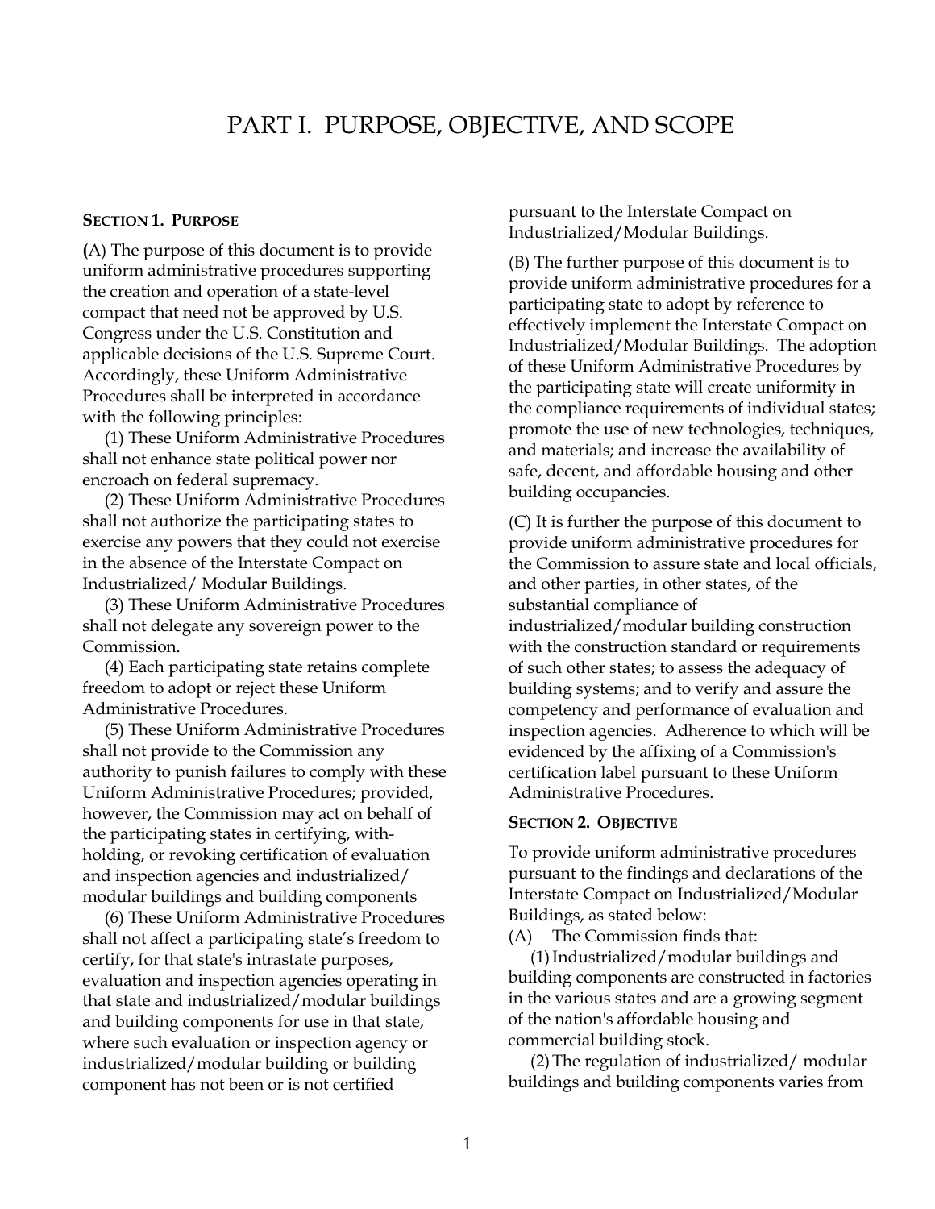# PART I. PURPOSE, OBJECTIVE, AND SCOPE

### SECTION 1. PURPOSE

(A) The purpose of this document is to provide uniform administrative procedures supporting the creation and operation of a state-level compact that need not be approved by U.S. Congress under the U.S. Constitution and applicable decisions of the U.S. Supreme Court. Accordingly, these Uniform Administrative Procedures shall be interpreted in accordance with the following principles:

(1) These Uniform Administrative Procedures shall not enhance state political power nor encroach on federal supremacy.

(2) These Uniform Administrative Procedures shall not authorize the participating states to exercise any powers that they could not exercise in the absence of the Interstate Compact on Industrialized/ Modular Buildings.

(3) These Uniform Administrative Procedures shall not delegate any sovereign power to the Commission.

(4) Each participating state retains complete freedom to adopt or reject these Uniform Administrative Procedures.

(5) These Uniform Administrative Procedures shall not provide to the Commission any authority to punish failures to comply with these Uniform Administrative Procedures; provided, however, the Commission may act on behalf of the participating states in certifying, with-holding, or revoking certification of evaluation and inspection agencies and industrialized/ modular buildings and building components

(6) These Uniform Administrative Procedures shall not affect a participating state's freedom to certify, for that state's intrastate purposes, evaluation and inspection agencies operating in that state and industrialized/modular buildings and building components for use in that state, where such evaluation or inspection agency or industrialized/modular building or building component has not been or is not certified pursuant to the Interstate Compact on Industrialized/Modular Buildings.

(B) The further purpose of this document is to provide uniform administrative procedures for a participating state to adopt by reference to effectively implement the Interstate Compact on Industrialized/Modular Buildings. The adoption of these Uniform Administrative Procedures by the participating state will create uniformity in the compliance requirements of individual states; promote the use of new technologies, techniques, and materials; and increase the availability of safe, decent, and affordable housing and other building occupancies.

(C) It is further the purpose of this document to provide uniform administrative procedures for the Commission to assure state and local officials, and other parties, in other states, of the substantial compliance of industrialized/modular building construction with the construction standard or requirements of such other states; to assess the adequacy of building systems; and to verify and assure the competency and performance of evaluation and inspection agencies. Adherence to which will be evidenced by the affixing of a Commission's certification label pursuant to these Uniform Administrative Procedures.

### SECTION 2. OBJECTIVE

To provide uniform administrative procedures pursuant to the findings and declarations of the Interstate Compact on Industrialized/Modular Buildings, as stated below:

(A) The Commission finds that:

(1) Industrialized/modular buildings and building components are constructed in factories in the various states and are a growing segment of the nation's affordable housing and commercial building stock.

(2) The regulation of industrialized/ modular buildings and building components varies from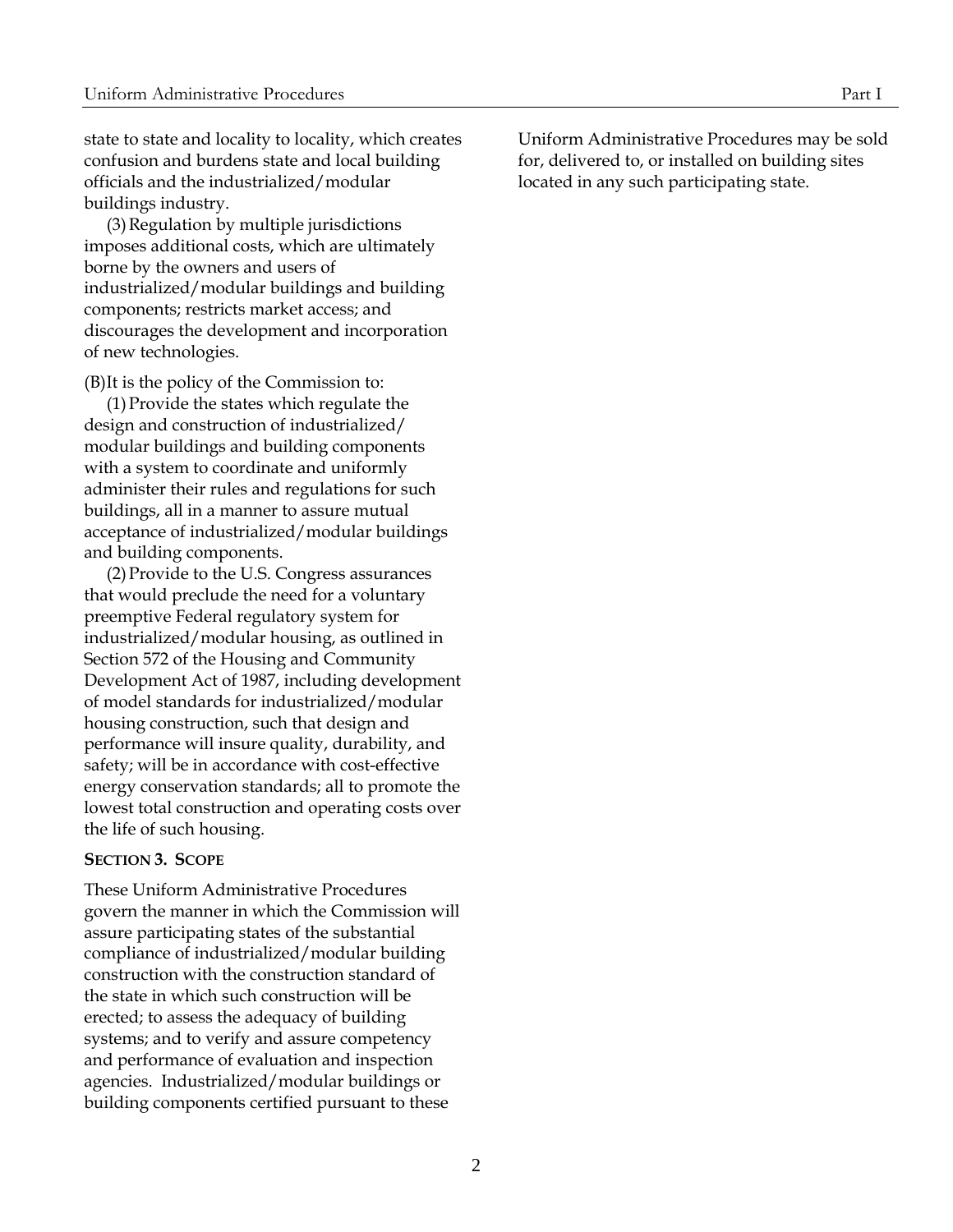state to state and locality to locality, which creates confusion and burdens state and local building officials and the industrialized/modular buildings industry.

(3) Regulation by multiple jurisdictions imposes additional costs, which are ultimately borne by the owners and users of industrialized/modular buildings and building components; restricts market access; and discourages the development and incorporation of new technologies.

(B) It is the policy of the Commission to:

(1) Provide the states which regulate the design and construction of industrialized/ modular buildings and building components with a system to coordinate and uniformly administer their rules and regulations for such buildings, all in a manner to assure mutual acceptance of industrialized/modular buildings and building components.

(2) Provide to the U.S. Congress assurances that would preclude the need for a voluntary preemptive Federal regulatory system for industrialized/modular housing, as outlined in Section 572 of the Housing and Community Development Act of 1987, including development of model standards for industrialized/modular housing construction, such that design and performance will insure quality, durability, and safety; will be in accordance with cost-effective energy conservation standards; all to promote the lowest total construction and operating costs over the life of such housing.

### SECTION 3. SCOPE

These Uniform Administrative Procedures govern the manner in which the Commission will assure participating states of the substantial compliance of industrialized/modular building construction with the construction standard of the state in which such construction will be erected; to assess the adequacy of building systems; and to verify and assure competency and performance of evaluation and inspection agencies. Industrialized/modular buildings or building components certified pursuant to these Uniform Administrative Procedures may be sold for, delivered to, or installed on building sites located in any such participating state.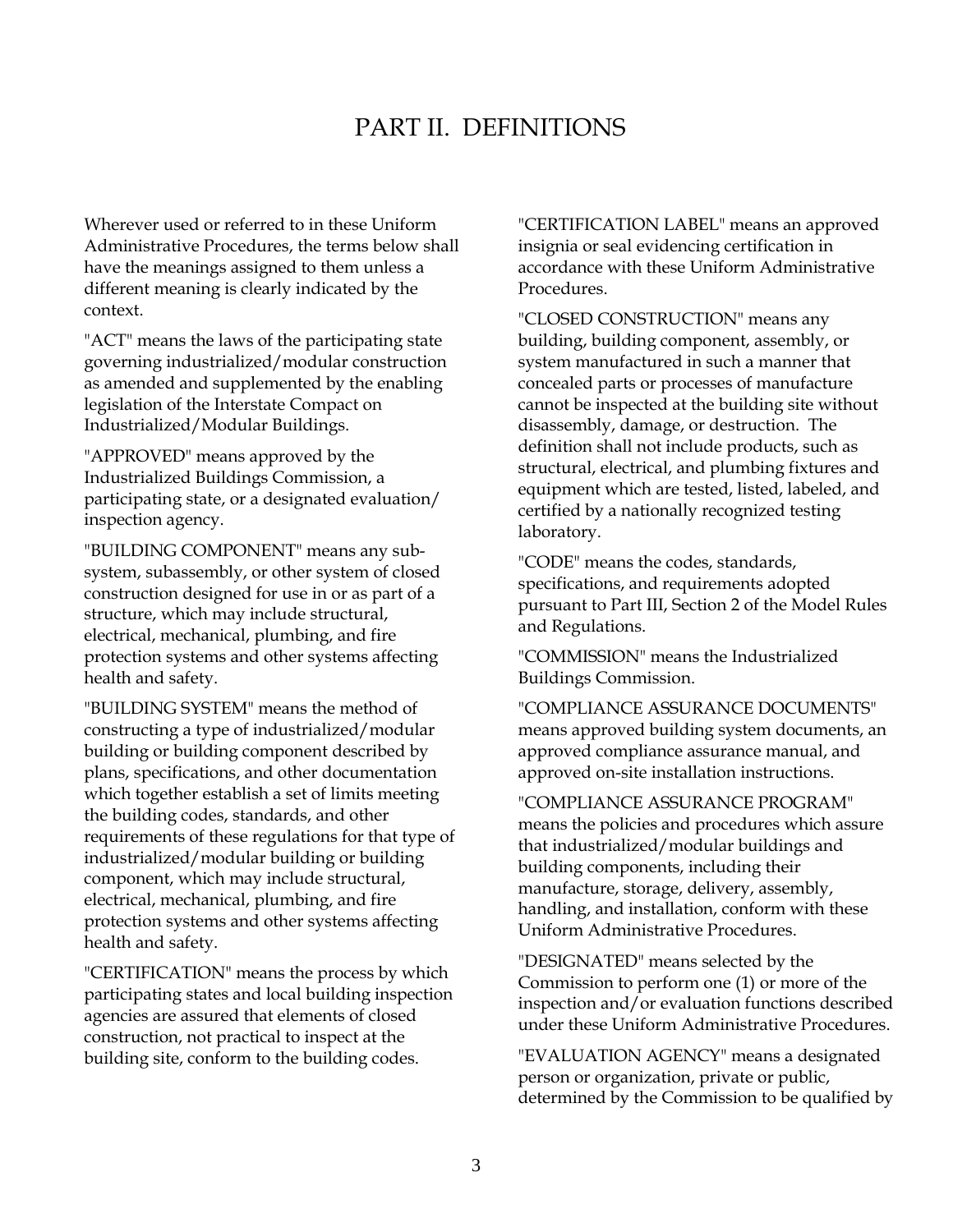# PART II. DEFINITIONS

Wherever used or referred to in these Uniform Administrative Procedures, the terms below shall have the meanings assigned to them unless a different meaning is clearly indicated by the context.

"ACT" means the laws of the participating state governing industrialized/modular construction as amended and supplemented by the enabling legislation of the Interstate Compact on Industrialized/Modular Buildings.

"APPROVED" means approved by the Industrialized Buildings Commission, a participating state, or a designated evaluation/ inspection agency.

"BUILDING COMPONENT" means any sub-system, subassembly, or other system of closed construction designed for use in or as part of a structure, which may include structural, electrical, mechanical, plumbing, and fire protection systems and other systems affecting health and safety.

"BUILDING SYSTEM" means the method of constructing a type of industrialized/modular building or building component described by plans, specifications, and other documentation which together establish a set of limits meeting the building codes, standards, and other requirements of these regulations for that type of industrialized/modular building or building component, which may include structural, electrical, mechanical, plumbing, and fire protection systems and other systems affecting health and safety.

"CERTIFICATION" means the process by which participating states and local building inspection agencies are assured that elements of closed construction, not practical to inspect at the building site, conform to the building codes.

"CERTIFICATION LABEL" means an approved insignia or seal evidencing certification in accordance with these Uniform Administrative Procedures.

"CLOSED CONSTRUCTION" means any building, building component, assembly, or system manufactured in such a manner that concealed parts or processes of manufacture cannot be inspected at the building site without disassembly, damage, or destruction. The definition shall not include products, such as structural, electrical, and plumbing fixtures and equipment which are tested, listed, labeled, and certified by a nationally recognized testing laboratory.

"CODE" means the codes, standards, specifications, and requirements adopted pursuant to Part III, Section 2 of the Model Rules and Regulations.

"COMMISSION" means the Industrialized Buildings Commission.

"COMPLIANCE ASSURANCE DOCUMENTS" means approved building system documents, an approved compliance assurance manual, and approved on-site installation instructions.

"COMPLIANCE ASSURANCE PROGRAM" means the policies and procedures which assure that industrialized/modular buildings and building components, including their manufacture, storage, delivery, assembly, handling, and installation, conform with these Uniform Administrative Procedures.

"DESIGNATED" means selected by the Commission to perform one (1) or more of the inspection and/or evaluation functions described under these Uniform Administrative Procedures.

"EVALUATION AGENCY" means a designated person or organization, private or public, determined by the Commission to be qualified by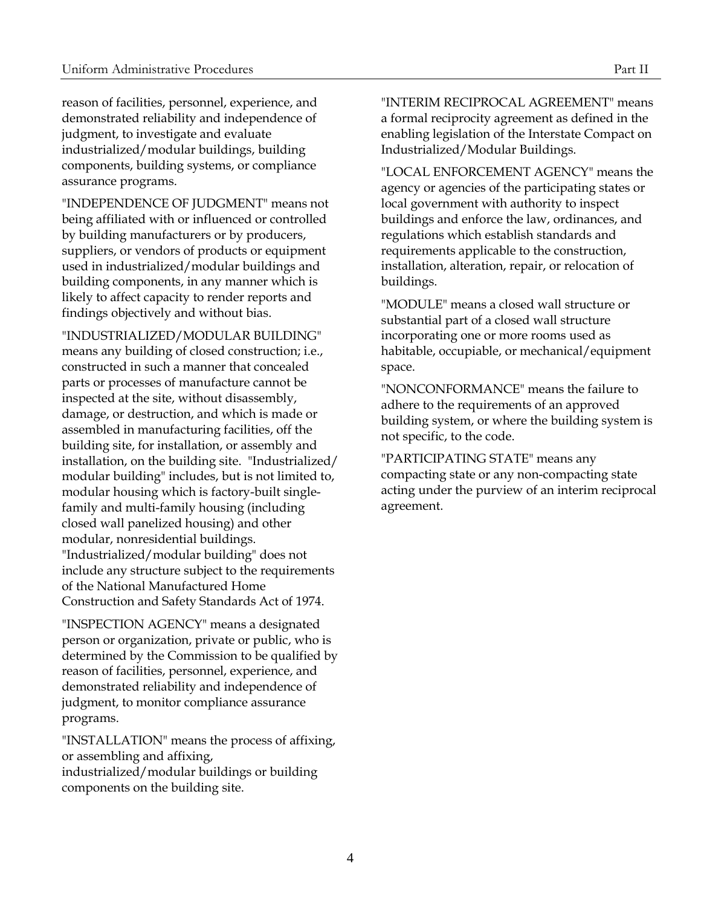reason of facilities, personnel, experience, and demonstrated reliability and independence of judgment, to investigate and evaluate industrialized/modular buildings, building components, building systems, or compliance assurance programs.

"INDEPENDENCE OF JUDGMENT" means not being affiliated with or influenced or controlled by building manufacturers or by producers, suppliers, or vendors of products or equipment used in industrialized/modular buildings and building components, in any manner which is likely to affect capacity to render reports and findings objectively and without bias.

"INDUSTRIALIZED/MODULAR BUILDING" means any building of closed construction; i.e., constructed in such a manner that concealed parts or processes of manufacture cannot be inspected at the site, without disassembly, damage, or destruction, and which is made or assembled in manufacturing facilities, off the building site, for installation, or assembly and installation, on the building site. "Industrialized/ modular building" includes, but is not limited to, modular housing which is factory-built single-family and multi-family housing (including closed wall panelized housing) and other modular, nonresidential buildings. "Industrialized/modular building" does not include any structure subject to the requirements of the National Manufactured Home Construction and Safety Standards Act of 1974.

"INSPECTION AGENCY" means a designated person or organization, private or public, who is determined by the Commission to be qualified by reason of facilities, personnel, experience, and demonstrated reliability and independence of judgment, to monitor compliance assurance programs.

"INSTALLATION" means the process of affixing, or assembling and affixing, industrialized/modular buildings or building components on the building site.

"INTERIM RECIPROCAL AGREEMENT" means a formal reciprocity agreement as defined in the enabling legislation of the Interstate Compact on Industrialized/Modular Buildings.

"LOCAL ENFORCEMENT AGENCY" means the agency or agencies of the participating states or local government with authority to inspect buildings and enforce the law, ordinances, and regulations which establish standards and requirements applicable to the construction, installation, alteration, repair, or relocation of buildings.

"MODULE" means a closed wall structure or substantial part of a closed wall structure incorporating one or more rooms used as habitable, occupiable, or mechanical/equipment space.

"NONCONFORMANCE" means the failure to adhere to the requirements of an approved building system, or where the building system is not specific, to the code.

"PARTICIPATING STATE" means any compacting state or any non-compacting state acting under the purview of an interim reciprocal agreement.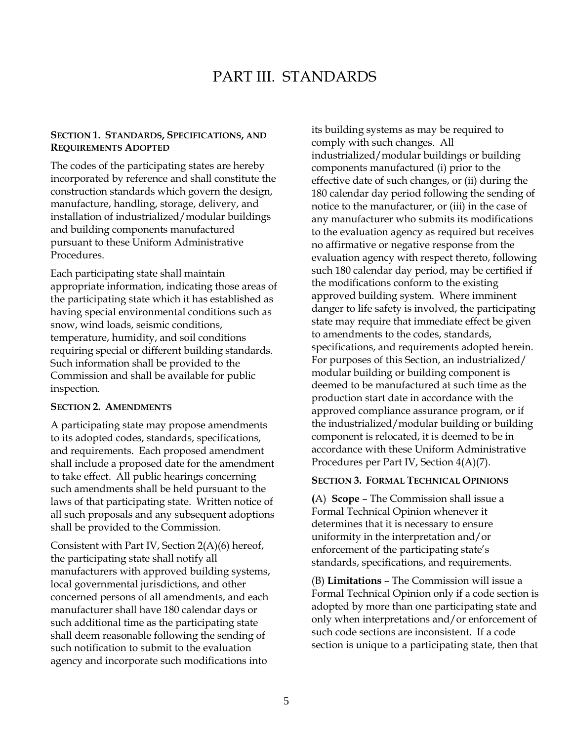# PART III. STANDARDS

**SECTION 1. STANDARDS, SPECIFICATIONS, AND REQUIREMENTS ADOPTED**

The codes of the participating states are hereby incorporated by reference and shall constitute the construction standards which govern the design, manufacture, handling, storage, delivery, and installation of industrialized/modular buildings and building components manufactured pursuant to these Uniform Administrative Procedures.

Each participating state shall maintain appropriate information, indicating those areas of the participating state which it has established as having special environmental conditions such as snow, wind loads, seismic conditions, temperature, humidity, and soil conditions requiring special or different building standards. Such information shall be provided to the Commission and shall be available for public inspection.

**SECTION 2. AMENDMENTS**

A participating state may propose amendments to its adopted codes, standards, specifications, and requirements. Each proposed amendment shall include a proposed date for the amendment to take effect. All public hearings concerning such amendments shall be held pursuant to the laws of that participating state. Written notice of all such proposals and any subsequent adoptions shall be provided to the Commission.

Consistent with Part IV, Section 2(A)(6) hereof, the participating state shall notify all manufacturers with approved building systems, local governmental jurisdictions, and other concerned persons of all amendments, and each manufacturer shall have 180 calendar days or such additional time as the participating state shall deem reasonable following the sending of such notification to submit to the evaluation agency and incorporate such modifications into its building systems as may be required to comply with such changes. All industrialized/modular buildings or building components manufactured (i) prior to the effective date of such changes, or (ii) during the 180 calendar day period following the sending of notice to the manufacturer, or (iii) in the case of any manufacturer who submits its modifications to the evaluation agency as required but receives no affirmative or negative response from the evaluation agency with respect thereto, following such 180 calendar day period, may be certified if the modifications conform to the existing approved building system. Where imminent danger to life safety is involved, the participating state may require that immediate effect be given to amendments to the codes, standards, specifications, and requirements adopted herein. For purposes of this Section, an industrialized/ modular building or building component is deemed to be manufactured at such time as the production start date in accordance with the approved compliance assurance program, or if the industrialized/modular building or building component is relocated, it is deemed to be in accordance with these Uniform Administrative Procedures per Part IV, Section 4(A)(7).

**SECTION 3. FORMAL TECHNICAL OPINIONS**

**(**A) **Scope** – The Commission shall issue a Formal Technical Opinion whenever it determines that it is necessary to ensure uniformity in the interpretation and/or enforcement of the participating state's standards, specifications, and requirements.

(B) **Limitations** – The Commission will issue a Formal Technical Opinion only if a code section is adopted by more than one participating state and only when interpretations and/or enforcement of such code sections are inconsistent. If a code section is unique to a participating state, then that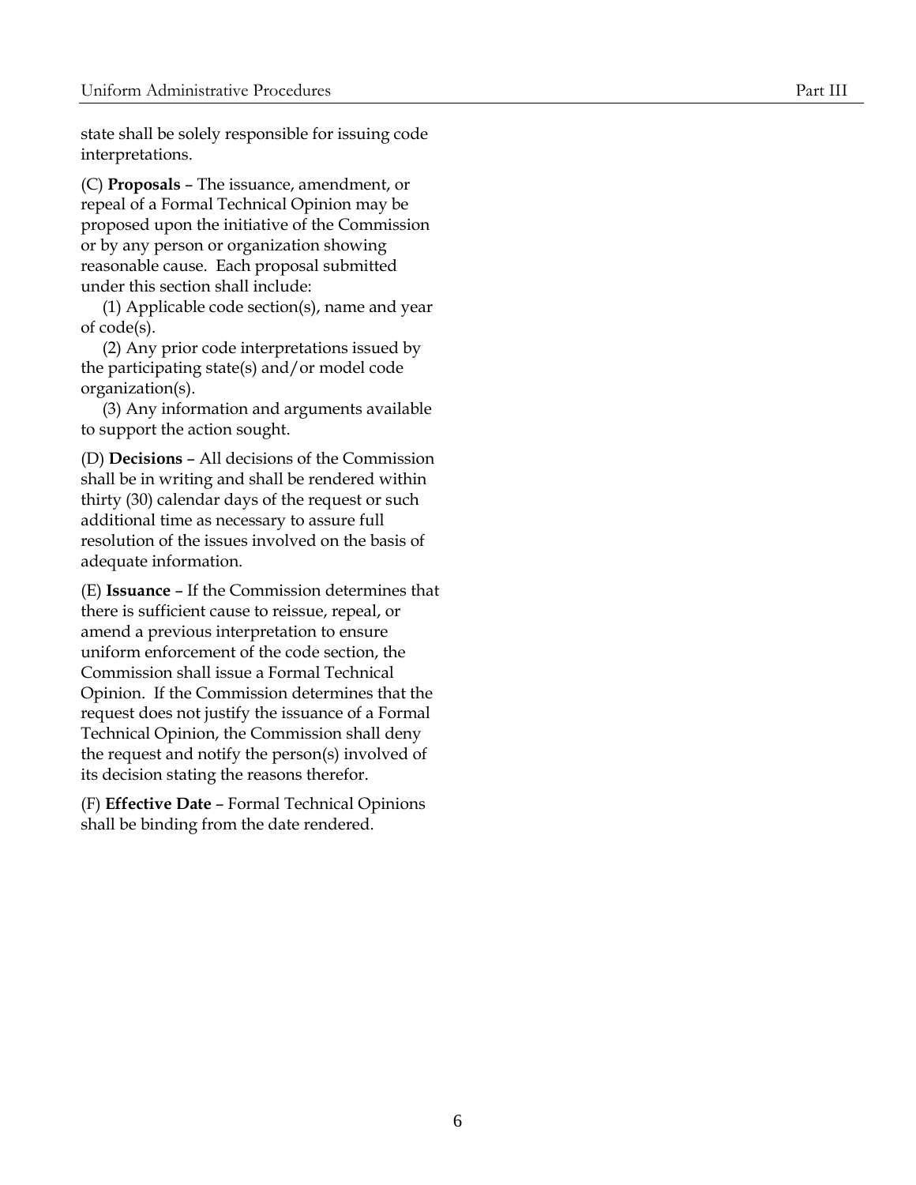state shall be solely responsible for issuing code interpretations.

(C) **Proposals** – The issuance, amendment, or repeal of a Formal Technical Opinion may be proposed upon the initiative of the Commission or by any person or organization showing reasonable cause. Each proposal submitted under this section shall include:

(1) Applicable code section(s), name and year of code(s).

(2) Any prior code interpretations issued by the participating state(s) and/or model code organization(s).

(3) Any information and arguments available to support the action sought.

(D) **Decisions** – All decisions of the Commission shall be in writing and shall be rendered within thirty (30) calendar days of the request or such additional time as necessary to assure full resolution of the issues involved on the basis of adequate information.

(E) **Issuance** – If the Commission determines that there is sufficient cause to reissue, repeal, or amend a previous interpretation to ensure uniform enforcement of the code section, the Commission shall issue a Formal Technical Opinion. If the Commission determines that the request does not justify the issuance of a Formal Technical Opinion, the Commission shall deny the request and notify the person(s) involved of its decision stating the reasons therefor.

(F) **Effective Date** – Formal Technical Opinions shall be binding from the date rendered.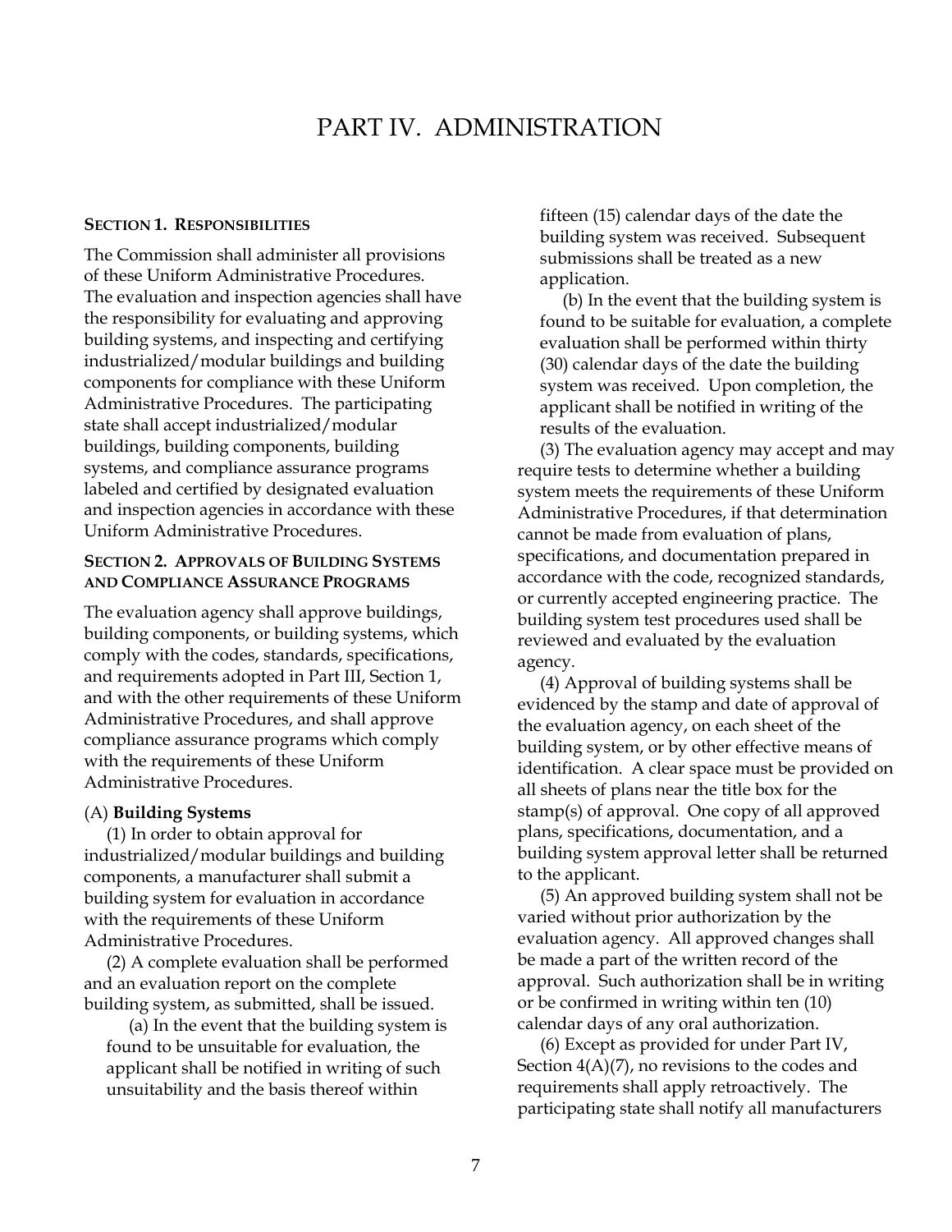# PART IV. ADMINISTRATION

**SECTION 1. RESPONSIBILITIES**

The Commission shall administer all provisions of these Uniform Administrative Procedures. The evaluation and inspection agencies shall have the responsibility for evaluating and approving building systems, and inspecting and certifying industrialized/modular buildings and building components for compliance with these Uniform Administrative Procedures. The participating state shall accept industrialized/modular buildings, building components, building systems, and compliance assurance programs labeled and certified by designated evaluation and inspection agencies in accordance with these Uniform Administrative Procedures.

**SECTION 2. APPROVALS OF BUILDING SYSTEMS AND COMPLIANCE ASSURANCE PROGRAMS**

The evaluation agency shall approve buildings, building components, or building systems, which comply with the codes, standards, specifications, and requirements adopted in Part III, Section 1, and with the other requirements of these Uniform Administrative Procedures, and shall approve compliance assurance programs which comply with the requirements of these Uniform Administrative Procedures.

(A) **Building Systems**

(1) In order to obtain approval for industrialized/modular buildings and building components, a manufacturer shall submit a building system for evaluation in accordance with the requirements of these Uniform Administrative Procedures.

(2) A complete evaluation shall be performed and an evaluation report on the complete building system, as submitted, shall be issued.

(a) In the event that the building system is found to be unsuitable for evaluation, the applicant shall be notified in writing of such unsuitability and the basis thereof within fifteen (15) calendar days of the date the building system was received. Subsequent submissions shall be treated as a new application.

(b) In the event that the building system is found to be suitable for evaluation, a complete evaluation shall be performed within thirty (30) calendar days of the date the building system was received. Upon completion, the applicant shall be notified in writing of the results of the evaluation.

(3) The evaluation agency may accept and may require tests to determine whether a building system meets the requirements of these Uniform Administrative Procedures, if that determination cannot be made from evaluation of plans, specifications, and documentation prepared in accordance with the code, recognized standards, or currently accepted engineering practice. The building system test procedures used shall be reviewed and evaluated by the evaluation agency.

(4) Approval of building systems shall be evidenced by the stamp and date of approval of the evaluation agency, on each sheet of the building system, or by other effective means of identification. A clear space must be provided on all sheets of plans near the title box for the stamp(s) of approval. One copy of all approved plans, specifications, documentation, and a building system approval letter shall be returned to the applicant.

(5) An approved building system shall not be varied without prior authorization by the evaluation agency. All approved changes shall be made a part of the written record of the approval. Such authorization shall be in writing or be confirmed in writing within ten (10) calendar days of any oral authorization.

(6) Except as provided for under Part IV, Section 4(A)(7), no revisions to the codes and requirements shall apply retroactively. The participating state shall notify all manufacturers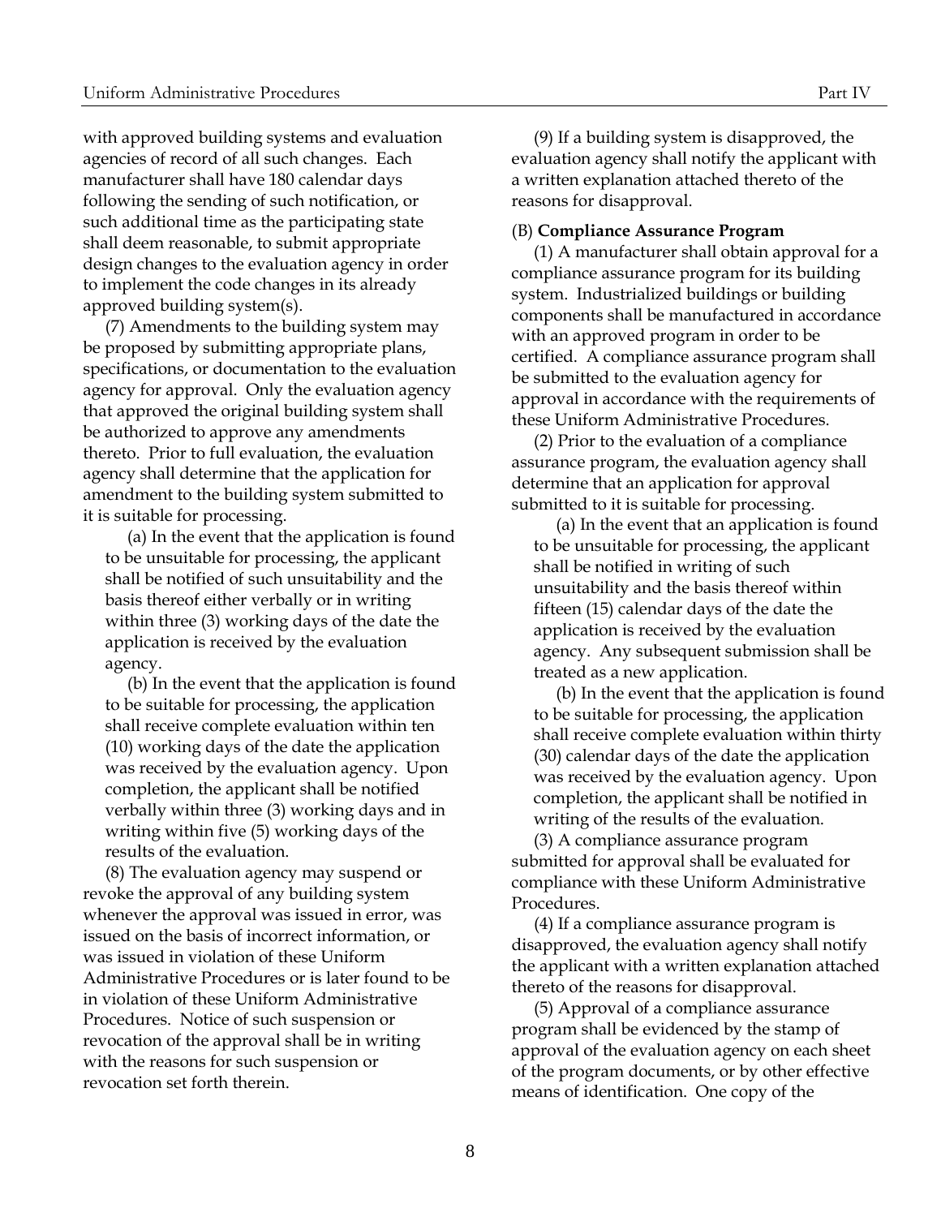with approved building systems and evaluation agencies of record of all such changes. Each manufacturer shall have 180 calendar days following the sending of such notification, or such additional time as the participating state shall deem reasonable, to submit appropriate design changes to the evaluation agency in order to implement the code changes in its already approved building system(s).

(7) Amendments to the building system may be proposed by submitting appropriate plans, specifications, or documentation to the evaluation agency for approval. Only the evaluation agency that approved the original building system shall be authorized to approve any amendments thereto. Prior to full evaluation, the evaluation agency shall determine that the application for amendment to the building system submitted to it is suitable for processing.

(a) In the event that the application is found to be unsuitable for processing, the applicant shall be notified of such unsuitability and the basis thereof either verbally or in writing within three (3) working days of the date the application is received by the evaluation agency.

(b) In the event that the application is found to be suitable for processing, the application shall receive complete evaluation within ten (10) working days of the date the application was received by the evaluation agency. Upon completion, the applicant shall be notified verbally within three (3) working days and in writing within five (5) working days of the results of the evaluation.

(8) The evaluation agency may suspend or revoke the approval of any building system whenever the approval was issued in error, was issued on the basis of incorrect information, or was issued in violation of these Uniform Administrative Procedures or is later found to be in violation of these Uniform Administrative Procedures. Notice of such suspension or revocation of the approval shall be in writing with the reasons for such suspension or revocation set forth therein.

(9) If a building system is disapproved, the evaluation agency shall notify the applicant with a written explanation attached thereto of the reasons for disapproval.

(B) **Compliance Assurance Program**

(1) A manufacturer shall obtain approval for a compliance assurance program for its building system. Industrialized buildings or building components shall be manufactured in accordance with an approved program in order to be certified. A compliance assurance program shall be submitted to the evaluation agency for approval in accordance with the requirements of these Uniform Administrative Procedures.

(2) Prior to the evaluation of a compliance assurance program, the evaluation agency shall determine that an application for approval submitted to it is suitable for processing.

(a) In the event that an application is found to be unsuitable for processing, the applicant shall be notified in writing of such unsuitability and the basis thereof within fifteen (15) calendar days of the date the application is received by the evaluation agency. Any subsequent submission shall be treated as a new application.

(b) In the event that the application is found to be suitable for processing, the application shall receive complete evaluation within thirty (30) calendar days of the date the application was received by the evaluation agency. Upon completion, the applicant shall be notified in writing of the results of the evaluation.

(3) A compliance assurance program submitted for approval shall be evaluated for compliance with these Uniform Administrative Procedures.

(4) If a compliance assurance program is disapproved, the evaluation agency shall notify the applicant with a written explanation attached thereto of the reasons for disapproval.

(5) Approval of a compliance assurance program shall be evidenced by the stamp of approval of the evaluation agency on each sheet of the program documents, or by other effective means of identification. One copy of the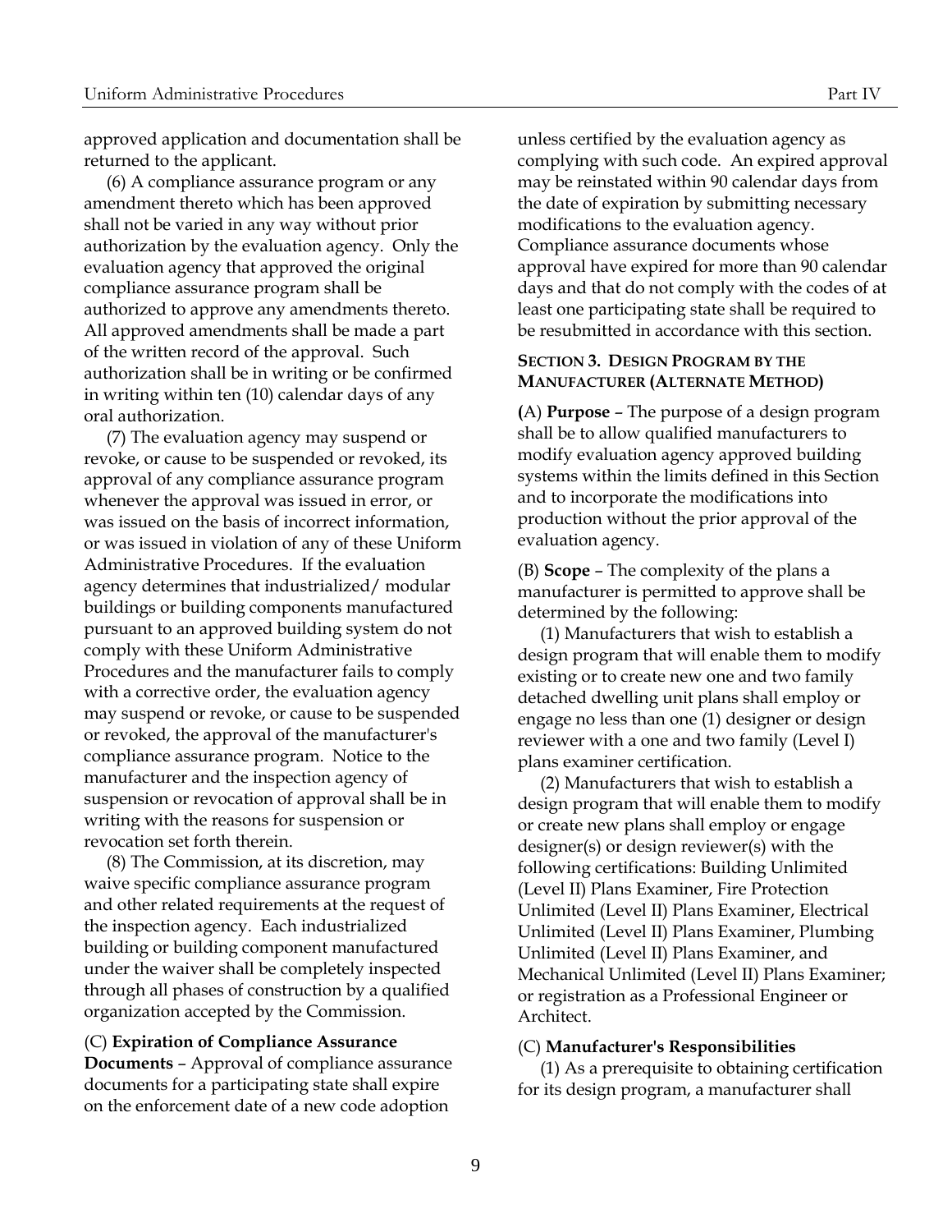approved application and documentation shall be returned to the applicant.

(6) A compliance assurance program or any amendment thereto which has been approved shall not be varied in any way without prior authorization by the evaluation agency. Only the evaluation agency that approved the original compliance assurance program shall be authorized to approve any amendments thereto. All approved amendments shall be made a part of the written record of the approval. Such authorization shall be in writing or be confirmed in writing within ten (10) calendar days of any oral authorization.

(7) The evaluation agency may suspend or revoke, or cause to be suspended or revoked, its approval of any compliance assurance program whenever the approval was issued in error, or was issued on the basis of incorrect information, or was issued in violation of any of these Uniform Administrative Procedures. If the evaluation agency determines that industrialized/ modular buildings or building components manufactured pursuant to an approved building system do not comply with these Uniform Administrative Procedures and the manufacturer fails to comply with a corrective order, the evaluation agency may suspend or revoke, or cause to be suspended or revoked, the approval of the manufacturer's compliance assurance program. Notice to the manufacturer and the inspection agency of suspension or revocation of approval shall be in writing with the reasons for suspension or revocation set forth therein.

(8) The Commission, at its discretion, may waive specific compliance assurance program and other related requirements at the request of the inspection agency. Each industrialized building or building component manufactured under the waiver shall be completely inspected through all phases of construction by a qualified organization accepted by the Commission.

(C) **Expiration of Compliance Assurance Documents** – Approval of compliance assurance documents for a participating state shall expire on the enforcement date of a new code adoption unless certified by the evaluation agency as complying with such code. An expired approval may be reinstated within 90 calendar days from the date of expiration by submitting necessary modifications to the evaluation agency. Compliance assurance documents whose approval have expired for more than 90 calendar days and that do not comply with the codes of at least one participating state shall be required to be resubmitted in accordance with this section.

### SECTION 3. DESIGN PROGRAM BY THE MANUFACTURER (ALTERNATE METHOD)

**(**A) **Purpose** – The purpose of a design program shall be to allow qualified manufacturers to modify evaluation agency approved building systems within the limits defined in this Section and to incorporate the modifications into production without the prior approval of the evaluation agency.

(B) **Scope** – The complexity of the plans a manufacturer is permitted to approve shall be determined by the following:

(1) Manufacturers that wish to establish a design program that will enable them to modify existing or to create new one and two family detached dwelling unit plans shall employ or engage no less than one (1) designer or design reviewer with a one and two family (Level I) plans examiner certification.

(2) Manufacturers that wish to establish a design program that will enable them to modify or create new plans shall employ or engage designer(s) or design reviewer(s) with the following certifications: Building Unlimited (Level II) Plans Examiner, Fire Protection Unlimited (Level II) Plans Examiner, Electrical Unlimited (Level II) Plans Examiner, Plumbing Unlimited (Level II) Plans Examiner, and Mechanical Unlimited (Level II) Plans Examiner; or registration as a Professional Engineer or Architect.

(C) **Manufacturer's Responsibilities**

(1) As a prerequisite to obtaining certification for its design program, a manufacturer shall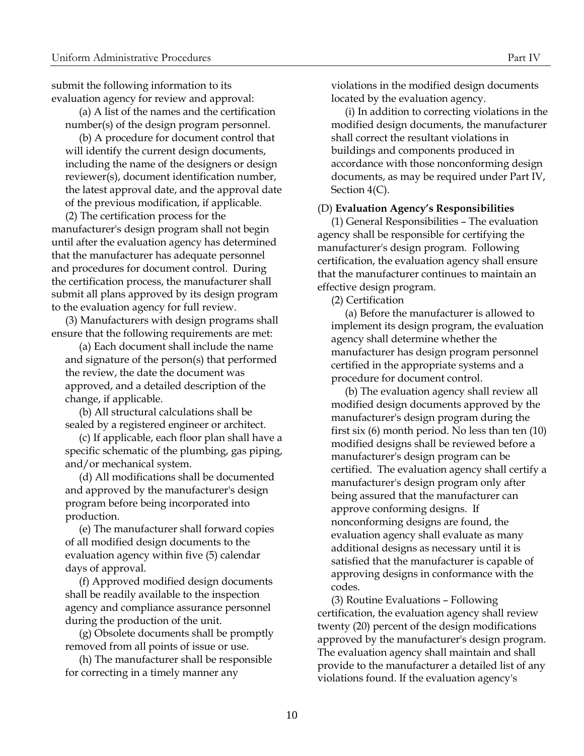submit the following information to its evaluation agency for review and approval:

(a) A list of the names and the certification number(s) of the design program personnel.

(b) A procedure for document control that will identify the current design documents, including the name of the designers or design reviewer(s), document identification number, the latest approval date, and the approval date of the previous modification, if applicable.

(2) The certification process for the manufacturer's design program shall not begin until after the evaluation agency has determined that the manufacturer has adequate personnel and procedures for document control. During the certification process, the manufacturer shall submit all plans approved by its design program to the evaluation agency for full review.

(3) Manufacturers with design programs shall ensure that the following requirements are met:

(a) Each document shall include the name and signature of the person(s) that performed the review, the date the document was approved, and a detailed description of the change, if applicable.

(b) All structural calculations shall be sealed by a registered engineer or architect.

(c) If applicable, each floor plan shall have a specific schematic of the plumbing, gas piping, and/or mechanical system.

(d) All modifications shall be documented and approved by the manufacturer's design program before being incorporated into production.

(e) The manufacturer shall forward copies of all modified design documents to the evaluation agency within five (5) calendar days of approval.

(f) Approved modified design documents shall be readily available to the inspection agency and compliance assurance personnel during the production of the unit.

(g) Obsolete documents shall be promptly removed from all points of issue or use.

(h) The manufacturer shall be responsible for correcting in a timely manner any violations in the modified design documents located by the evaluation agency.

(i) In addition to correcting violations in the modified design documents, the manufacturer shall correct the resultant violations in buildings and components produced in accordance with those nonconforming design documents, as may be required under Part IV, Section 4(C).

(D) **Evaluation Agency's Responsibilities**

(1) General Responsibilities – The evaluation agency shall be responsible for certifying the manufacturer's design program. Following certification, the evaluation agency shall ensure that the manufacturer continues to maintain an effective design program.

(2) Certification

(a) Before the manufacturer is allowed to implement its design program, the evaluation agency shall determine whether the manufacturer has design program personnel certified in the appropriate systems and a procedure for document control.

(b) The evaluation agency shall review all modified design documents approved by the manufacturer's design program during the first six (6) month period. No less than ten (10) modified designs shall be reviewed before a manufacturer's design program can be certified. The evaluation agency shall certify a manufacturer's design program only after being assured that the manufacturer can approve conforming designs. If nonconforming designs are found, the evaluation agency shall evaluate as many additional designs as necessary until it is satisfied that the manufacturer is capable of approving designs in conformance with the codes.

(3) Routine Evaluations – Following certification, the evaluation agency shall review twenty (20) percent of the design modifications approved by the manufacturer's design program. The evaluation agency shall maintain and shall provide to the manufacturer a detailed list of any violations found. If the evaluation agency's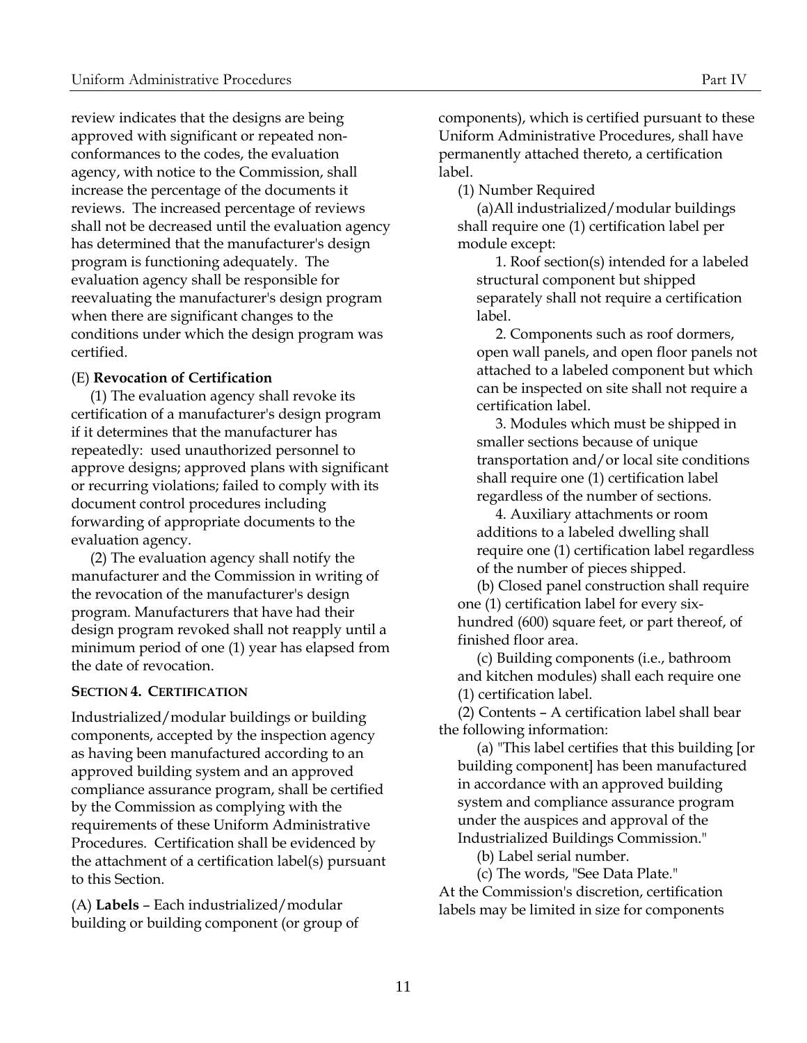review indicates that the designs are being approved with significant or repeated non-conformances to the codes, the evaluation agency, with notice to the Commission, shall increase the percentage of the documents it reviews. The increased percentage of reviews shall not be decreased until the evaluation agency has determined that the manufacturer's design program is functioning adequately. The evaluation agency shall be responsible for reevaluating the manufacturer's design program when there are significant changes to the conditions under which the design program was certified.

(E) **Revocation of Certification**

(1) The evaluation agency shall revoke its certification of a manufacturer's design program if it determines that the manufacturer has repeatedly: used unauthorized personnel to approve designs; approved plans with significant or recurring violations; failed to comply with its document control procedures including forwarding of appropriate documents to the evaluation agency.

(2) The evaluation agency shall notify the manufacturer and the Commission in writing of the revocation of the manufacturer's design program. Manufacturers that have had their design program revoked shall not reapply until a minimum period of one (1) year has elapsed from the date of revocation.

## SECTION 4. CERTIFICATION

Industrialized/modular buildings or building components, accepted by the inspection agency as having been manufactured according to an approved building system and an approved compliance assurance program, shall be certified by the Commission as complying with the requirements of these Uniform Administrative Procedures. Certification shall be evidenced by the attachment of a certification label(s) pursuant to this Section.

(A) **Labels** – Each industrialized/modular building or building component (or group of components), which is certified pursuant to these Uniform Administrative Procedures, shall have permanently attached thereto, a certification label.

(1) Number Required

(a)All industrialized/modular buildings shall require one (1) certification label per module except:

1. Roof section(s) intended for a labeled structural component but shipped separately shall not require a certification label.

2. Components such as roof dormers, open wall panels, and open floor panels not attached to a labeled component but which can be inspected on site shall not require a certification label.

3. Modules which must be shipped in smaller sections because of unique transportation and/or local site conditions shall require one (1) certification label regardless of the number of sections.

4. Auxiliary attachments or room additions to a labeled dwelling shall require one (1) certification label regardless of the number of pieces shipped.

(b) Closed panel construction shall require one (1) certification label for every six-hundred (600) square feet, or part thereof, of finished floor area.

(c) Building components (i.e., bathroom and kitchen modules) shall each require one (1) certification label.

(2) Contents – A certification label shall bear the following information:

(a) "This label certifies that this building [or building component] has been manufactured in accordance with an approved building system and compliance assurance program under the auspices and approval of the Industrialized Buildings Commission."

(b) Label serial number.

(c) The words, "See Data Plate."

At the Commission's discretion, certification labels may be limited in size for components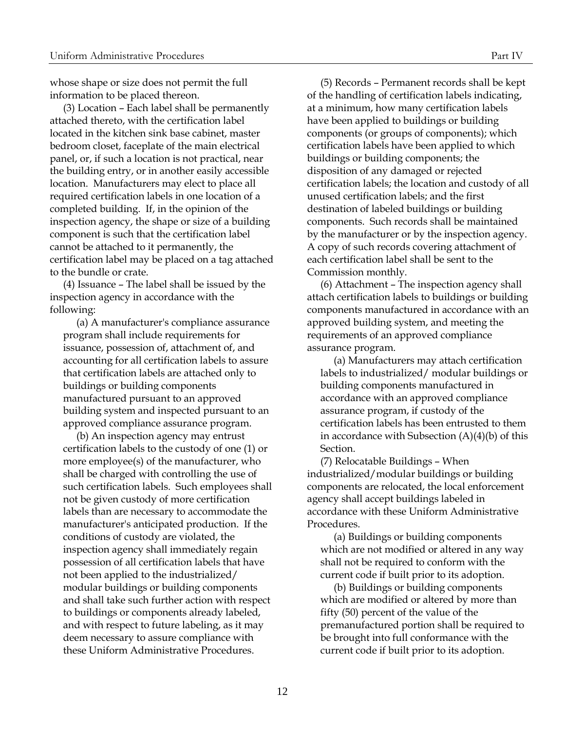whose shape or size does not permit the full information to be placed thereon.

(3) Location – Each label shall be permanently attached thereto, with the certification label located in the kitchen sink base cabinet, master bedroom closet, faceplate of the main electrical panel, or, if such a location is not practical, near the building entry, or in another easily accessible location. Manufacturers may elect to place all required certification labels in one location of a completed building. If, in the opinion of the inspection agency, the shape or size of a building component is such that the certification label cannot be attached to it permanently, the certification label may be placed on a tag attached to the bundle or crate.

(4) Issuance – The label shall be issued by the inspection agency in accordance with the following:

(a) A manufacturer's compliance assurance program shall include requirements for issuance, possession of, attachment of, and accounting for all certification labels to assure that certification labels are attached only to buildings or building components manufactured pursuant to an approved building system and inspected pursuant to an approved compliance assurance program.

(b) An inspection agency may entrust certification labels to the custody of one (1) or more employee(s) of the manufacturer, who shall be charged with controlling the use of such certification labels. Such employees shall not be given custody of more certification labels than are necessary to accommodate the manufacturer's anticipated production. If the conditions of custody are violated, the inspection agency shall immediately regain possession of all certification labels that have not been applied to the industrialized/ modular buildings or building components and shall take such further action with respect to buildings or components already labeled, and with respect to future labeling, as it may deem necessary to assure compliance with these Uniform Administrative Procedures.

(5) Records – Permanent records shall be kept of the handling of certification labels indicating, at a minimum, how many certification labels have been applied to buildings or building components (or groups of components); which certification labels have been applied to which buildings or building components; the disposition of any damaged or rejected certification labels; the location and custody of all unused certification labels; and the first destination of labeled buildings or building components. Such records shall be maintained by the manufacturer or by the inspection agency. A copy of such records covering attachment of each certification label shall be sent to the Commission monthly.

(6) Attachment – The inspection agency shall attach certification labels to buildings or building components manufactured in accordance with an approved building system, and meeting the requirements of an approved compliance assurance program.

(a) Manufacturers may attach certification labels to industrialized/ modular buildings or building components manufactured in accordance with an approved compliance assurance program, if custody of the certification labels has been entrusted to them in accordance with Subsection (A)(4)(b) of this Section.

(7) Relocatable Buildings – When industrialized/modular buildings or building components are relocated, the local enforcement agency shall accept buildings labeled in accordance with these Uniform Administrative Procedures.

(a) Buildings or building components which are not modified or altered in any way shall not be required to conform with the current code if built prior to its adoption.

(b) Buildings or building components which are modified or altered by more than fifty (50) percent of the value of the premanufactured portion shall be required to be brought into full conformance with the current code if built prior to its adoption.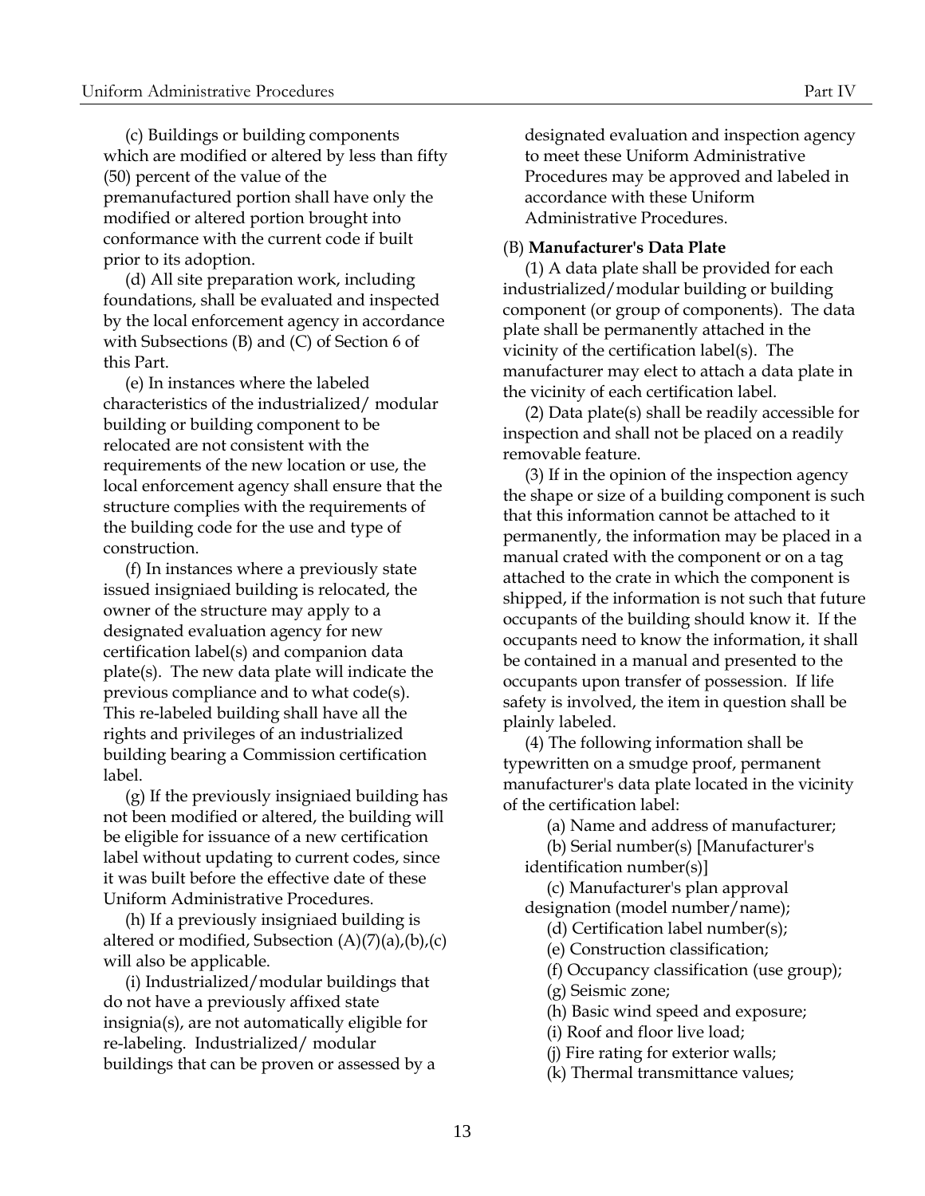(c) Buildings or building components which are modified or altered by less than fifty (50) percent of the value of the premanufactured portion shall have only the modified or altered portion brought into conformance with the current code if built prior to its adoption.

(d) All site preparation work, including foundations, shall be evaluated and inspected by the local enforcement agency in accordance with Subsections (B) and (C) of Section 6 of this Part.

(e) In instances where the labeled characteristics of the industrialized/ modular building or building component to be relocated are not consistent with the requirements of the new location or use, the local enforcement agency shall ensure that the structure complies with the requirements of the building code for the use and type of construction.

(f) In instances where a previously state issued insigniaed building is relocated, the owner of the structure may apply to a designated evaluation agency for new certification label(s) and companion data plate(s). The new data plate will indicate the previous compliance and to what code(s). This re-labeled building shall have all the rights and privileges of an industrialized building bearing a Commission certification label.

(g) If the previously insigniaed building has not been modified or altered, the building will be eligible for issuance of a new certification label without updating to current codes, since it was built before the effective date of these Uniform Administrative Procedures.

(h) If a previously insigniaed building is altered or modified, Subsection (A)(7)(a),(b),(c) will also be applicable.

(i) Industrialized/modular buildings that do not have a previously affixed state insignia(s), are not automatically eligible for re-labeling. Industrialized/ modular buildings that can be proven or assessed by a designated evaluation and inspection agency to meet these Uniform Administrative Procedures may be approved and labeled in accordance with these Uniform Administrative Procedures.

(B) **Manufacturer's Data Plate**

(1) A data plate shall be provided for each industrialized/modular building or building component (or group of components). The data plate shall be permanently attached in the vicinity of the certification label(s). The manufacturer may elect to attach a data plate in the vicinity of each certification label.

(2) Data plate(s) shall be readily accessible for inspection and shall not be placed on a readily removable feature.

(3) If in the opinion of the inspection agency the shape or size of a building component is such that this information cannot be attached to it permanently, the information may be placed in a manual crated with the component or on a tag attached to the crate in which the component is shipped, if the information is not such that future occupants of the building should know it. If the occupants need to know the information, it shall be contained in a manual and presented to the occupants upon transfer of possession. If life safety is involved, the item in question shall be plainly labeled.

(4) The following information shall be typewritten on a smudge proof, permanent manufacturer's data plate located in the vicinity of the certification label:

(a) Name and address of manufacturer;

(b) Serial number(s) [Manufacturer's identification number(s)]

(c) Manufacturer's plan approval designation (model number/name);

(d) Certification label number(s);

(e) Construction classification;

(f) Occupancy classification (use group);

(g) Seismic zone;

(h) Basic wind speed and exposure;

(i) Roof and floor live load;

(j) Fire rating for exterior walls;

(k) Thermal transmittance values;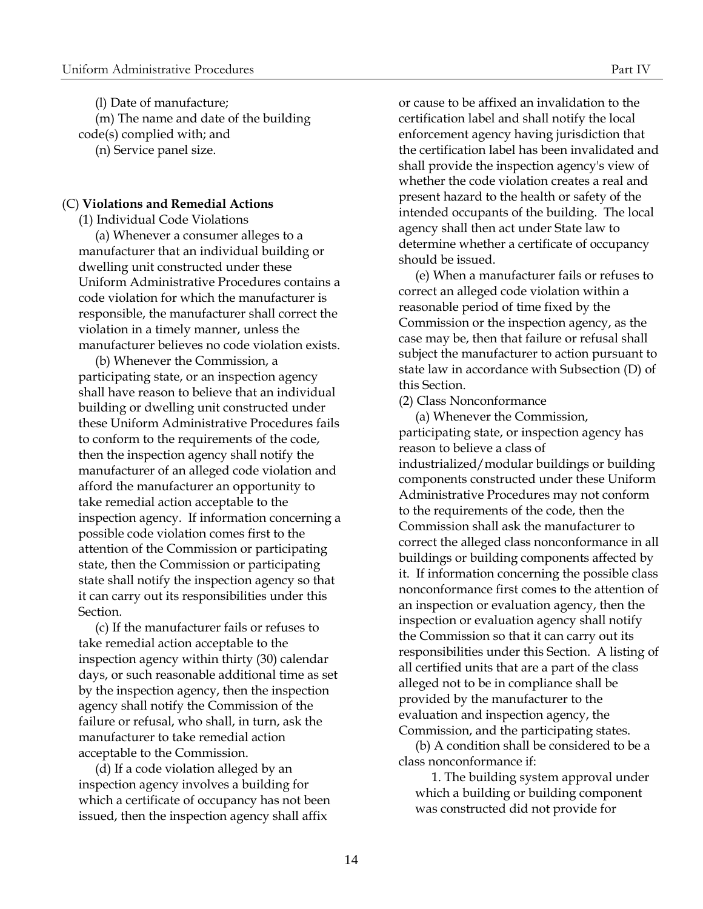(l) Date of manufacture;

(m) The name and date of the building code(s) complied with; and

(n) Service panel size.

(C) **Violations and Remedial Actions**

(1) Individual Code Violations

(a) Whenever a consumer alleges to a manufacturer that an individual building or dwelling unit constructed under these Uniform Administrative Procedures contains a code violation for which the manufacturer is responsible, the manufacturer shall correct the violation in a timely manner, unless the manufacturer believes no code violation exists.

(b) Whenever the Commission, a participating state, or an inspection agency shall have reason to believe that an individual building or dwelling unit constructed under these Uniform Administrative Procedures fails to conform to the requirements of the code, then the inspection agency shall notify the manufacturer of an alleged code violation and afford the manufacturer an opportunity to take remedial action acceptable to the inspection agency. If information concerning a possible code violation comes first to the attention of the Commission or participating state, then the Commission or participating state shall notify the inspection agency so that it can carry out its responsibilities under this Section.

(c) If the manufacturer fails or refuses to take remedial action acceptable to the inspection agency within thirty (30) calendar days, or such reasonable additional time as set by the inspection agency, then the inspection agency shall notify the Commission of the failure or refusal, who shall, in turn, ask the manufacturer to take remedial action acceptable to the Commission.

(d) If a code violation alleged by an inspection agency involves a building for which a certificate of occupancy has not been issued, then the inspection agency shall affix or cause to be affixed an invalidation to the certification label and shall notify the local enforcement agency having jurisdiction that the certification label has been invalidated and shall provide the inspection agency's view of whether the code violation creates a real and present hazard to the health or safety of the intended occupants of the building. The local agency shall then act under State law to determine whether a certificate of occupancy should be issued.

(e) When a manufacturer fails or refuses to correct an alleged code violation within a reasonable period of time fixed by the Commission or the inspection agency, as the case may be, then that failure or refusal shall subject the manufacturer to action pursuant to state law in accordance with Subsection (D) of this Section.

(2) Class Nonconformance

(a) Whenever the Commission, participating state, or inspection agency has reason to believe a class of industrialized/modular buildings or building components constructed under these Uniform Administrative Procedures may not conform to the requirements of the code, then the Commission shall ask the manufacturer to correct the alleged class nonconformance in all buildings or building components affected by it. If information concerning the possible class nonconformance first comes to the attention of an inspection or evaluation agency, then the inspection or evaluation agency shall notify the Commission so that it can carry out its responsibilities under this Section. A listing of all certified units that are a part of the class alleged not to be in compliance shall be provided by the manufacturer to the evaluation and inspection agency, the Commission, and the participating states.

(b) A condition shall be considered to be a class nonconformance if:

1. The building system approval under which a building or building component was constructed did not provide for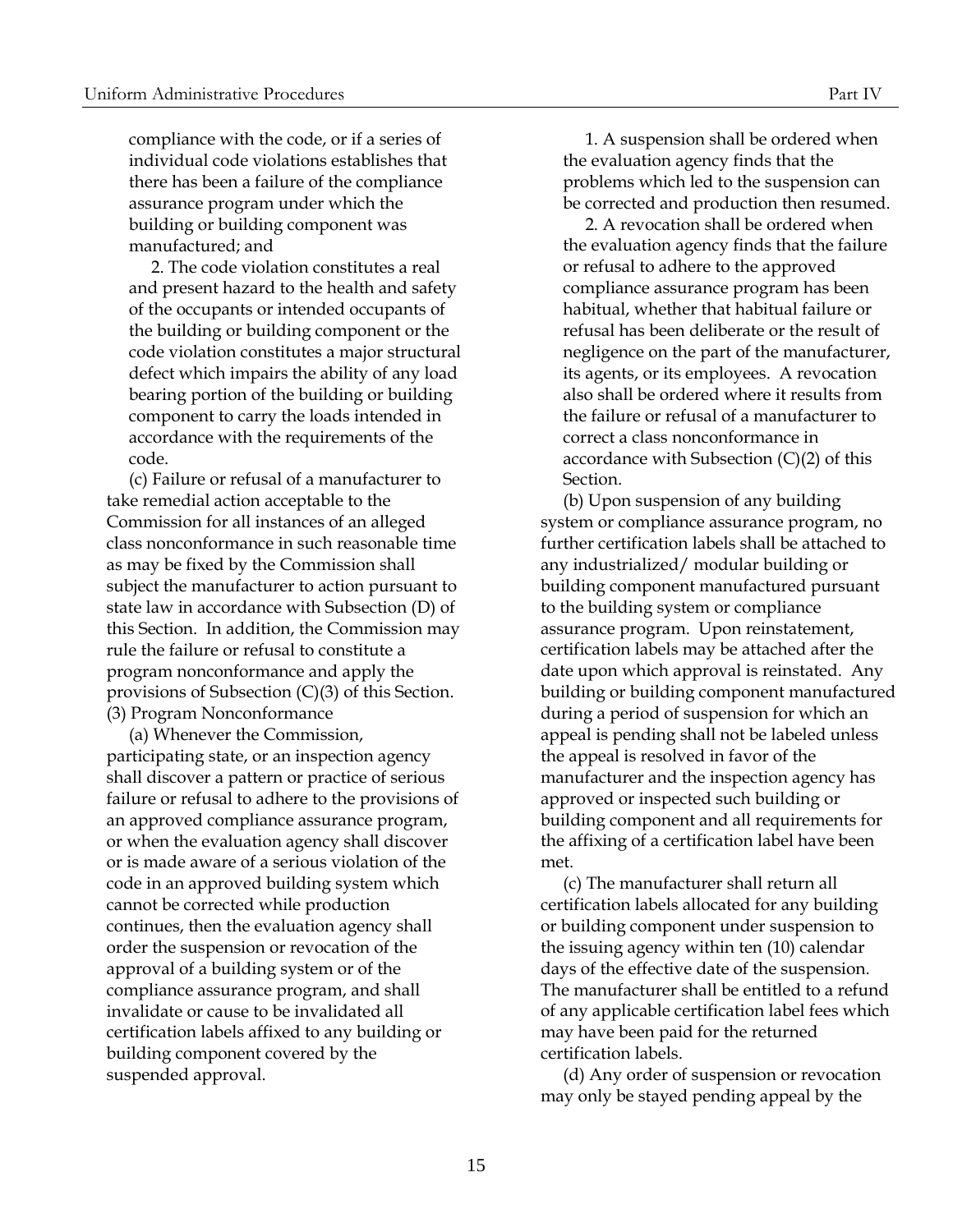compliance with the code, or if a series of individual code violations establishes that there has been a failure of the compliance assurance program under which the building or building component was manufactured; and

2. The code violation constitutes a real and present hazard to the health and safety of the occupants or intended occupants of the building or building component or the code violation constitutes a major structural defect which impairs the ability of any load bearing portion of the building or building component to carry the loads intended in accordance with the requirements of the code.

(c) Failure or refusal of a manufacturer to take remedial action acceptable to the Commission for all instances of an alleged class nonconformance in such reasonable time as may be fixed by the Commission shall subject the manufacturer to action pursuant to state law in accordance with Subsection (D) of this Section. In addition, the Commission may rule the failure or refusal to constitute a program nonconformance and apply the provisions of Subsection (C)(3) of this Section.

(3) Program Nonconformance

(a) Whenever the Commission, participating state, or an inspection agency shall discover a pattern or practice of serious failure or refusal to adhere to the provisions of an approved compliance assurance program, or when the evaluation agency shall discover or is made aware of a serious violation of the code in an approved building system which cannot be corrected while production continues, then the evaluation agency shall order the suspension or revocation of the approval of a building system or of the compliance assurance program, and shall invalidate or cause to be invalidated all certification labels affixed to any building or building component covered by the suspended approval.

1. A suspension shall be ordered when the evaluation agency finds that the problems which led to the suspension can be corrected and production then resumed.

2. A revocation shall be ordered when the evaluation agency finds that the failure or refusal to adhere to the approved compliance assurance program has been habitual, whether that habitual failure or refusal has been deliberate or the result of negligence on the part of the manufacturer, its agents, or its employees. A revocation also shall be ordered where it results from the failure or refusal of a manufacturer to correct a class nonconformance in accordance with Subsection (C)(2) of this Section.

(b) Upon suspension of any building system or compliance assurance program, no further certification labels shall be attached to any industrialized/ modular building or building component manufactured pursuant to the building system or compliance assurance program. Upon reinstatement, certification labels may be attached after the date upon which approval is reinstated. Any building or building component manufactured during a period of suspension for which an appeal is pending shall not be labeled unless the appeal is resolved in favor of the manufacturer and the inspection agency has approved or inspected such building or building component and all requirements for the affixing of a certification label have been met.

(c) The manufacturer shall return all certification labels allocated for any building or building component under suspension to the issuing agency within ten (10) calendar days of the effective date of the suspension. The manufacturer shall be entitled to a refund of any applicable certification label fees which may have been paid for the returned certification labels.

(d) Any order of suspension or revocation may only be stayed pending appeal by the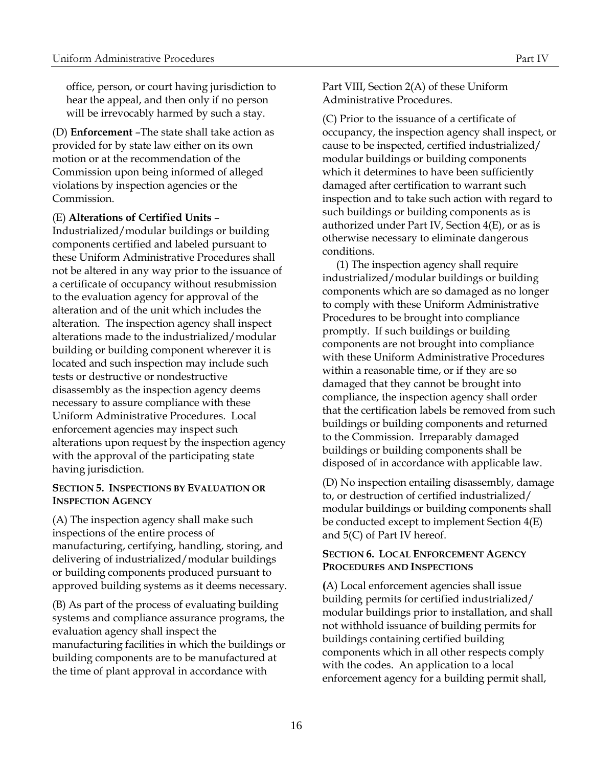office, person, or court having jurisdiction to hear the appeal, and then only if no person will be irrevocably harmed by such a stay.

(D) **Enforcement** –The state shall take action as provided for by state law either on its own motion or at the recommendation of the Commission upon being informed of alleged violations by inspection agencies or the Commission.

(E) **Alterations of Certified Units** – Industrialized/modular buildings or building components certified and labeled pursuant to these Uniform Administrative Procedures shall not be altered in any way prior to the issuance of a certificate of occupancy without resubmission to the evaluation agency for approval of the alteration and of the unit which includes the alteration. The inspection agency shall inspect alterations made to the industrialized/modular building or building component wherever it is located and such inspection may include such tests or destructive or nondestructive disassembly as the inspection agency deems necessary to assure compliance with these Uniform Administrative Procedures. Local enforcement agencies may inspect such alterations upon request by the inspection agency with the approval of the participating state having jurisdiction.

### SECTION 5. INSPECTIONS BY EVALUATION OR INSPECTION AGENCY

(A) The inspection agency shall make such inspections of the entire process of manufacturing, certifying, handling, storing, and delivering of industrialized/modular buildings or building components produced pursuant to approved building systems as it deems necessary.

(B) As part of the process of evaluating building systems and compliance assurance programs, the evaluation agency shall inspect the manufacturing facilities in which the buildings or building components are to be manufactured at the time of plant approval in accordance with Part VIII, Section 2(A) of these Uniform Administrative Procedures.

(C) Prior to the issuance of a certificate of occupancy, the inspection agency shall inspect, or cause to be inspected, certified industrialized/ modular buildings or building components which it determines to have been sufficiently damaged after certification to warrant such inspection and to take such action with regard to such buildings or building components as is authorized under Part IV, Section 4(E), or as is otherwise necessary to eliminate dangerous conditions.

(1) The inspection agency shall require industrialized/modular buildings or building components which are so damaged as no longer to comply with these Uniform Administrative Procedures to be brought into compliance promptly. If such buildings or building components are not brought into compliance with these Uniform Administrative Procedures within a reasonable time, or if they are so damaged that they cannot be brought into compliance, the inspection agency shall order that the certification labels be removed from such buildings or building components and returned to the Commission. Irreparably damaged buildings or building components shall be disposed of in accordance with applicable law.

(D) No inspection entailing disassembly, damage to, or destruction of certified industrialized/ modular buildings or building components shall be conducted except to implement Section 4(E) and 5(C) of Part IV hereof.

### SECTION 6. LOCAL ENFORCEMENT AGENCY PROCEDURES AND INSPECTIONS

(A) Local enforcement agencies shall issue building permits for certified industrialized/ modular buildings prior to installation, and shall not withhold issuance of building permits for buildings containing certified building components which in all other respects comply with the codes. An application to a local enforcement agency for a building permit shall,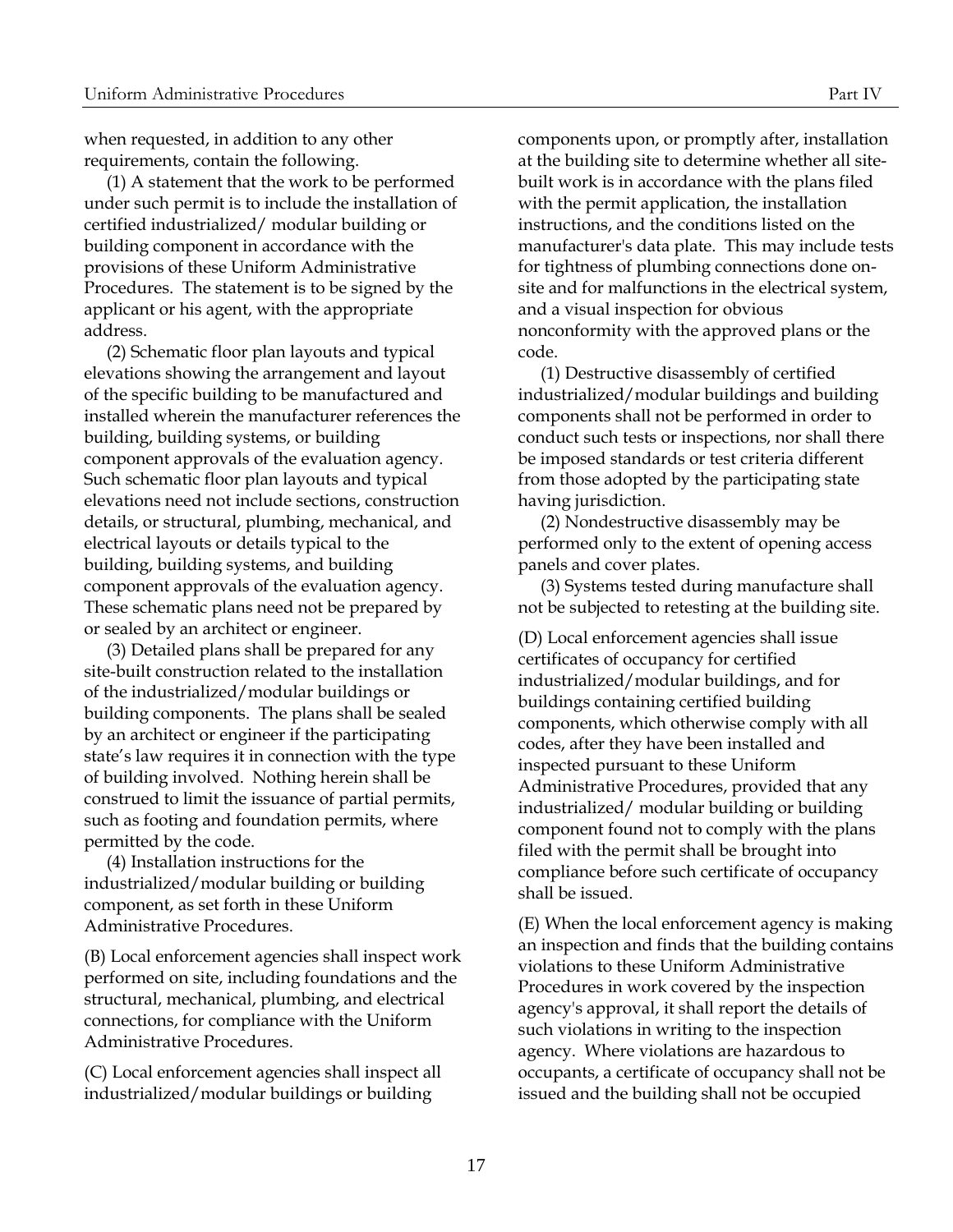when requested, in addition to any other requirements, contain the following.

(1) A statement that the work to be performed under such permit is to include the installation of certified industrialized/ modular building or building component in accordance with the provisions of these Uniform Administrative Procedures. The statement is to be signed by the applicant or his agent, with the appropriate address.

(2) Schematic floor plan layouts and typical elevations showing the arrangement and layout of the specific building to be manufactured and installed wherein the manufacturer references the building, building systems, or building component approvals of the evaluation agency. Such schematic floor plan layouts and typical elevations need not include sections, construction details, or structural, plumbing, mechanical, and electrical layouts or details typical to the building, building systems, and building component approvals of the evaluation agency. These schematic plans need not be prepared by or sealed by an architect or engineer.

(3) Detailed plans shall be prepared for any site-built construction related to the installation of the industrialized/modular buildings or building components. The plans shall be sealed by an architect or engineer if the participating state's law requires it in connection with the type of building involved. Nothing herein shall be construed to limit the issuance of partial permits, such as footing and foundation permits, where permitted by the code.

(4) Installation instructions for the industrialized/modular building or building component, as set forth in these Uniform Administrative Procedures.

(B) Local enforcement agencies shall inspect work performed on site, including foundations and the structural, mechanical, plumbing, and electrical connections, for compliance with the Uniform Administrative Procedures.

(C) Local enforcement agencies shall inspect all industrialized/modular buildings or building components upon, or promptly after, installation at the building site to determine whether all site-built work is in accordance with the plans filed with the permit application, the installation instructions, and the conditions listed on the manufacturer's data plate. This may include tests for tightness of plumbing connections done on-site and for malfunctions in the electrical system, and a visual inspection for obvious nonconformity with the approved plans or the code.

(1) Destructive disassembly of certified industrialized/modular buildings and building components shall not be performed in order to conduct such tests or inspections, nor shall there be imposed standards or test criteria different from those adopted by the participating state having jurisdiction.

(2) Nondestructive disassembly may be performed only to the extent of opening access panels and cover plates.

(3) Systems tested during manufacture shall not be subjected to retesting at the building site.

(D) Local enforcement agencies shall issue certificates of occupancy for certified industrialized/modular buildings, and for buildings containing certified building components, which otherwise comply with all codes, after they have been installed and inspected pursuant to these Uniform Administrative Procedures, provided that any industrialized/ modular building or building component found not to comply with the plans filed with the permit shall be brought into compliance before such certificate of occupancy shall be issued.

(E) When the local enforcement agency is making an inspection and finds that the building contains violations to these Uniform Administrative Procedures in work covered by the inspection agency's approval, it shall report the details of such violations in writing to the inspection agency. Where violations are hazardous to occupants, a certificate of occupancy shall not be issued and the building shall not be occupied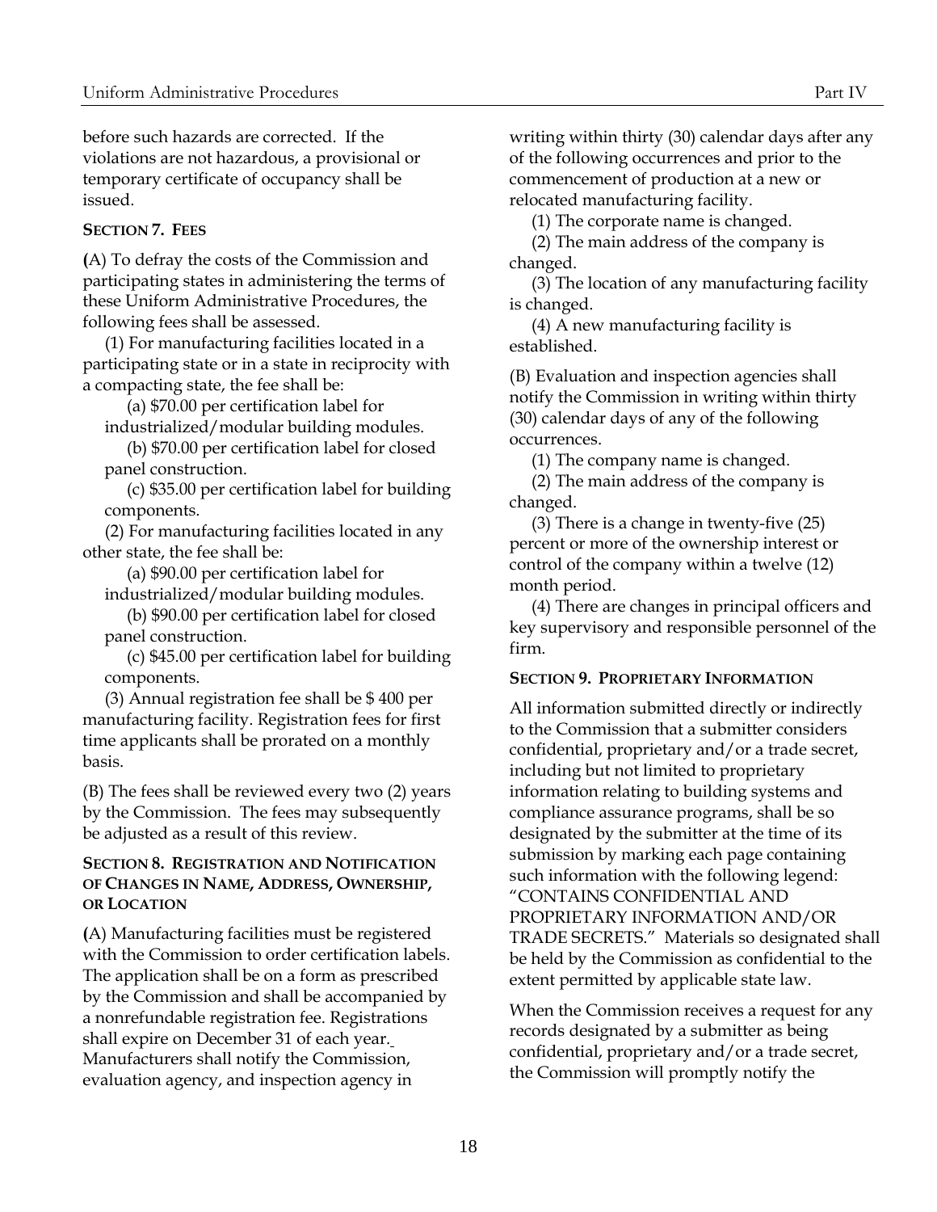before such hazards are corrected. If the violations are not hazardous, a provisional or temporary certificate of occupancy shall be issued.

**SECTION 7. FEES**

(A) To defray the costs of the Commission and participating states in administering the terms of these Uniform Administrative Procedures, the following fees shall be assessed.

(1) For manufacturing facilities located in a participating state or in a state in reciprocity with a compacting state, the fee shall be:

(a) $70.00 per certification label for industrialized/modular building modules.

(b) $70.00 per certification label for closed panel construction.

(c) $35.00 per certification label for building components.

(2) For manufacturing facilities located in any other state, the fee shall be:

(a) $90.00 per certification label for industrialized/modular building modules.

(b) $90.00 per certification label for closed panel construction.

(c) $45.00 per certification label for building components.

(3) Annual registration fee shall be $ 400 per manufacturing facility. Registration fees for first time applicants shall be prorated on a monthly basis.

(B) The fees shall be reviewed every two (2) years by the Commission. The fees may subsequently be adjusted as a result of this review.

**SECTION 8. REGISTRATION AND NOTIFICATION OF CHANGES IN NAME, ADDRESS, OWNERSHIP, OR LOCATION**

(A) Manufacturing facilities must be registered with the Commission to order certification labels. The application shall be on a form as prescribed by the Commission and shall be accompanied by a nonrefundable registration fee. Registrations shall expire on December 31 of each year. Manufacturers shall notify the Commission, evaluation agency, and inspection agency in writing within thirty (30) calendar days after any of the following occurrences and prior to the commencement of production at a new or relocated manufacturing facility.

(1) The corporate name is changed.

(2) The main address of the company is changed.

(3) The location of any manufacturing facility is changed.

(4) A new manufacturing facility is established.

(B) Evaluation and inspection agencies shall notify the Commission in writing within thirty (30) calendar days of any of the following occurrences.

(1) The company name is changed.

(2) The main address of the company is changed.

(3) There is a change in twenty-five (25) percent or more of the ownership interest or control of the company within a twelve (12) month period.

(4) There are changes in principal officers and key supervisory and responsible personnel of the firm.

**SECTION 9. PROPRIETARY INFORMATION**

All information submitted directly or indirectly to the Commission that a submitter considers confidential, proprietary and/or a trade secret, including but not limited to proprietary information relating to building systems and compliance assurance programs, shall be so designated by the submitter at the time of its submission by marking each page containing such information with the following legend: "CONTAINS CONFIDENTIAL AND PROPRIETARY INFORMATION AND/OR TRADE SECRETS." Materials so designated shall be held by the Commission as confidential to the extent permitted by applicable state law.

When the Commission receives a request for any records designated by a submitter as being confidential, proprietary and/or a trade secret, the Commission will promptly notify the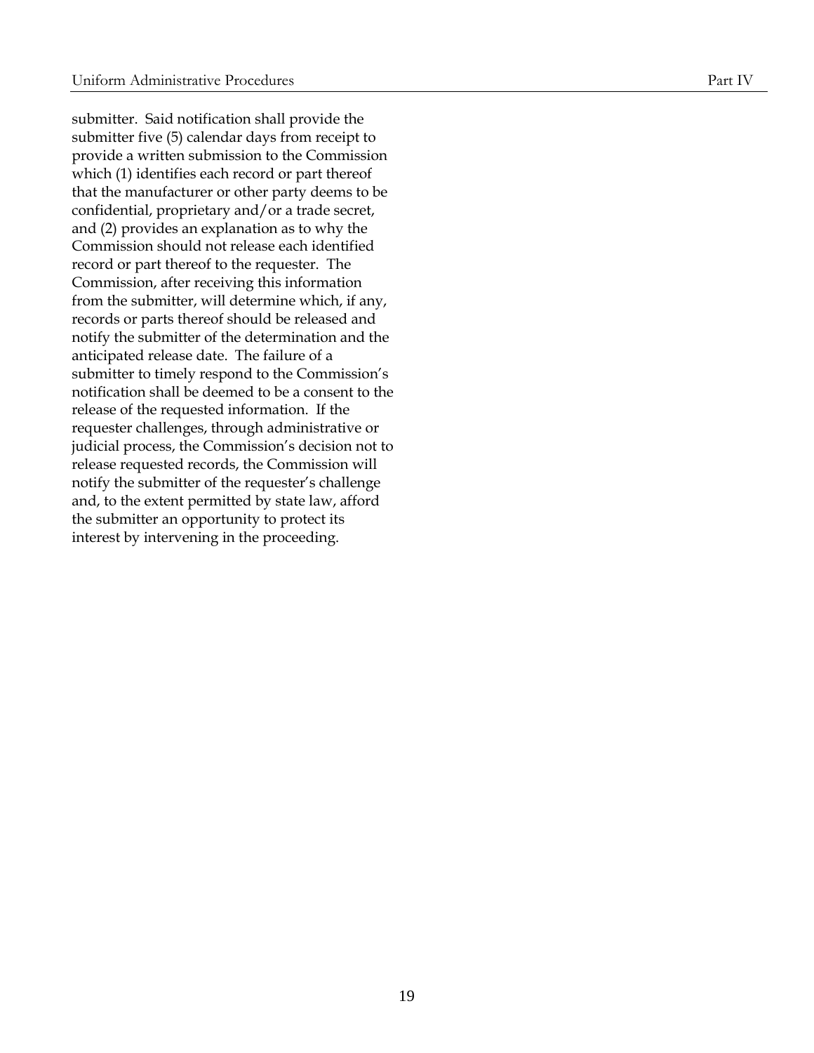submitter. Said notification shall provide the submitter five (5) calendar days from receipt to provide a written submission to the Commission which (1) identifies each record or part thereof that the manufacturer or other party deems to be confidential, proprietary and/or a trade secret, and (2) provides an explanation as to why the Commission should not release each identified record or part thereof to the requester. The Commission, after receiving this information from the submitter, will determine which, if any, records or parts thereof should be released and notify the submitter of the determination and the anticipated release date. The failure of a submitter to timely respond to the Commission's notification shall be deemed to be a consent to the release of the requested information. If the requester challenges, through administrative or judicial process, the Commission's decision not to release requested records, the Commission will notify the submitter of the requester's challenge and, to the extent permitted by state law, afford the submitter an opportunity to protect its interest by intervening in the proceeding.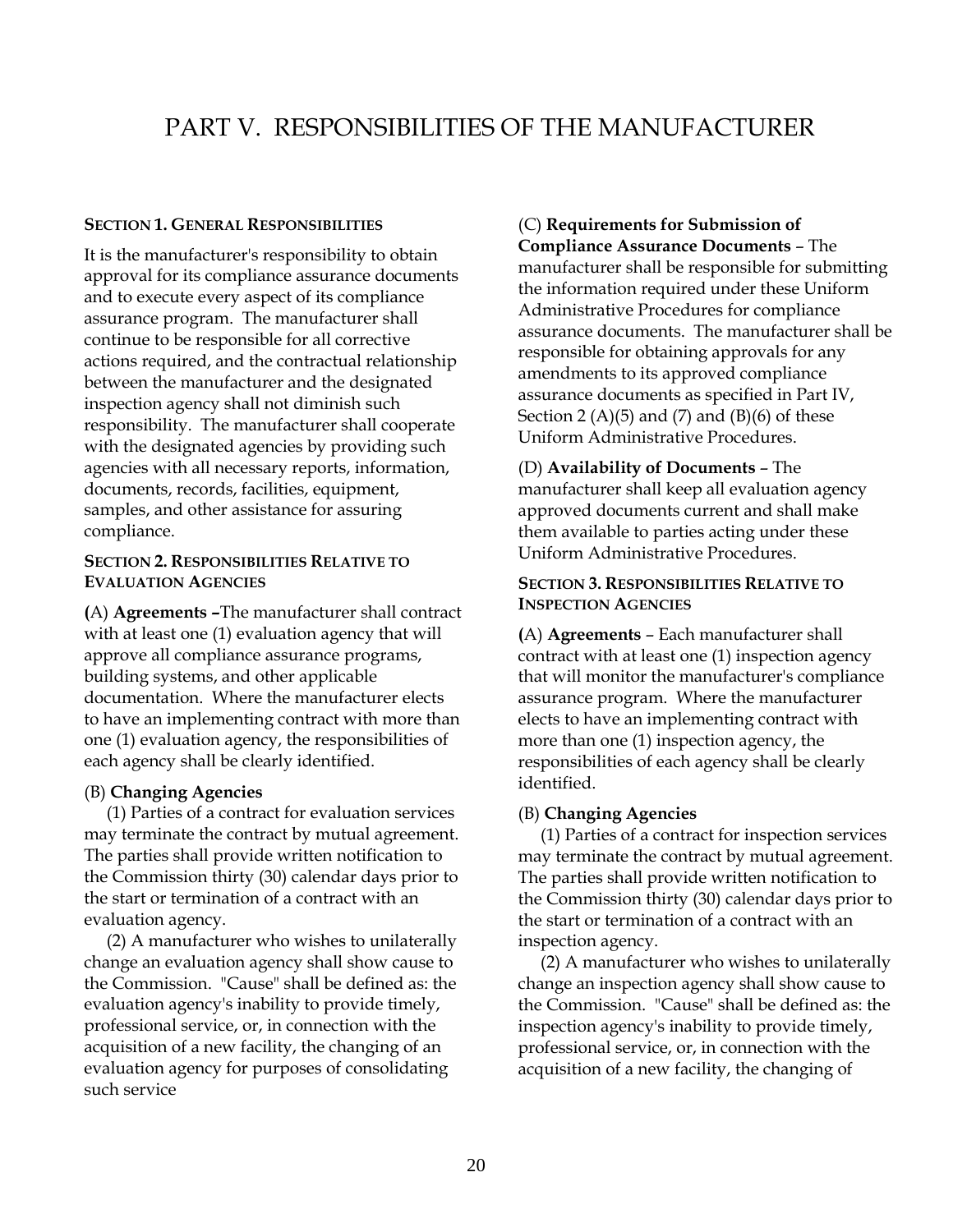# PART V. RESPONSIBILITIES OF THE MANUFACTURER

### SECTION 1. GENERAL RESPONSIBILITIES

It is the manufacturer's responsibility to obtain approval for its compliance assurance documents and to execute every aspect of its compliance assurance program. The manufacturer shall continue to be responsible for all corrective actions required, and the contractual relationship between the manufacturer and the designated inspection agency shall not diminish such responsibility. The manufacturer shall cooperate with the designated agencies by providing such agencies with all necessary reports, information, documents, records, facilities, equipment, samples, and other assistance for assuring compliance.

### SECTION 2. RESPONSIBILITIES RELATIVE TO EVALUATION AGENCIES

**(**A) **Agreements –**The manufacturer shall contract with at least one (1) evaluation agency that will approve all compliance assurance programs, building systems, and other applicable documentation. Where the manufacturer elects to have an implementing contract with more than one (1) evaluation agency, the responsibilities of each agency shall be clearly identified.

(B) **Changing Agencies**

(1) Parties of a contract for evaluation services may terminate the contract by mutual agreement. The parties shall provide written notification to the Commission thirty (30) calendar days prior to the start or termination of a contract with an evaluation agency.

(2) A manufacturer who wishes to unilaterally change an evaluation agency shall show cause to the Commission. "Cause" shall be defined as: the evaluation agency's inability to provide timely, professional service, or, in connection with the acquisition of a new facility, the changing of an evaluation agency for purposes of consolidating such service

(C) **Requirements for Submission of Compliance Assurance Documents** – The manufacturer shall be responsible for submitting the information required under these Uniform Administrative Procedures for compliance assurance documents. The manufacturer shall be responsible for obtaining approvals for any amendments to its approved compliance assurance documents as specified in Part IV, Section 2 (A)(5) and (7) and (B)(6) of these Uniform Administrative Procedures.

(D) **Availability of Documents** – The manufacturer shall keep all evaluation agency approved documents current and shall make them available to parties acting under these Uniform Administrative Procedures.

### SECTION 3. RESPONSIBILITIES RELATIVE TO INSPECTION AGENCIES

**(**A) **Agreements** – Each manufacturer shall contract with at least one (1) inspection agency that will monitor the manufacturer's compliance assurance program. Where the manufacturer elects to have an implementing contract with more than one (1) inspection agency, the responsibilities of each agency shall be clearly identified.

(B) **Changing Agencies**

(1) Parties of a contract for inspection services may terminate the contract by mutual agreement. The parties shall provide written notification to the Commission thirty (30) calendar days prior to the start or termination of a contract with an inspection agency.

(2) A manufacturer who wishes to unilaterally change an inspection agency shall show cause to the Commission. "Cause" shall be defined as: the inspection agency's inability to provide timely, professional service, or, in connection with the acquisition of a new facility, the changing of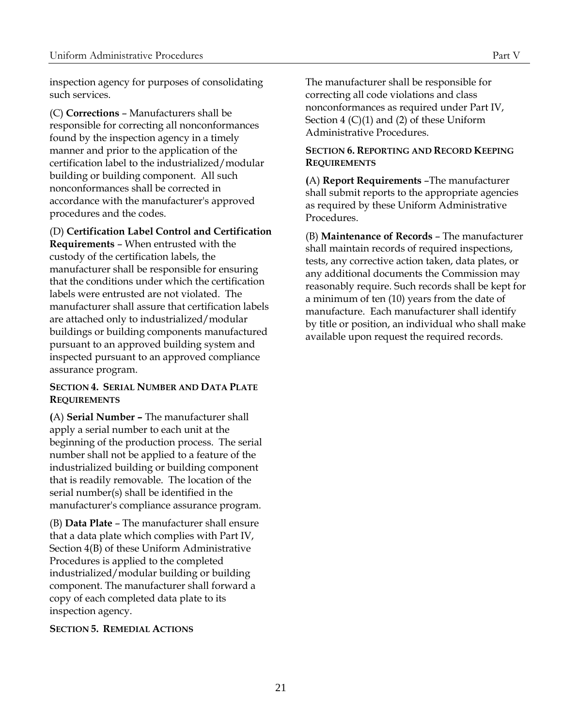inspection agency for purposes of consolidating such services.

(C) **Corrections** – Manufacturers shall be responsible for correcting all nonconformances found by the inspection agency in a timely manner and prior to the application of the certification label to the industrialized/modular building or building component. All such nonconformances shall be corrected in accordance with the manufacturer's approved procedures and the codes.

(D) **Certification Label Control and Certification Requirements** – When entrusted with the custody of the certification labels, the manufacturer shall be responsible for ensuring that the conditions under which the certification labels were entrusted are not violated. The manufacturer shall assure that certification labels are attached only to industrialized/modular buildings or building components manufactured pursuant to an approved building system and inspected pursuant to an approved compliance assurance program.

### SECTION 4. SERIAL NUMBER AND DATA PLATE REQUIREMENTS

**(**A) **Serial Number –** The manufacturer shall apply a serial number to each unit at the beginning of the production process. The serial number shall not be applied to a feature of the industrialized building or building component that is readily removable. The location of the serial number(s) shall be identified in the manufacturer's compliance assurance program.

(B) **Data Plate** – The manufacturer shall ensure that a data plate which complies with Part IV, Section 4(B) of these Uniform Administrative Procedures is applied to the completed industrialized/modular building or building component. The manufacturer shall forward a copy of each completed data plate to its inspection agency.

### SECTION 5. REMEDIAL ACTIONS

The manufacturer shall be responsible for correcting all code violations and class nonconformances as required under Part IV, Section 4 (C)(1) and (2) of these Uniform Administrative Procedures.

### SECTION 6. REPORTING AND RECORD KEEPING REQUIREMENTS

**(**A) **Report Requirements** –The manufacturer shall submit reports to the appropriate agencies as required by these Uniform Administrative Procedures.

(B) **Maintenance of Records** – The manufacturer shall maintain records of required inspections, tests, any corrective action taken, data plates, or any additional documents the Commission may reasonably require. Such records shall be kept for a minimum of ten (10) years from the date of manufacture. Each manufacturer shall identify by title or position, an individual who shall make available upon request the required records.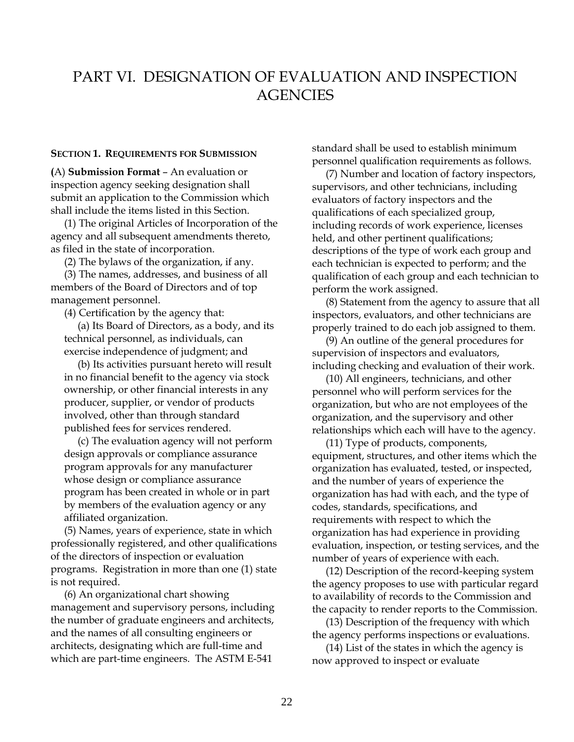# PART VI. DESIGNATION OF EVALUATION AND INSPECTION AGENCIES

**SECTION 1. REQUIREMENTS FOR SUBMISSION**

**(**A) **Submission Format** – An evaluation or inspection agency seeking designation shall submit an application to the Commission which shall include the items listed in this Section.

(1) The original Articles of Incorporation of the agency and all subsequent amendments thereto, as filed in the state of incorporation.

(2) The bylaws of the organization, if any.

(3) The names, addresses, and business of all members of the Board of Directors and of top management personnel.

(4) Certification by the agency that:

(a) Its Board of Directors, as a body, and its technical personnel, as individuals, can exercise independence of judgment; and

(b) Its activities pursuant hereto will result in no financial benefit to the agency via stock ownership, or other financial interests in any producer, supplier, or vendor of products involved, other than through standard published fees for services rendered.

(c) The evaluation agency will not perform design approvals or compliance assurance program approvals for any manufacturer whose design or compliance assurance program has been created in whole or in part by members of the evaluation agency or any affiliated organization.

(5) Names, years of experience, state in which professionally registered, and other qualifications of the directors of inspection or evaluation programs. Registration in more than one (1) state is not required.

(6) An organizational chart showing management and supervisory persons, including the number of graduate engineers and architects, and the names of all consulting engineers or architects, designating which are full-time and which are part-time engineers. The ASTM E-541 standard shall be used to establish minimum personnel qualification requirements as follows.

(7) Number and location of factory inspectors, supervisors, and other technicians, including evaluators of factory inspectors and the qualifications of each specialized group, including records of work experience, licenses held, and other pertinent qualifications; descriptions of the type of work each group and each technician is expected to perform; and the qualification of each group and each technician to perform the work assigned.

(8) Statement from the agency to assure that all inspectors, evaluators, and other technicians are properly trained to do each job assigned to them.

(9) An outline of the general procedures for supervision of inspectors and evaluators, including checking and evaluation of their work.

(10) All engineers, technicians, and other personnel who will perform services for the organization, but who are not employees of the organization, and the supervisory and other relationships which each will have to the agency.

(11) Type of products, components, equipment, structures, and other items which the organization has evaluated, tested, or inspected, and the number of years of experience the organization has had with each, and the type of codes, standards, specifications, and requirements with respect to which the organization has had experience in providing evaluation, inspection, or testing services, and the number of years of experience with each.

(12) Description of the record-keeping system the agency proposes to use with particular regard to availability of records to the Commission and the capacity to render reports to the Commission.

(13) Description of the frequency with which the agency performs inspections or evaluations.

(14) List of the states in which the agency is now approved to inspect or evaluate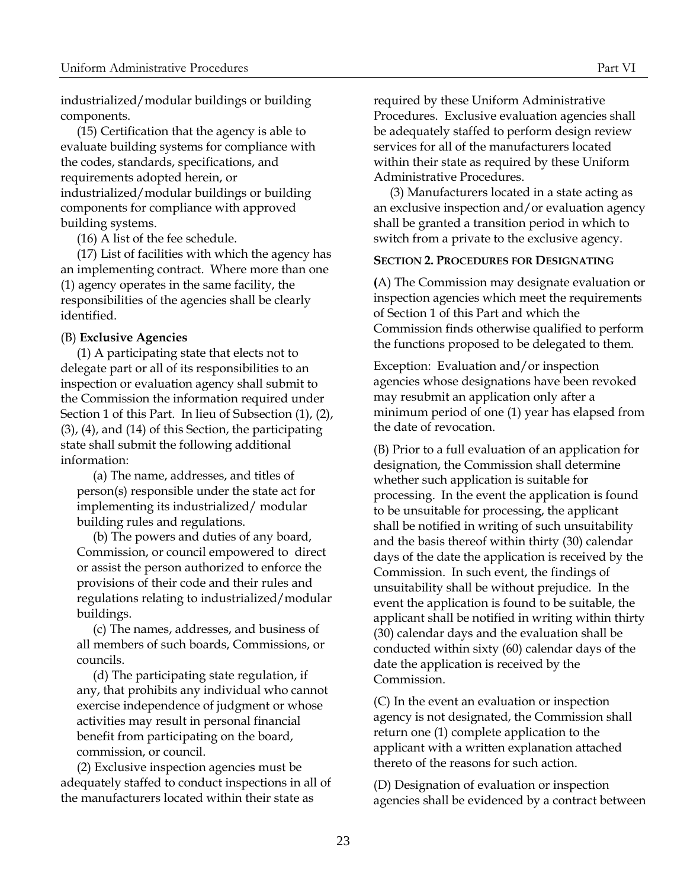industrialized/modular buildings or building components.

(15) Certification that the agency is able to evaluate building systems for compliance with the codes, standards, specifications, and requirements adopted herein, or industrialized/modular buildings or building components for compliance with approved building systems.

(16) A list of the fee schedule.

(17) List of facilities with which the agency has an implementing contract. Where more than one (1) agency operates in the same facility, the responsibilities of the agencies shall be clearly identified.

(B) **Exclusive Agencies**

(1) A participating state that elects not to delegate part or all of its responsibilities to an inspection or evaluation agency shall submit to the Commission the information required under Section 1 of this Part. In lieu of Subsection (1), (2), (3), (4), and (14) of this Section, the participating state shall submit the following additional information:

(a) The name, addresses, and titles of person(s) responsible under the state act for implementing its industrialized/ modular building rules and regulations.

(b) The powers and duties of any board, Commission, or council empowered to direct or assist the person authorized to enforce the provisions of their code and their rules and regulations relating to industrialized/modular buildings.

(c) The names, addresses, and business of all members of such boards, Commissions, or councils.

(d) The participating state regulation, if any, that prohibits any individual who cannot exercise independence of judgment or whose activities may result in personal financial benefit from participating on the board, commission, or council.

(2) Exclusive inspection agencies must be adequately staffed to conduct inspections in all of the manufacturers located within their state as required by these Uniform Administrative Procedures. Exclusive evaluation agencies shall be adequately staffed to perform design review services for all of the manufacturers located within their state as required by these Uniform Administrative Procedures.

(3) Manufacturers located in a state acting as an exclusive inspection and/or evaluation agency shall be granted a transition period in which to switch from a private to the exclusive agency.

**SECTION 2. PROCEDURES FOR DESIGNATING**

(A) The Commission may designate evaluation or inspection agencies which meet the requirements of Section 1 of this Part and which the Commission finds otherwise qualified to perform the functions proposed to be delegated to them.

Exception: Evaluation and/or inspection agencies whose designations have been revoked may resubmit an application only after a minimum period of one (1) year has elapsed from the date of revocation.

(B) Prior to a full evaluation of an application for designation, the Commission shall determine whether such application is suitable for processing. In the event the application is found to be unsuitable for processing, the applicant shall be notified in writing of such unsuitability and the basis thereof within thirty (30) calendar days of the date the application is received by the Commission. In such event, the findings of unsuitability shall be without prejudice. In the event the application is found to be suitable, the applicant shall be notified in writing within thirty (30) calendar days and the evaluation shall be conducted within sixty (60) calendar days of the date the application is received by the Commission.

(C) In the event an evaluation or inspection agency is not designated, the Commission shall return one (1) complete application to the applicant with a written explanation attached thereto of the reasons for such action.

(D) Designation of evaluation or inspection agencies shall be evidenced by a contract between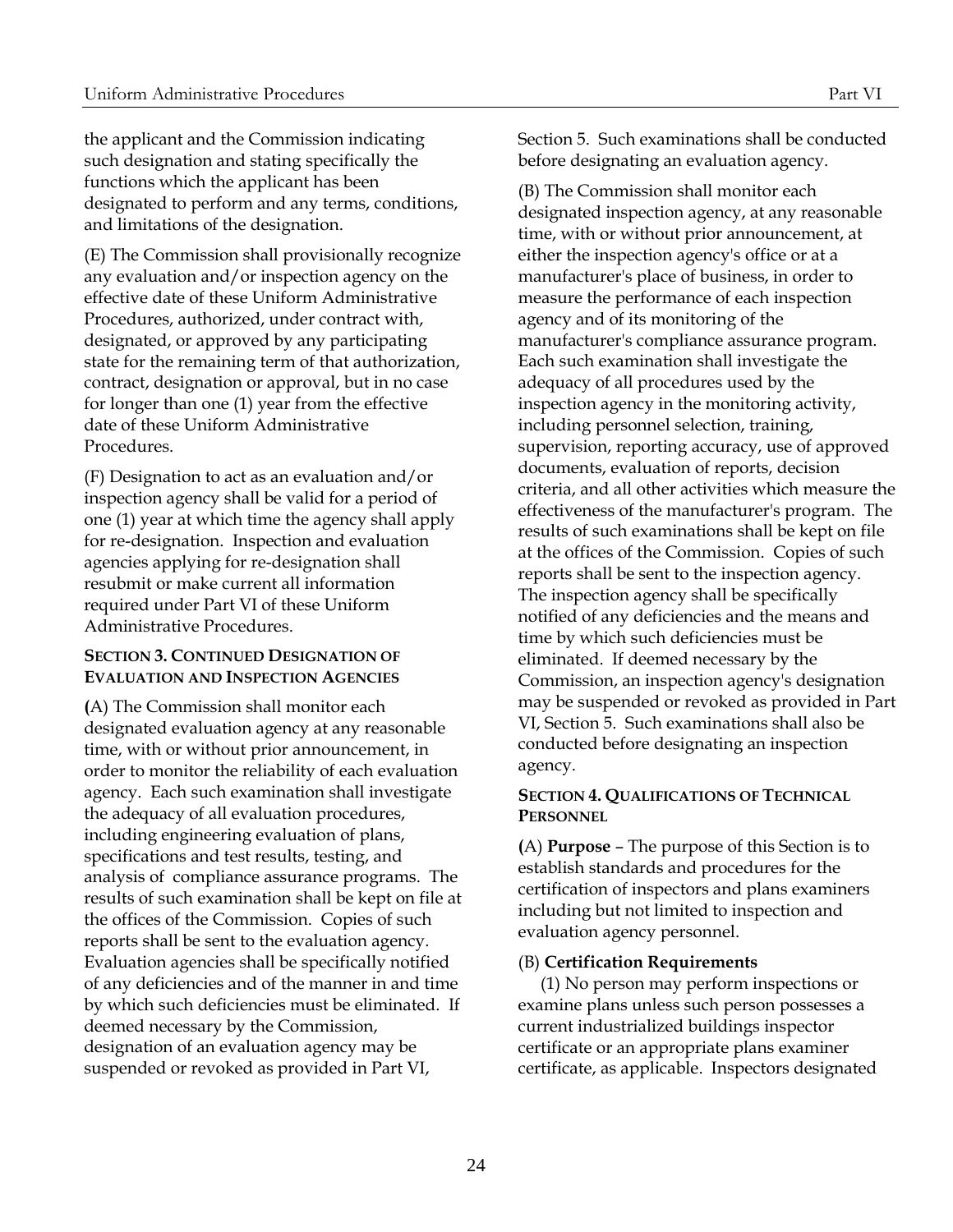the applicant and the Commission indicating such designation and stating specifically the functions which the applicant has been designated to perform and any terms, conditions, and limitations of the designation.

(E) The Commission shall provisionally recognize any evaluation and/or inspection agency on the effective date of these Uniform Administrative Procedures, authorized, under contract with, designated, or approved by any participating state for the remaining term of that authorization, contract, designation or approval, but in no case for longer than one (1) year from the effective date of these Uniform Administrative Procedures.

(F) Designation to act as an evaluation and/or inspection agency shall be valid for a period of one (1) year at which time the agency shall apply for re-designation. Inspection and evaluation agencies applying for re-designation shall resubmit or make current all information required under Part VI of these Uniform Administrative Procedures.

#### SECTION 3. CONTINUED DESIGNATION OF EVALUATION AND INSPECTION AGENCIES

**(**A) The Commission shall monitor each designated evaluation agency at any reasonable time, with or without prior announcement, in order to monitor the reliability of each evaluation agency. Each such examination shall investigate the adequacy of all evaluation procedures, including engineering evaluation of plans, specifications and test results, testing, and analysis of compliance assurance programs. The results of such examination shall be kept on file at the offices of the Commission. Copies of such reports shall be sent to the evaluation agency. Evaluation agencies shall be specifically notified of any deficiencies and of the manner in and time by which such deficiencies must be eliminated. If deemed necessary by the Commission, designation of an evaluation agency may be suspended or revoked as provided in Part VI, Section 5. Such examinations shall be conducted before designating an evaluation agency.

(B) The Commission shall monitor each designated inspection agency, at any reasonable time, with or without prior announcement, at either the inspection agency's office or at a manufacturer's place of business, in order to measure the performance of each inspection agency and of its monitoring of the manufacturer's compliance assurance program. Each such examination shall investigate the adequacy of all procedures used by the inspection agency in the monitoring activity, including personnel selection, training, supervision, reporting accuracy, use of approved documents, evaluation of reports, decision criteria, and all other activities which measure the effectiveness of the manufacturer's program. The results of such examinations shall be kept on file at the offices of the Commission. Copies of such reports shall be sent to the inspection agency. The inspection agency shall be specifically notified of any deficiencies and the means and time by which such deficiencies must be eliminated. If deemed necessary by the Commission, an inspection agency's designation may be suspended or revoked as provided in Part VI, Section 5. Such examinations shall also be conducted before designating an inspection agency.

#### SECTION 4. QUALIFICATIONS OF TECHNICAL PERSONNEL

**(**A) **Purpose** – The purpose of this Section is to establish standards and procedures for the certification of inspectors and plans examiners including but not limited to inspection and evaluation agency personnel.

(B) **Certification Requirements**

(1) No person may perform inspections or examine plans unless such person possesses a current industrialized buildings inspector certificate or an appropriate plans examiner certificate, as applicable. Inspectors designated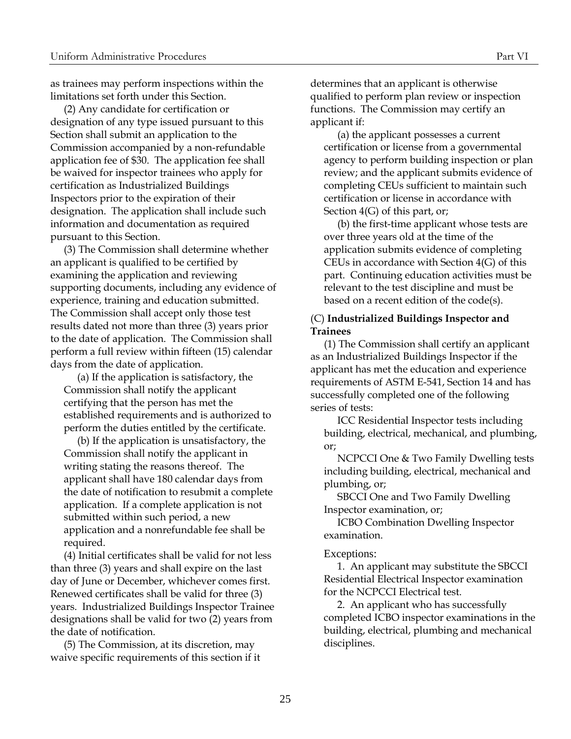as trainees may perform inspections within the limitations set forth under this Section.

(2) Any candidate for certification or designation of any type issued pursuant to this Section shall submit an application to the Commission accompanied by a non-refundable application fee of $30. The application fee shall be waived for inspector trainees who apply for certification as Industrialized Buildings Inspectors prior to the expiration of their designation. The application shall include such information and documentation as required pursuant to this Section.

(3) The Commission shall determine whether an applicant is qualified to be certified by examining the application and reviewing supporting documents, including any evidence of experience, training and education submitted. The Commission shall accept only those test results dated not more than three (3) years prior to the date of application. The Commission shall perform a full review within fifteen (15) calendar days from the date of application.

(a) If the application is satisfactory, the Commission shall notify the applicant certifying that the person has met the established requirements and is authorized to perform the duties entitled by the certificate.

(b) If the application is unsatisfactory, the Commission shall notify the applicant in writing stating the reasons thereof. The applicant shall have 180 calendar days from the date of notification to resubmit a complete application. If a complete application is not submitted within such period, a new application and a nonrefundable fee shall be required.

(4) Initial certificates shall be valid for not less than three (3) years and shall expire on the last day of June or December, whichever comes first. Renewed certificates shall be valid for three (3) years. Industrialized Buildings Inspector Trainee designations shall be valid for two (2) years from the date of notification.

(5) The Commission, at its discretion, may waive specific requirements of this section if it determines that an applicant is otherwise qualified to perform plan review or inspection functions. The Commission may certify an applicant if:

(a) the applicant possesses a current certification or license from a governmental agency to perform building inspection or plan review; and the applicant submits evidence of completing CEUs sufficient to maintain such certification or license in accordance with Section 4(G) of this part, or;

(b) the first-time applicant whose tests are over three years old at the time of the application submits evidence of completing CEUs in accordance with Section 4(G) of this part. Continuing education activities must be relevant to the test discipline and must be based on a recent edition of the code(s).

(C) **Industrialized Buildings Inspector and Trainees**

(1) The Commission shall certify an applicant as an Industrialized Buildings Inspector if the applicant has met the education and experience requirements of ASTM E-541, Section 14 and has successfully completed one of the following series of tests:

ICC Residential Inspector tests including building, electrical, mechanical, and plumbing, or;

NCPCCI One & Two Family Dwelling tests including building, electrical, mechanical and plumbing, or;

SBCCI One and Two Family Dwelling Inspector examination, or;

ICBO Combination Dwelling Inspector examination.

Exceptions:

1. An applicant may substitute the SBCCI Residential Electrical Inspector examination for the NCPCCI Electrical test.

2. An applicant who has successfully completed ICBO inspector examinations in the building, electrical, plumbing and mechanical disciplines.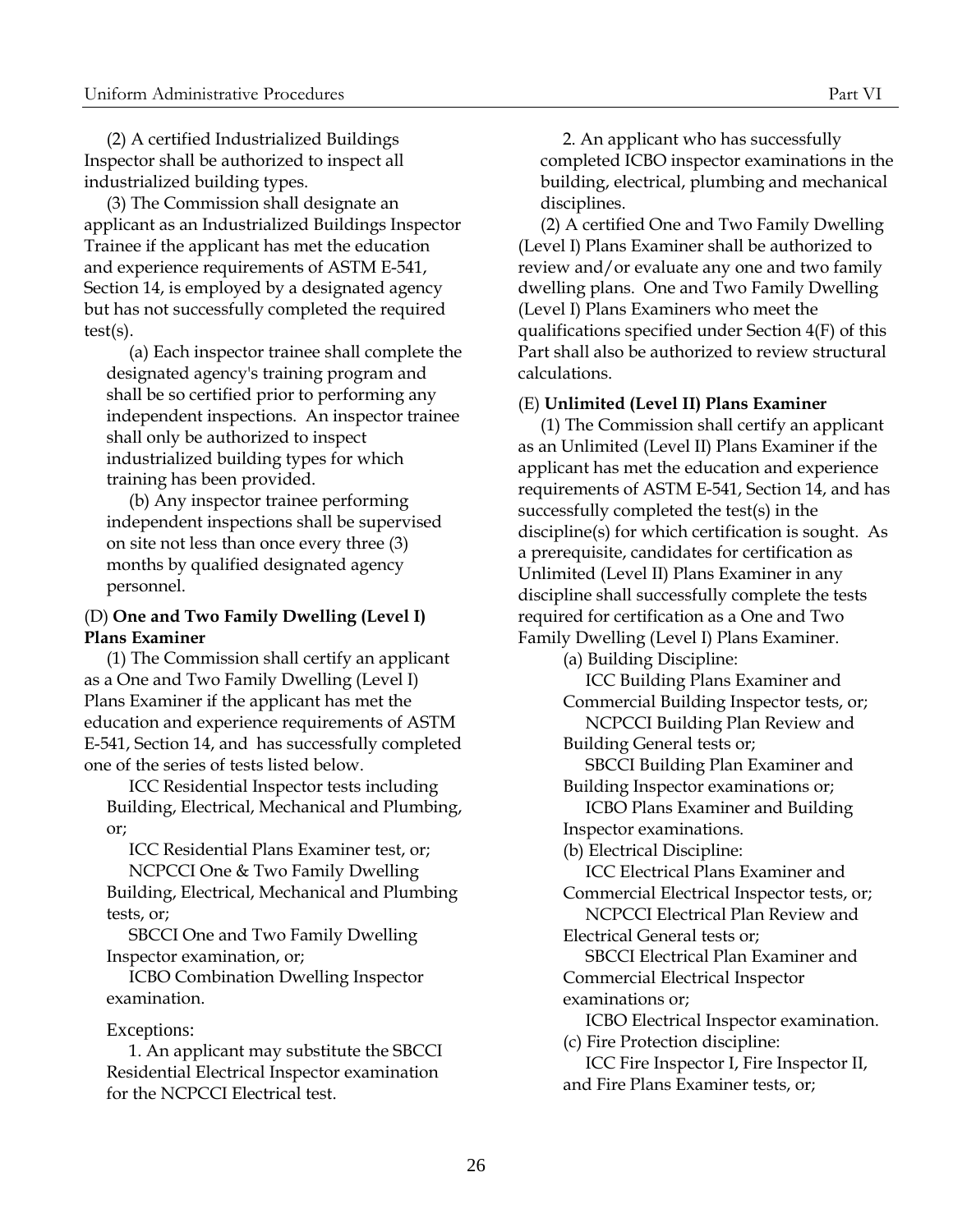(2) A certified Industrialized Buildings Inspector shall be authorized to inspect all industrialized building types.

(3) The Commission shall designate an applicant as an Industrialized Buildings Inspector Trainee if the applicant has met the education and experience requirements of ASTM E-541, Section 14, is employed by a designated agency but has not successfully completed the required test(s).

(a) Each inspector trainee shall complete the designated agency's training program and shall be so certified prior to performing any independent inspections. An inspector trainee shall only be authorized to inspect industrialized building types for which training has been provided.

(b) Any inspector trainee performing independent inspections shall be supervised on site not less than once every three (3) months by qualified designated agency personnel.

(D) **One and Two Family Dwelling (Level I) Plans Examiner**

(1) The Commission shall certify an applicant as a One and Two Family Dwelling (Level I) Plans Examiner if the applicant has met the education and experience requirements of ASTM E-541, Section 14, and has successfully completed one of the series of tests listed below.

ICC Residential Inspector tests including Building, Electrical, Mechanical and Plumbing, or;

ICC Residential Plans Examiner test, or;

NCPCCI One & Two Family Dwelling Building, Electrical, Mechanical and Plumbing tests, or;

SBCCI One and Two Family Dwelling Inspector examination, or;

ICBO Combination Dwelling Inspector examination.

Exceptions:

1. An applicant may substitute the SBCCI Residential Electrical Inspector examination for the NCPCCI Electrical test.

2. An applicant who has successfully completed ICBO inspector examinations in the building, electrical, plumbing and mechanical disciplines.

(2) A certified One and Two Family Dwelling (Level I) Plans Examiner shall be authorized to review and/or evaluate any one and two family dwelling plans. One and Two Family Dwelling (Level I) Plans Examiners who meet the qualifications specified under Section 4(F) of this Part shall also be authorized to review structural calculations.

(E) **Unlimited (Level II) Plans Examiner**

(1) The Commission shall certify an applicant as an Unlimited (Level II) Plans Examiner if the applicant has met the education and experience requirements of ASTM E-541, Section 14, and has successfully completed the test(s) in the discipline(s) for which certification is sought. As a prerequisite, candidates for certification as Unlimited (Level II) Plans Examiner in any discipline shall successfully complete the tests required for certification as a One and Two Family Dwelling (Level I) Plans Examiner.

(a) Building Discipline:

ICC Building Plans Examiner and Commercial Building Inspector tests, or;

NCPCCI Building Plan Review and Building General tests or;

SBCCI Building Plan Examiner and Building Inspector examinations or;

ICBO Plans Examiner and Building Inspector examinations.

(b) Electrical Discipline:

ICC Electrical Plans Examiner and Commercial Electrical Inspector tests, or;

NCPCCI Electrical Plan Review and Electrical General tests or;

SBCCI Electrical Plan Examiner and Commercial Electrical Inspector examinations or;

ICBO Electrical Inspector examination.

(c) Fire Protection discipline:

ICC Fire Inspector I, Fire Inspector II, and Fire Plans Examiner tests, or;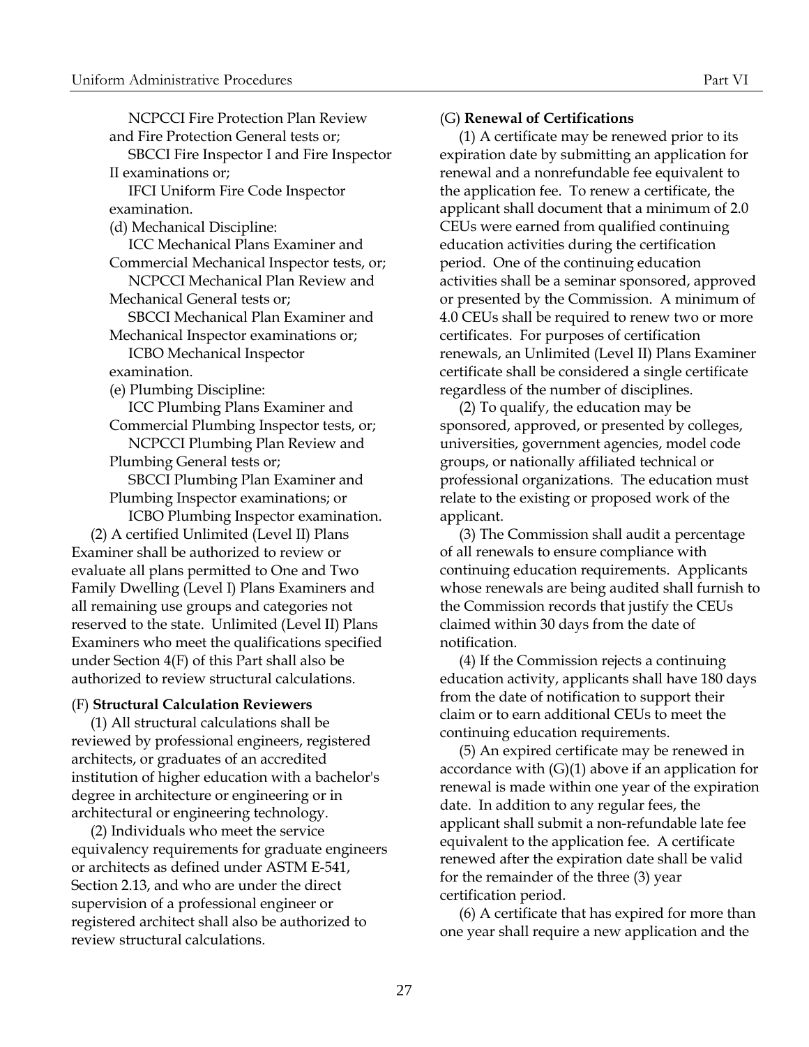NCPCCI Fire Protection Plan Review and Fire Protection General tests or;

SBCCI Fire Inspector I and Fire Inspector II examinations or;

IFCI Uniform Fire Code Inspector examination.

(d) Mechanical Discipline:

ICC Mechanical Plans Examiner and Commercial Mechanical Inspector tests, or;

NCPCCI Mechanical Plan Review and Mechanical General tests or;

SBCCI Mechanical Plan Examiner and Mechanical Inspector examinations or;

ICBO Mechanical Inspector examination.

(e) Plumbing Discipline:

ICC Plumbing Plans Examiner and Commercial Plumbing Inspector tests, or;

NCPCCI Plumbing Plan Review and Plumbing General tests or;

SBCCI Plumbing Plan Examiner and Plumbing Inspector examinations; or

ICBO Plumbing Inspector examination.

(2) A certified Unlimited (Level II) Plans Examiner shall be authorized to review or evaluate all plans permitted to One and Two Family Dwelling (Level I) Plans Examiners and all remaining use groups and categories not reserved to the state. Unlimited (Level II) Plans Examiners who meet the qualifications specified under Section 4(F) of this Part shall also be authorized to review structural calculations.

(F) **Structural Calculation Reviewers**

(1) All structural calculations shall be reviewed by professional engineers, registered architects, or graduates of an accredited institution of higher education with a bachelor's degree in architecture or engineering or in architectural or engineering technology.

(2) Individuals who meet the service equivalency requirements for graduate engineers or architects as defined under ASTM E-541, Section 2.13, and who are under the direct supervision of a professional engineer or registered architect shall also be authorized to review structural calculations.

(G) **Renewal of Certifications**

(1) A certificate may be renewed prior to its expiration date by submitting an application for renewal and a nonrefundable fee equivalent to the application fee. To renew a certificate, the applicant shall document that a minimum of 2.0 CEUs were earned from qualified continuing education activities during the certification period. One of the continuing education activities shall be a seminar sponsored, approved or presented by the Commission. A minimum of 4.0 CEUs shall be required to renew two or more certificates. For purposes of certification renewals, an Unlimited (Level II) Plans Examiner certificate shall be considered a single certificate regardless of the number of disciplines.

(2) To qualify, the education may be sponsored, approved, or presented by colleges, universities, government agencies, model code groups, or nationally affiliated technical or professional organizations. The education must relate to the existing or proposed work of the applicant.

(3) The Commission shall audit a percentage of all renewals to ensure compliance with continuing education requirements. Applicants whose renewals are being audited shall furnish to the Commission records that justify the CEUs claimed within 30 days from the date of notification.

(4) If the Commission rejects a continuing education activity, applicants shall have 180 days from the date of notification to support their claim or to earn additional CEUs to meet the continuing education requirements.

(5) An expired certificate may be renewed in accordance with (G)(1) above if an application for renewal is made within one year of the expiration date. In addition to any regular fees, the applicant shall submit a non-refundable late fee equivalent to the application fee. A certificate renewed after the expiration date shall be valid for the remainder of the three (3) year certification period.

(6) A certificate that has expired for more than one year shall require a new application and the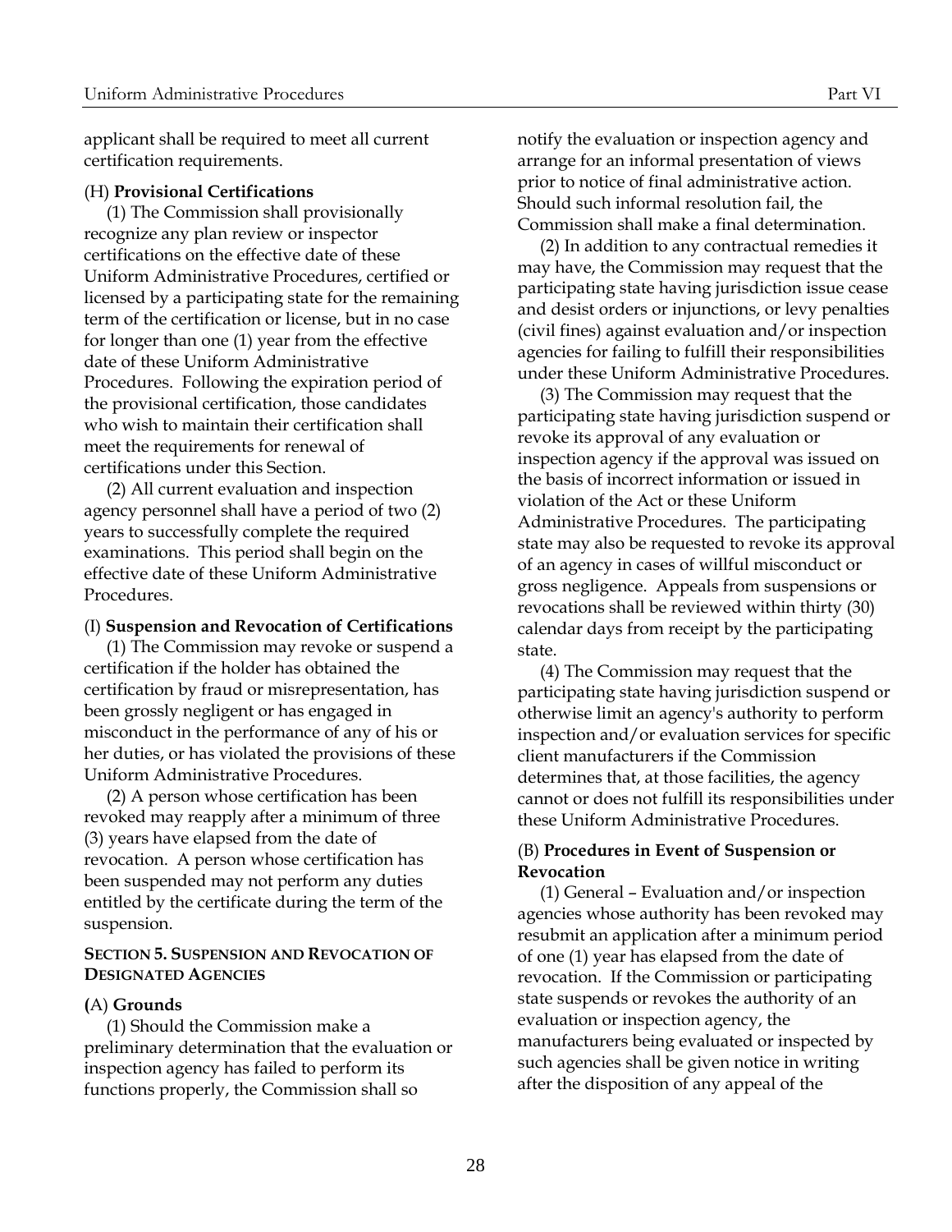applicant shall be required to meet all current certification requirements.

(H) **Provisional Certifications**

(1) The Commission shall provisionally recognize any plan review or inspector certifications on the effective date of these Uniform Administrative Procedures, certified or licensed by a participating state for the remaining term of the certification or license, but in no case for longer than one (1) year from the effective date of these Uniform Administrative Procedures. Following the expiration period of the provisional certification, those candidates who wish to maintain their certification shall meet the requirements for renewal of certifications under this Section.

(2) All current evaluation and inspection agency personnel shall have a period of two (2) years to successfully complete the required examinations. This period shall begin on the effective date of these Uniform Administrative Procedures.

(I) **Suspension and Revocation of Certifications**

(1) The Commission may revoke or suspend a certification if the holder has obtained the certification by fraud or misrepresentation, has been grossly negligent or has engaged in misconduct in the performance of any of his or her duties, or has violated the provisions of these Uniform Administrative Procedures.

(2) A person whose certification has been revoked may reapply after a minimum of three (3) years have elapsed from the date of revocation. A person whose certification has been suspended may not perform any duties entitled by the certificate during the term of the suspension.

## SECTION 5. SUSPENSION AND REVOCATION OF DESIGNATED AGENCIES

(A) **Grounds**

(1) Should the Commission make a preliminary determination that the evaluation or inspection agency has failed to perform its functions properly, the Commission shall so notify the evaluation or inspection agency and arrange for an informal presentation of views prior to notice of final administrative action. Should such informal resolution fail, the Commission shall make a final determination.

(2) In addition to any contractual remedies it may have, the Commission may request that the participating state having jurisdiction issue cease and desist orders or injunctions, or levy penalties (civil fines) against evaluation and/or inspection agencies for failing to fulfill their responsibilities under these Uniform Administrative Procedures.

(3) The Commission may request that the participating state having jurisdiction suspend or revoke its approval of any evaluation or inspection agency if the approval was issued on the basis of incorrect information or issued in violation of the Act or these Uniform Administrative Procedures. The participating state may also be requested to revoke its approval of an agency in cases of willful misconduct or gross negligence. Appeals from suspensions or revocations shall be reviewed within thirty (30) calendar days from receipt by the participating state.

(4) The Commission may request that the participating state having jurisdiction suspend or otherwise limit an agency's authority to perform inspection and/or evaluation services for specific client manufacturers if the Commission determines that, at those facilities, the agency cannot or does not fulfill its responsibilities under these Uniform Administrative Procedures.

(B) **Procedures in Event of Suspension or Revocation**

(1) General – Evaluation and/or inspection agencies whose authority has been revoked may resubmit an application after a minimum period of one (1) year has elapsed from the date of revocation. If the Commission or participating state suspends or revokes the authority of an evaluation or inspection agency, the manufacturers being evaluated or inspected by such agencies shall be given notice in writing after the disposition of any appeal of the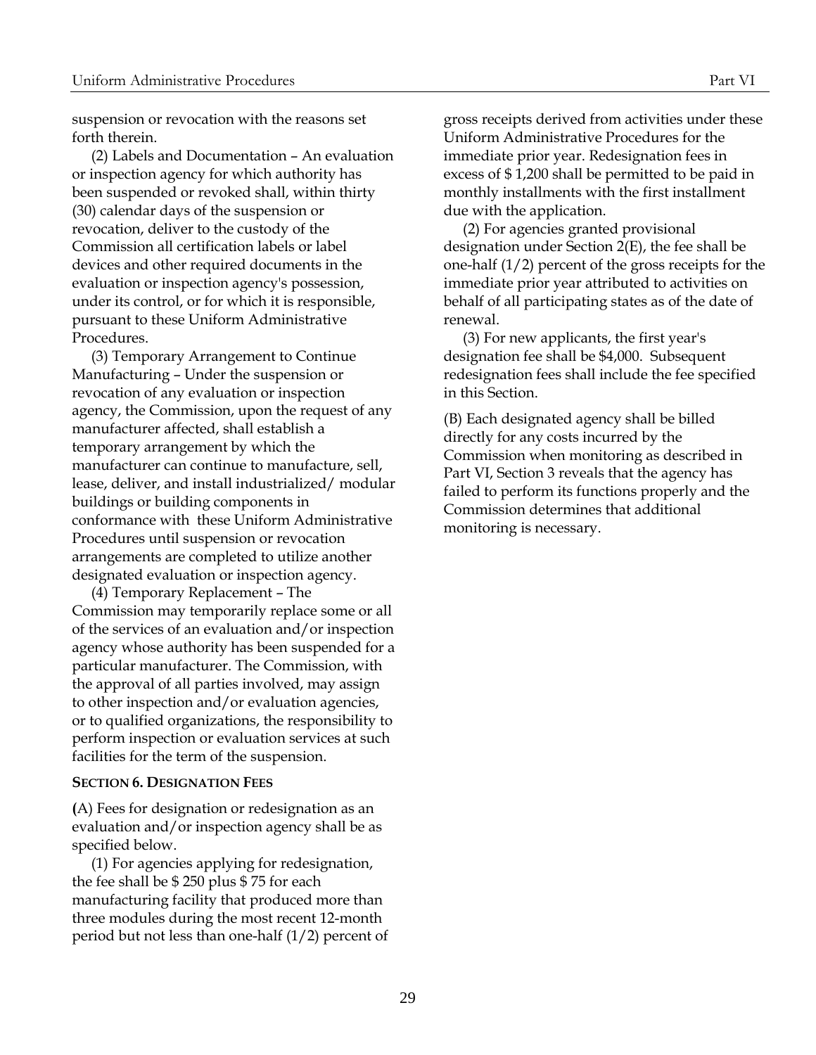suspension or revocation with the reasons set forth therein.

(2) Labels and Documentation – An evaluation or inspection agency for which authority has been suspended or revoked shall, within thirty (30) calendar days of the suspension or revocation, deliver to the custody of the Commission all certification labels or label devices and other required documents in the evaluation or inspection agency's possession, under its control, or for which it is responsible, pursuant to these Uniform Administrative Procedures.

(3) Temporary Arrangement to Continue Manufacturing – Under the suspension or revocation of any evaluation or inspection agency, the Commission, upon the request of any manufacturer affected, shall establish a temporary arrangement by which the manufacturer can continue to manufacture, sell, lease, deliver, and install industrialized/ modular buildings or building components in conformance with these Uniform Administrative Procedures until suspension or revocation arrangements are completed to utilize another designated evaluation or inspection agency.

(4) Temporary Replacement – The Commission may temporarily replace some or all of the services of an evaluation and/or inspection agency whose authority has been suspended for a particular manufacturer. The Commission, with the approval of all parties involved, may assign to other inspection and/or evaluation agencies, or to qualified organizations, the responsibility to perform inspection or evaluation services at such facilities for the term of the suspension.

**SECTION 6. DESIGNATION FEES**

**(**A) Fees for designation or redesignation as an evaluation and/or inspection agency shall be as specified below.

(1) For agencies applying for redesignation, the fee shall be $ 250 plus $ 75 for each manufacturing facility that produced more than three modules during the most recent 12-month period but not less than one-half (1/2) percent of gross receipts derived from activities under these Uniform Administrative Procedures for the immediate prior year. Redesignation fees in excess of $ 1,200 shall be permitted to be paid in monthly installments with the first installment due with the application.

(2) For agencies granted provisional designation under Section 2(E), the fee shall be one-half (1/2) percent of the gross receipts for the immediate prior year attributed to activities on behalf of all participating states as of the date of renewal.

(3) For new applicants, the first year's designation fee shall be $4,000. Subsequent redesignation fees shall include the fee specified in this Section.

(B) Each designated agency shall be billed directly for any costs incurred by the Commission when monitoring as described in Part VI, Section 3 reveals that the agency has failed to perform its functions properly and the Commission determines that additional monitoring is necessary.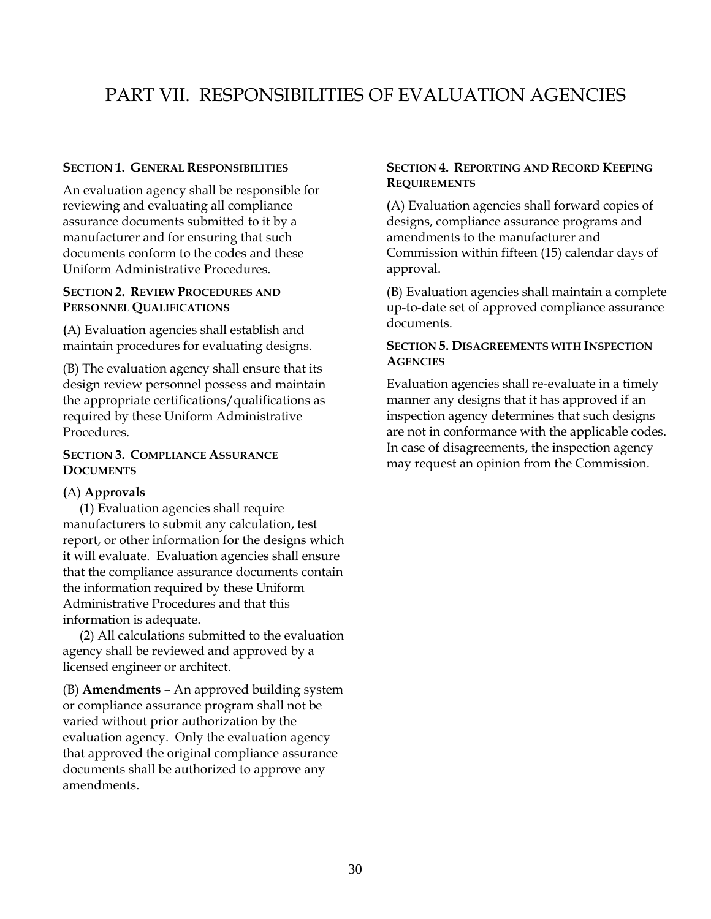# PART VII. RESPONSIBILITIES OF EVALUATION AGENCIES

### SECTION 1. GENERAL RESPONSIBILITIES

An evaluation agency shall be responsible for reviewing and evaluating all compliance assurance documents submitted to it by a manufacturer and for ensuring that such documents conform to the codes and these Uniform Administrative Procedures.

### SECTION 2. REVIEW PROCEDURES AND PERSONNEL QUALIFICATIONS

(A) Evaluation agencies shall establish and maintain procedures for evaluating designs.

(B) The evaluation agency shall ensure that its design review personnel possess and maintain the appropriate certifications/qualifications as required by these Uniform Administrative Procedures.

### SECTION 3. COMPLIANCE ASSURANCE DOCUMENTS

(A) **Approvals**

(1) Evaluation agencies shall require manufacturers to submit any calculation, test report, or other information for the designs which it will evaluate. Evaluation agencies shall ensure that the compliance assurance documents contain the information required by these Uniform Administrative Procedures and that this information is adequate.

(2) All calculations submitted to the evaluation agency shall be reviewed and approved by a licensed engineer or architect.

(B) **Amendments** – An approved building system or compliance assurance program shall not be varied without prior authorization by the evaluation agency. Only the evaluation agency that approved the original compliance assurance documents shall be authorized to approve any amendments.

### SECTION 4. REPORTING AND RECORD KEEPING REQUIREMENTS

(A) Evaluation agencies shall forward copies of designs, compliance assurance programs and amendments to the manufacturer and Commission within fifteen (15) calendar days of approval.

(B) Evaluation agencies shall maintain a complete up-to-date set of approved compliance assurance documents.

### SECTION 5. DISAGREEMENTS WITH INSPECTION AGENCIES

Evaluation agencies shall re-evaluate in a timely manner any designs that it has approved if an inspection agency determines that such designs are not in conformance with the applicable codes. In case of disagreements, the inspection agency may request an opinion from the Commission.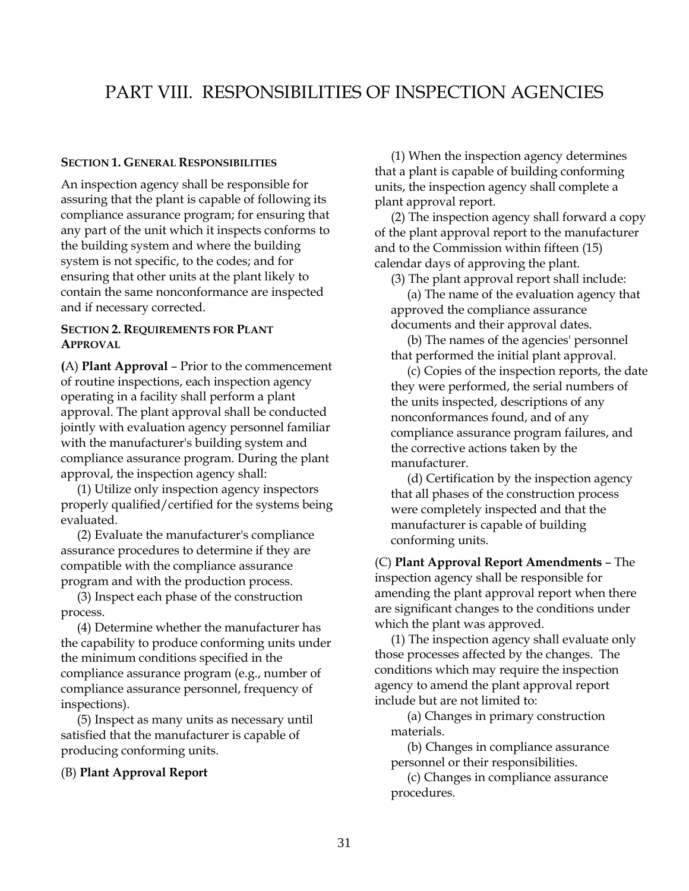# PART VIII. RESPONSIBILITIES OF INSPECTION AGENCIES

### SECTION 1. GENERAL RESPONSIBILITIES

An inspection agency shall be responsible for assuring that the plant is capable of following its compliance assurance program; for ensuring that any part of the unit which it inspects conforms to the building system and where the building system is not specific, to the codes; and for ensuring that other units at the plant likely to contain the same nonconformance are inspected and if necessary corrected.

### SECTION 2. REQUIREMENTS FOR PLANT APPROVAL

**(**A) **Plant Approval** – Prior to the commencement of routine inspections, each inspection agency operating in a facility shall perform a plant approval. The plant approval shall be conducted jointly with evaluation agency personnel familiar with the manufacturer's building system and compliance assurance program. During the plant approval, the inspection agency shall:

(1) Utilize only inspection agency inspectors properly qualified/certified for the systems being evaluated.

(2) Evaluate the manufacturer's compliance assurance procedures to determine if they are compatible with the compliance assurance program and with the production process.

(3) Inspect each phase of the construction process.

(4) Determine whether the manufacturer has the capability to produce conforming units under the minimum conditions specified in the compliance assurance program (e.g., number of compliance assurance personnel, frequency of inspections).

(5) Inspect as many units as necessary until satisfied that the manufacturer is capable of producing conforming units.

(B) **Plant Approval Report**

(1) When the inspection agency determines that a plant is capable of building conforming units, the inspection agency shall complete a plant approval report.

(2) The inspection agency shall forward a copy of the plant approval report to the manufacturer and to the Commission within fifteen (15) calendar days of approving the plant.

(3) The plant approval report shall include:

(a) The name of the evaluation agency that approved the compliance assurance documents and their approval dates.

(b) The names of the agencies' personnel that performed the initial plant approval.

(c) Copies of the inspection reports, the date they were performed, the serial numbers of the units inspected, descriptions of any nonconformances found, and of any compliance assurance program failures, and the corrective actions taken by the manufacturer.

(d) Certification by the inspection agency that all phases of the construction process were completely inspected and that the manufacturer is capable of building conforming units.

(C) **Plant Approval Report Amendments** – The inspection agency shall be responsible for amending the plant approval report when there are significant changes to the conditions under which the plant was approved.

(1) The inspection agency shall evaluate only those processes affected by the changes. The conditions which may require the inspection agency to amend the plant approval report include but are not limited to:

(a) Changes in primary construction materials.

(b) Changes in compliance assurance personnel or their responsibilities.

(c) Changes in compliance assurance procedures.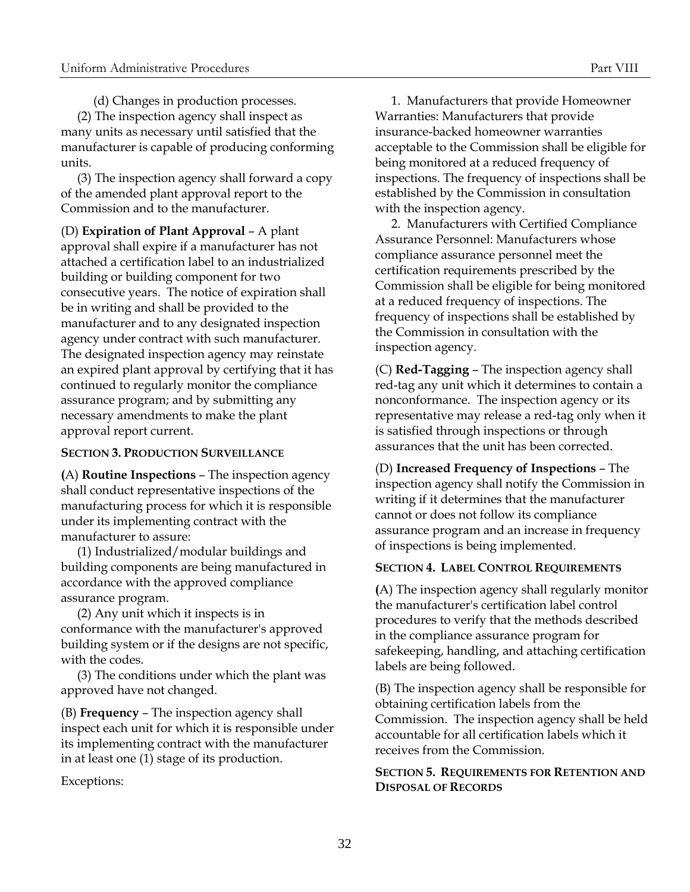(d) Changes in production processes.

(2) The inspection agency shall inspect as many units as necessary until satisfied that the manufacturer is capable of producing conforming units.

(3) The inspection agency shall forward a copy of the amended plant approval report to the Commission and to the manufacturer.

(D) **Expiration of Plant Approval** – A plant approval shall expire if a manufacturer has not attached a certification label to an industrialized building or building component for two consecutive years. The notice of expiration shall be in writing and shall be provided to the manufacturer and to any designated inspection agency under contract with such manufacturer. The designated inspection agency may reinstate an expired plant approval by certifying that it has continued to regularly monitor the compliance assurance program; and by submitting any necessary amendments to make the plant approval report current.

**SECTION 3. PRODUCTION SURVEILLANCE**

**(**A) **Routine Inspections** – The inspection agency shall conduct representative inspections of the manufacturing process for which it is responsible under its implementing contract with the manufacturer to assure:

(1) Industrialized/modular buildings and building components are being manufactured in accordance with the approved compliance assurance program.

(2) Any unit which it inspects is in conformance with the manufacturer's approved building system or if the designs are not specific, with the codes.

(3) The conditions under which the plant was approved have not changed.

(B) **Frequency** – The inspection agency shall inspect each unit for which it is responsible under its implementing contract with the manufacturer in at least one (1) stage of its production.

Exceptions:

1. Manufacturers that provide Homeowner Warranties: Manufacturers that provide insurance-backed homeowner warranties acceptable to the Commission shall be eligible for being monitored at a reduced frequency of inspections. The frequency of inspections shall be established by the Commission in consultation with the inspection agency.

2. Manufacturers with Certified Compliance Assurance Personnel: Manufacturers whose compliance assurance personnel meet the certification requirements prescribed by the Commission shall be eligible for being monitored at a reduced frequency of inspections. The frequency of inspections shall be established by the Commission in consultation with the inspection agency.

(C) **Red-Tagging** – The inspection agency shall red-tag any unit which it determines to contain a nonconformance. The inspection agency or its representative may release a red-tag only when it is satisfied through inspections or through assurances that the unit has been corrected.

(D) **Increased Frequency of Inspections** – The inspection agency shall notify the Commission in writing if it determines that the manufacturer cannot or does not follow its compliance assurance program and an increase in frequency of inspections is being implemented.

**SECTION 4. LABEL CONTROL REQUIREMENTS**

**(**A) The inspection agency shall regularly monitor the manufacturer's certification label control procedures to verify that the methods described in the compliance assurance program for safekeeping, handling, and attaching certification labels are being followed.

(B) The inspection agency shall be responsible for obtaining certification labels from the Commission. The inspection agency shall be held accountable for all certification labels which it receives from the Commission.

**SECTION 5. REQUIREMENTS FOR RETENTION AND DISPOSAL OF RECORDS**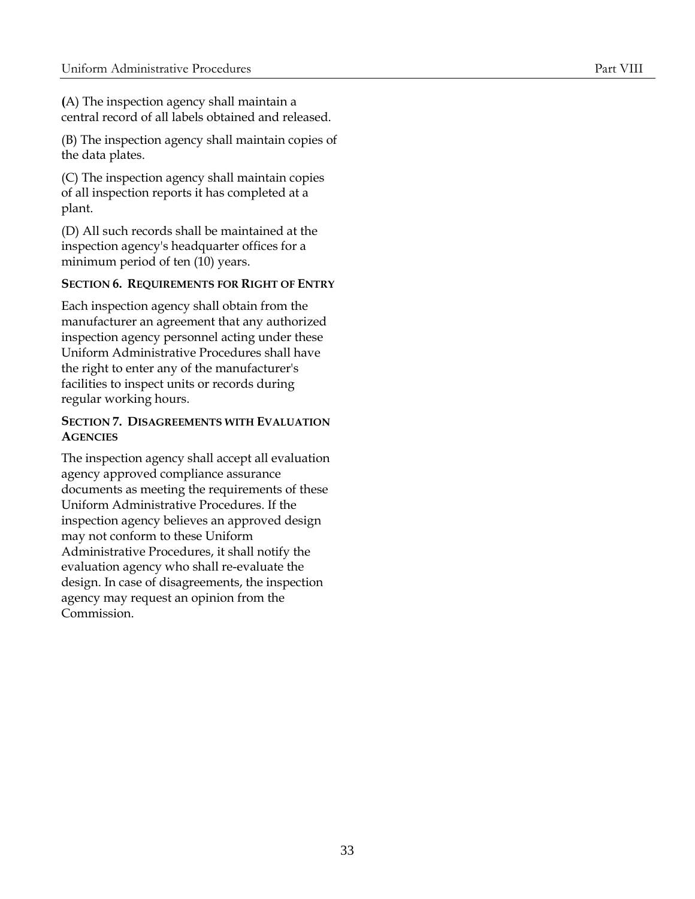(A) The inspection agency shall maintain a central record of all labels obtained and released.

(B) The inspection agency shall maintain copies of the data plates.

(C) The inspection agency shall maintain copies of all inspection reports it has completed at a plant.

(D) All such records shall be maintained at the inspection agency's headquarter offices for a minimum period of ten (10) years.

**SECTION 6. REQUIREMENTS FOR RIGHT OF ENTRY**

Each inspection agency shall obtain from the manufacturer an agreement that any authorized inspection agency personnel acting under these Uniform Administrative Procedures shall have the right to enter any of the manufacturer's facilities to inspect units or records during regular working hours.

**SECTION 7. DISAGREEMENTS WITH EVALUATION AGENCIES**

The inspection agency shall accept all evaluation agency approved compliance assurance documents as meeting the requirements of these Uniform Administrative Procedures. If the inspection agency believes an approved design may not conform to these Uniform Administrative Procedures, it shall notify the evaluation agency who shall re-evaluate the design. In case of disagreements, the inspection agency may request an opinion from the Commission.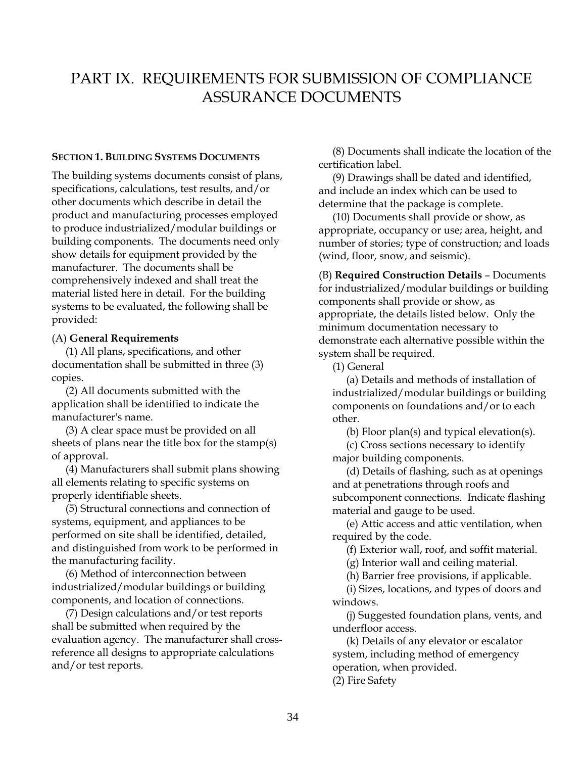# PART IX. REQUIREMENTS FOR SUBMISSION OF COMPLIANCE ASSURANCE DOCUMENTS

**SECTION 1. BUILDING SYSTEMS DOCUMENTS**

The building systems documents consist of plans, specifications, calculations, test results, and/or other documents which describe in detail the product and manufacturing processes employed to produce industrialized/modular buildings or building components. The documents need only show details for equipment provided by the manufacturer. The documents shall be comprehensively indexed and shall treat the material listed here in detail. For the building systems to be evaluated, the following shall be provided:

(A) **General Requirements**

(1) All plans, specifications, and other documentation shall be submitted in three (3) copies.

(2) All documents submitted with the application shall be identified to indicate the manufacturer's name.

(3) A clear space must be provided on all sheets of plans near the title box for the stamp(s) of approval.

(4) Manufacturers shall submit plans showing all elements relating to specific systems on properly identifiable sheets.

(5) Structural connections and connection of systems, equipment, and appliances to be performed on site shall be identified, detailed, and distinguished from work to be performed in the manufacturing facility.

(6) Method of interconnection between industrialized/modular buildings or building components, and location of connections.

(7) Design calculations and/or test reports shall be submitted when required by the evaluation agency. The manufacturer shall cross-reference all designs to appropriate calculations and/or test reports.

(8) Documents shall indicate the location of the certification label.

(9) Drawings shall be dated and identified, and include an index which can be used to determine that the package is complete.

(10) Documents shall provide or show, as appropriate, occupancy or use; area, height, and number of stories; type of construction; and loads (wind, floor, snow, and seismic).

(B) **Required Construction Details** – Documents for industrialized/modular buildings or building components shall provide or show, as appropriate, the details listed below. Only the minimum documentation necessary to demonstrate each alternative possible within the system shall be required.

(1) General

(a) Details and methods of installation of industrialized/modular buildings or building components on foundations and/or to each other.

(b) Floor plan(s) and typical elevation(s).

(c) Cross sections necessary to identify major building components.

(d) Details of flashing, such as at openings and at penetrations through roofs and subcomponent connections. Indicate flashing material and gauge to be used.

(e) Attic access and attic ventilation, when required by the code.

(f) Exterior wall, roof, and soffit material.

(g) Interior wall and ceiling material.

(h) Barrier free provisions, if applicable.

(i) Sizes, locations, and types of doors and windows.

(j) Suggested foundation plans, vents, and underfloor access.

(k) Details of any elevator or escalator system, including method of emergency operation, when provided.

(2) Fire Safety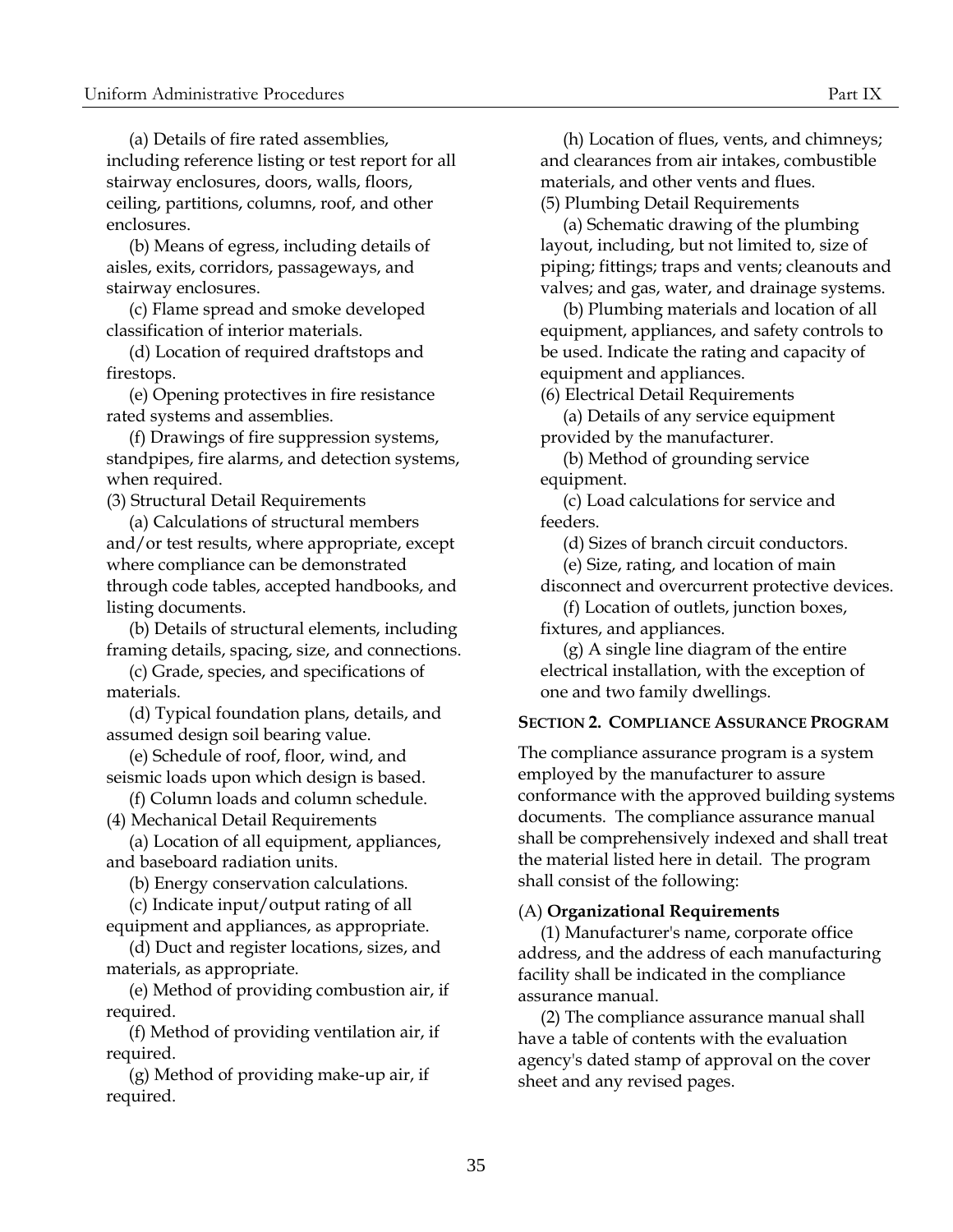(a) Details of fire rated assemblies, including reference listing or test report for all stairway enclosures, doors, walls, floors, ceiling, partitions, columns, roof, and other enclosures.

(b) Means of egress, including details of aisles, exits, corridors, passageways, and stairway enclosures.

(c) Flame spread and smoke developed classification of interior materials.

(d) Location of required draftstops and firestops.

(e) Opening protectives in fire resistance rated systems and assemblies.

(f) Drawings of fire suppression systems, standpipes, fire alarms, and detection systems, when required.

(3) Structural Detail Requirements

(a) Calculations of structural members and/or test results, where appropriate, except where compliance can be demonstrated through code tables, accepted handbooks, and listing documents.

(b) Details of structural elements, including framing details, spacing, size, and connections.

(c) Grade, species, and specifications of materials.

(d) Typical foundation plans, details, and assumed design soil bearing value.

(e) Schedule of roof, floor, wind, and seismic loads upon which design is based.

(f) Column loads and column schedule.

(4) Mechanical Detail Requirements

(a) Location of all equipment, appliances, and baseboard radiation units.

(b) Energy conservation calculations.

(c) Indicate input/output rating of all equipment and appliances, as appropriate.

(d) Duct and register locations, sizes, and materials, as appropriate.

(e) Method of providing combustion air, if required.

(f) Method of providing ventilation air, if required.

(g) Method of providing make-up air, if required.

(h) Location of flues, vents, and chimneys; and clearances from air intakes, combustible materials, and other vents and flues.

(5) Plumbing Detail Requirements

(a) Schematic drawing of the plumbing layout, including, but not limited to, size of piping; fittings; traps and vents; cleanouts and valves; and gas, water, and drainage systems.

(b) Plumbing materials and location of all equipment, appliances, and safety controls to be used. Indicate the rating and capacity of equipment and appliances.

(6) Electrical Detail Requirements

(a) Details of any service equipment provided by the manufacturer.

(b) Method of grounding service equipment.

(c) Load calculations for service and feeders.

(d) Sizes of branch circuit conductors.

(e) Size, rating, and location of main disconnect and overcurrent protective devices.

(f) Location of outlets, junction boxes, fixtures, and appliances.

(g) A single line diagram of the entire electrical installation, with the exception of one and two family dwellings.

## SECTION 2. COMPLIANCE ASSURANCE PROGRAM

The compliance assurance program is a system employed by the manufacturer to assure conformance with the approved building systems documents. The compliance assurance manual shall be comprehensively indexed and shall treat the material listed here in detail. The program shall consist of the following:

(A) **Organizational Requirements**

(1) Manufacturer's name, corporate office address, and the address of each manufacturing facility shall be indicated in the compliance assurance manual.

(2) The compliance assurance manual shall have a table of contents with the evaluation agency's dated stamp of approval on the cover sheet and any revised pages.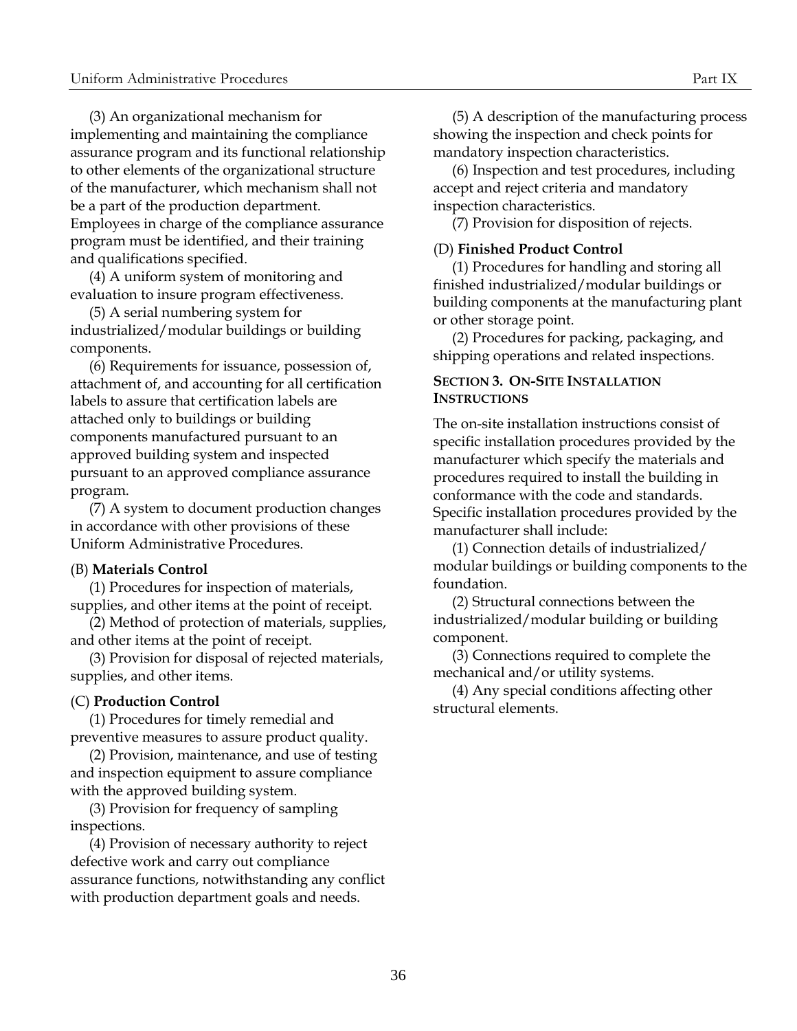(3) An organizational mechanism for implementing and maintaining the compliance assurance program and its functional relationship to other elements of the organizational structure of the manufacturer, which mechanism shall not be a part of the production department. Employees in charge of the compliance assurance program must be identified, and their training and qualifications specified.

(4) A uniform system of monitoring and evaluation to insure program effectiveness.

(5) A serial numbering system for industrialized/modular buildings or building components.

(6) Requirements for issuance, possession of, attachment of, and accounting for all certification labels to assure that certification labels are attached only to buildings or building components manufactured pursuant to an approved building system and inspected pursuant to an approved compliance assurance program.

(7) A system to document production changes in accordance with other provisions of these Uniform Administrative Procedures.

(B) **Materials Control**

(1) Procedures for inspection of materials, supplies, and other items at the point of receipt.

(2) Method of protection of materials, supplies, and other items at the point of receipt.

(3) Provision for disposal of rejected materials, supplies, and other items.

(C) **Production Control**

(1) Procedures for timely remedial and preventive measures to assure product quality.

(2) Provision, maintenance, and use of testing and inspection equipment to assure compliance with the approved building system.

(3) Provision for frequency of sampling inspections.

(4) Provision of necessary authority to reject defective work and carry out compliance assurance functions, notwithstanding any conflict with production department goals and needs.

(5) A description of the manufacturing process showing the inspection and check points for mandatory inspection characteristics.

(6) Inspection and test procedures, including accept and reject criteria and mandatory inspection characteristics.

(7) Provision for disposition of rejects.

(D) **Finished Product Control**

(1) Procedures for handling and storing all finished industrialized/modular buildings or building components at the manufacturing plant or other storage point.

(2) Procedures for packing, packaging, and shipping operations and related inspections.

### SECTION 3. ON-SITE INSTALLATION INSTRUCTIONS

The on-site installation instructions consist of specific installation procedures provided by the manufacturer which specify the materials and procedures required to install the building in conformance with the code and standards. Specific installation procedures provided by the manufacturer shall include:

(1) Connection details of industrialized/ modular buildings or building components to the foundation.

(2) Structural connections between the industrialized/modular building or building component.

(3) Connections required to complete the mechanical and/or utility systems.

(4) Any special conditions affecting other structural elements.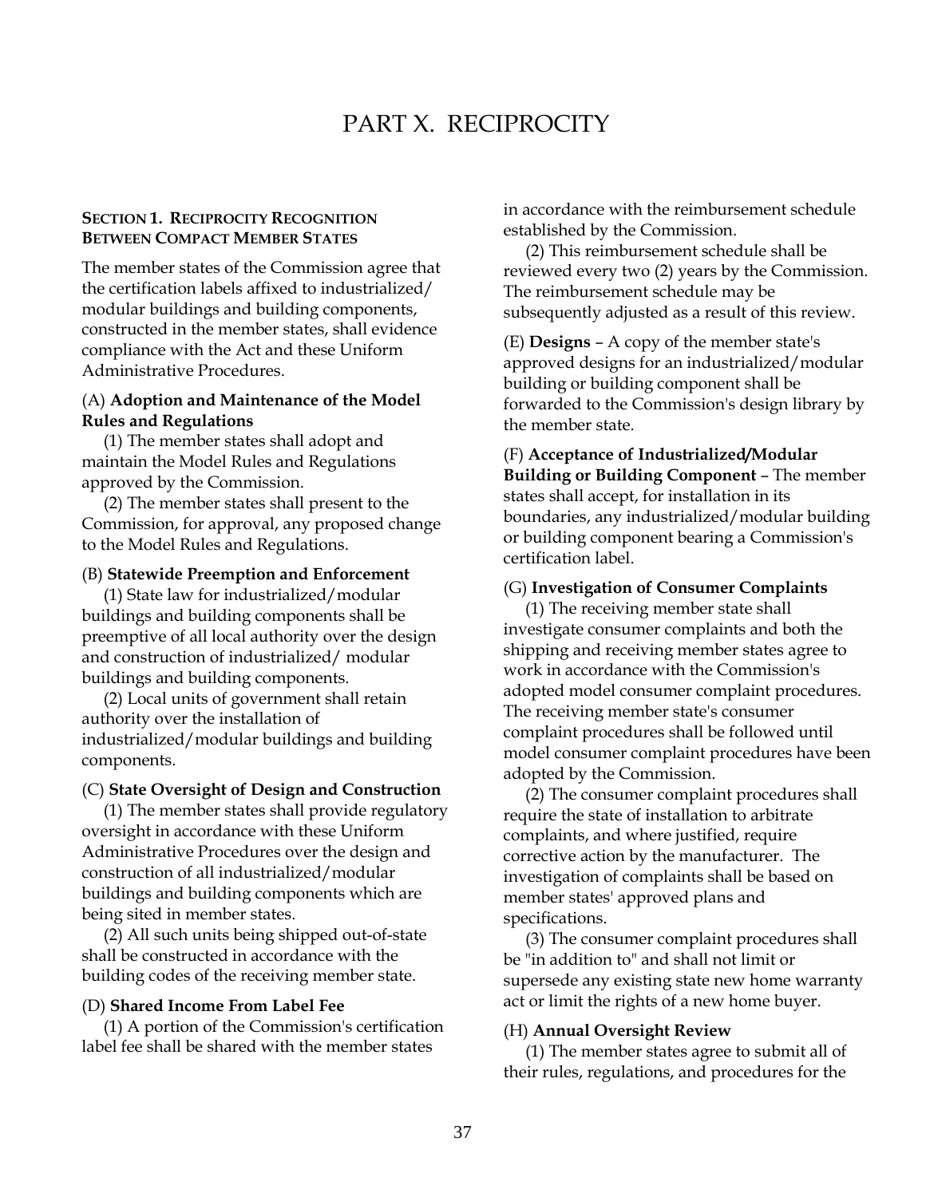# PART X. RECIPROCITY

**SECTION 1. RECIPROCITY RECOGNITION BETWEEN COMPACT MEMBER STATES**

The member states of the Commission agree that the certification labels affixed to industrialized/ modular buildings and building components, constructed in the member states, shall evidence compliance with the Act and these Uniform Administrative Procedures.

(A) **Adoption and Maintenance of the Model Rules and Regulations**

(1) The member states shall adopt and maintain the Model Rules and Regulations approved by the Commission.

(2) The member states shall present to the Commission, for approval, any proposed change to the Model Rules and Regulations.

(B) **Statewide Preemption and Enforcement**

(1) State law for industrialized/modular buildings and building components shall be preemptive of all local authority over the design and construction of industrialized/ modular buildings and building components.

(2) Local units of government shall retain authority over the installation of industrialized/modular buildings and building components.

(C) **State Oversight of Design and Construction**

(1) The member states shall provide regulatory oversight in accordance with these Uniform Administrative Procedures over the design and construction of all industrialized/modular buildings and building components which are being sited in member states.

(2) All such units being shipped out-of-state shall be constructed in accordance with the building codes of the receiving member state.

(D) **Shared Income From Label Fee**

(1) A portion of the Commission's certification label fee shall be shared with the member states in accordance with the reimbursement schedule established by the Commission.

(2) This reimbursement schedule shall be reviewed every two (2) years by the Commission. The reimbursement schedule may be subsequently adjusted as a result of this review.

(E) **Designs** – A copy of the member state's approved designs for an industrialized/modular building or building component shall be forwarded to the Commission's design library by the member state.

(F) **Acceptance of Industrialized/Modular Building or Building Component** – The member states shall accept, for installation in its boundaries, any industrialized/modular building or building component bearing a Commission's certification label.

(G) **Investigation of Consumer Complaints**

(1) The receiving member state shall investigate consumer complaints and both the shipping and receiving member states agree to work in accordance with the Commission's adopted model consumer complaint procedures. The receiving member state's consumer complaint procedures shall be followed until model consumer complaint procedures have been adopted by the Commission.

(2) The consumer complaint procedures shall require the state of installation to arbitrate complaints, and where justified, require corrective action by the manufacturer. The investigation of complaints shall be based on member states' approved plans and specifications.

(3) The consumer complaint procedures shall be "in addition to" and shall not limit or supersede any existing state new home warranty act or limit the rights of a new home buyer.

(H) **Annual Oversight Review**

(1) The member states agree to submit all of their rules, regulations, and procedures for the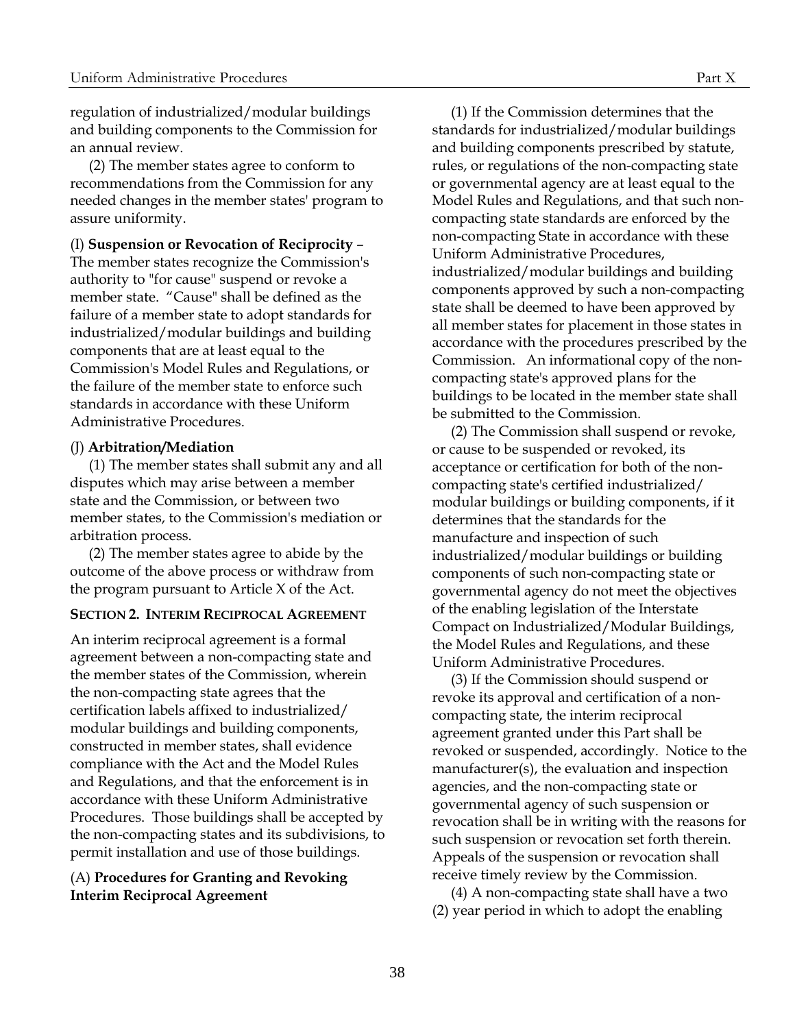regulation of industrialized/modular buildings and building components to the Commission for an annual review.

(2) The member states agree to conform to recommendations from the Commission for any needed changes in the member states' program to assure uniformity.

(I) **Suspension or Revocation of Reciprocity** – The member states recognize the Commission's authority to "for cause" suspend or revoke a member state. "Cause" shall be defined as the failure of a member state to adopt standards for industrialized/modular buildings and building components that are at least equal to the Commission's Model Rules and Regulations, or the failure of the member state to enforce such standards in accordance with these Uniform Administrative Procedures.

(J) **Arbitration/Mediation**

(1) The member states shall submit any and all disputes which may arise between a member state and the Commission, or between two member states, to the Commission's mediation or arbitration process.

(2) The member states agree to abide by the outcome of the above process or withdraw from the program pursuant to Article X of the Act.

**SECTION 2. INTERIM RECIPROCAL AGREEMENT**

An interim reciprocal agreement is a formal agreement between a non-compacting state and the member states of the Commission, wherein the non-compacting state agrees that the certification labels affixed to industrialized/ modular buildings and building components, constructed in member states, shall evidence compliance with the Act and the Model Rules and Regulations, and that the enforcement is in accordance with these Uniform Administrative Procedures. Those buildings shall be accepted by the non-compacting states and its subdivisions, to permit installation and use of those buildings.

(A) **Procedures for Granting and Revoking Interim Reciprocal Agreement**

(1) If the Commission determines that the standards for industrialized/modular buildings and building components prescribed by statute, rules, or regulations of the non-compacting state or governmental agency are at least equal to the Model Rules and Regulations, and that such non-compacting state standards are enforced by the non-compacting State in accordance with these Uniform Administrative Procedures, industrialized/modular buildings and building components approved by such a non-compacting state shall be deemed to have been approved by all member states for placement in those states in accordance with the procedures prescribed by the Commission. An informational copy of the non-compacting state's approved plans for the buildings to be located in the member state shall be submitted to the Commission.

(2) The Commission shall suspend or revoke, or cause to be suspended or revoked, its acceptance or certification for both of the non-compacting state's certified industrialized/ modular buildings or building components, if it determines that the standards for the manufacture and inspection of such industrialized/modular buildings or building components of such non-compacting state or governmental agency do not meet the objectives of the enabling legislation of the Interstate Compact on Industrialized/Modular Buildings, the Model Rules and Regulations, and these Uniform Administrative Procedures.

(3) If the Commission should suspend or revoke its approval and certification of a non-compacting state, the interim reciprocal agreement granted under this Part shall be revoked or suspended, accordingly. Notice to the manufacturer(s), the evaluation and inspection agencies, and the non-compacting state or governmental agency of such suspension or revocation shall be in writing with the reasons for such suspension or revocation set forth therein. Appeals of the suspension or revocation shall receive timely review by the Commission.

(4) A non-compacting state shall have a two (2) year period in which to adopt the enabling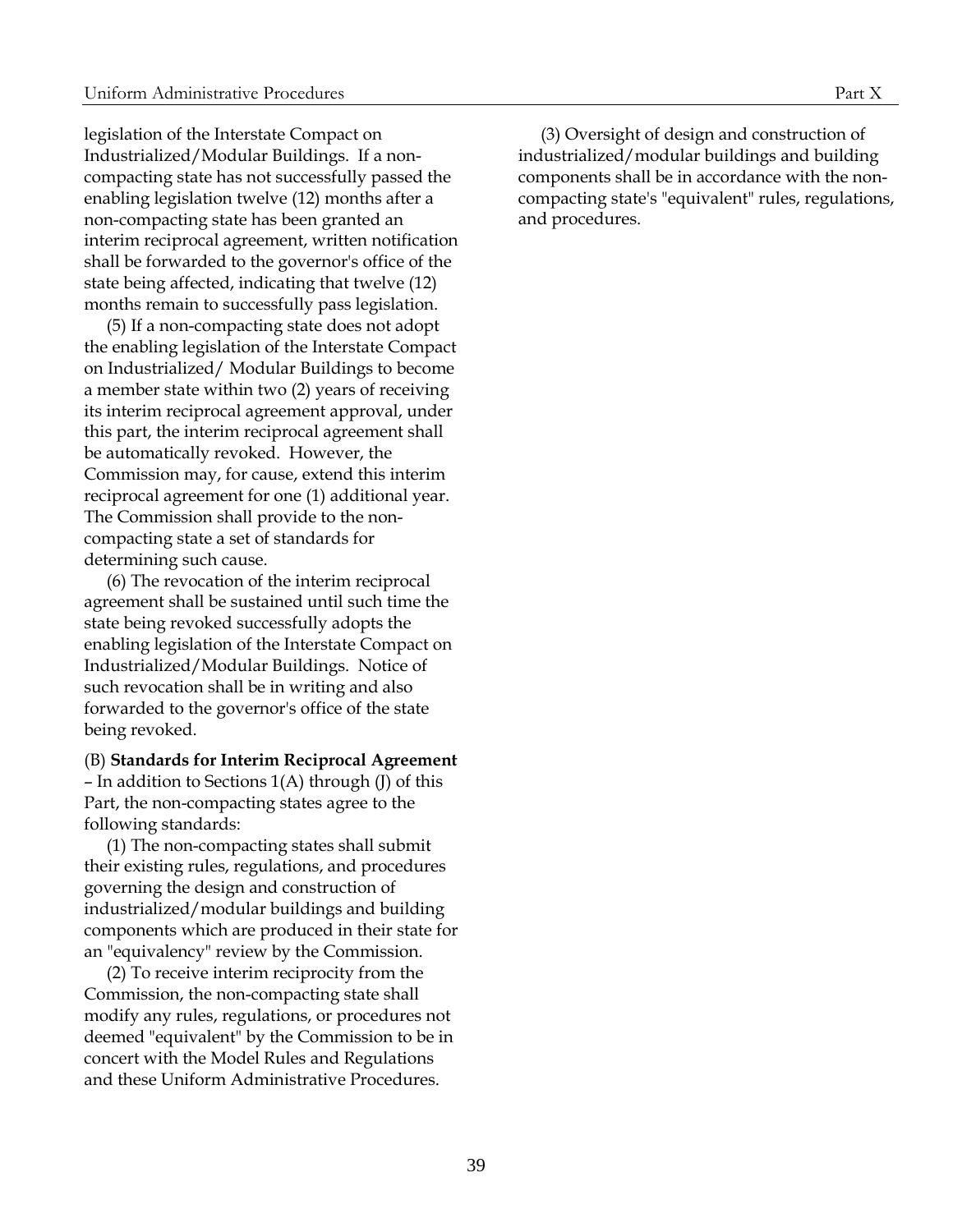legislation of the Interstate Compact on Industrialized/Modular Buildings. If a non-compacting state has not successfully passed the enabling legislation twelve (12) months after a non-compacting state has been granted an interim reciprocal agreement, written notification shall be forwarded to the governor's office of the state being affected, indicating that twelve (12) months remain to successfully pass legislation.

(5) If a non-compacting state does not adopt the enabling legislation of the Interstate Compact on Industrialized/ Modular Buildings to become a member state within two (2) years of receiving its interim reciprocal agreement approval, under this part, the interim reciprocal agreement shall be automatically revoked. However, the Commission may, for cause, extend this interim reciprocal agreement for one (1) additional year. The Commission shall provide to the non-compacting state a set of standards for determining such cause.

(6) The revocation of the interim reciprocal agreement shall be sustained until such time the state being revoked successfully adopts the enabling legislation of the Interstate Compact on Industrialized/Modular Buildings. Notice of such revocation shall be in writing and also forwarded to the governor's office of the state being revoked.

(B) **Standards for Interim Reciprocal Agreement** – In addition to Sections 1(A) through (J) of this Part, the non-compacting states agree to the following standards:

(1) The non-compacting states shall submit their existing rules, regulations, and procedures governing the design and construction of industrialized/modular buildings and building components which are produced in their state for an "equivalency" review by the Commission.

(2) To receive interim reciprocity from the Commission, the non-compacting state shall modify any rules, regulations, or procedures not deemed "equivalent" by the Commission to be in concert with the Model Rules and Regulations and these Uniform Administrative Procedures.

(3) Oversight of design and construction of industrialized/modular buildings and building components shall be in accordance with the non-compacting state's "equivalent" rules, regulations, and procedures.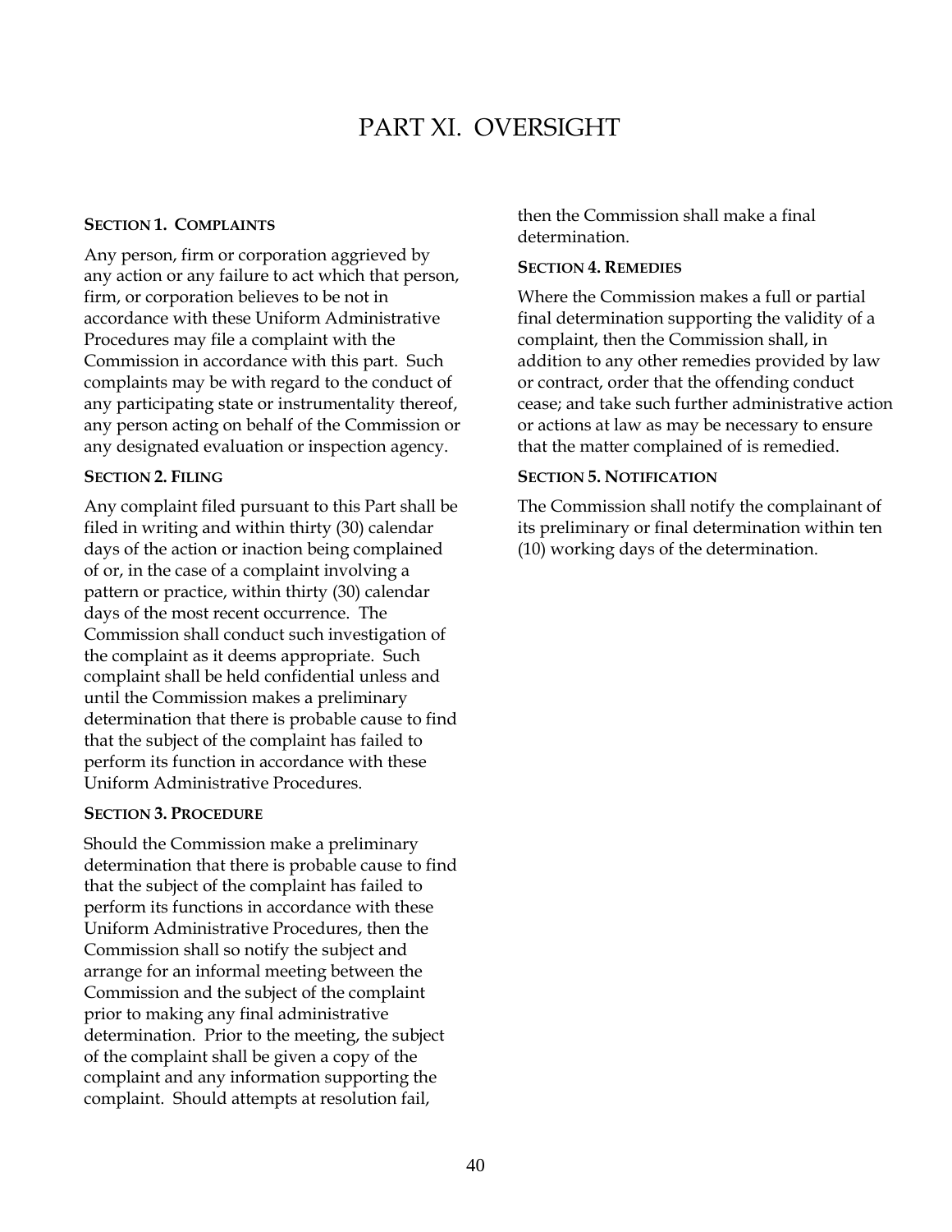# PART XI. OVERSIGHT

**SECTION 1. COMPLAINTS**

Any person, firm or corporation aggrieved by any action or any failure to act which that person, firm, or corporation believes to be not in accordance with these Uniform Administrative Procedures may file a complaint with the Commission in accordance with this part. Such complaints may be with regard to the conduct of any participating state or instrumentality thereof, any person acting on behalf of the Commission or any designated evaluation or inspection agency.

**SECTION 2. FILING**

Any complaint filed pursuant to this Part shall be filed in writing and within thirty (30) calendar days of the action or inaction being complained of or, in the case of a complaint involving a pattern or practice, within thirty (30) calendar days of the most recent occurrence. The Commission shall conduct such investigation of the complaint as it deems appropriate. Such complaint shall be held confidential unless and until the Commission makes a preliminary determination that there is probable cause to find that the subject of the complaint has failed to perform its function in accordance with these Uniform Administrative Procedures.

**SECTION 3. PROCEDURE**

Should the Commission make a preliminary determination that there is probable cause to find that the subject of the complaint has failed to perform its functions in accordance with these Uniform Administrative Procedures, then the Commission shall so notify the subject and arrange for an informal meeting between the Commission and the subject of the complaint prior to making any final administrative determination. Prior to the meeting, the subject of the complaint shall be given a copy of the complaint and any information supporting the complaint. Should attempts at resolution fail, then the Commission shall make a final determination.

**SECTION 4. REMEDIES**

Where the Commission makes a full or partial final determination supporting the validity of a complaint, then the Commission shall, in addition to any other remedies provided by law or contract, order that the offending conduct cease; and take such further administrative action or actions at law as may be necessary to ensure that the matter complained of is remedied.

**SECTION 5. NOTIFICATION**

The Commission shall notify the complainant of its preliminary or final determination within ten (10) working days of the determination.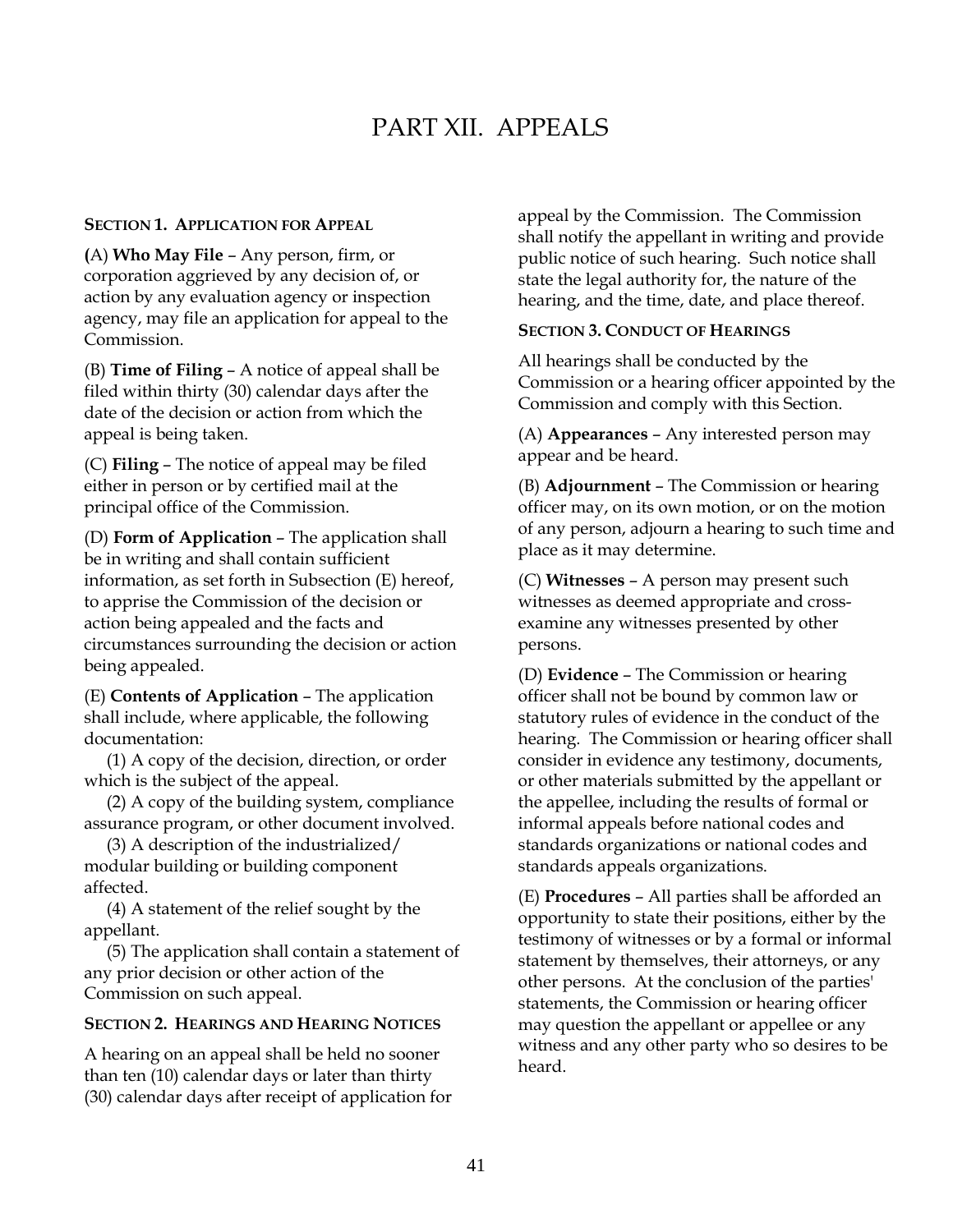# PART XII. APPEALS

### SECTION 1. APPLICATION FOR APPEAL

(A) **Who May File** – Any person, firm, or corporation aggrieved by any decision of, or action by any evaluation agency or inspection agency, may file an application for appeal to the Commission.

(B) **Time of Filing** – A notice of appeal shall be filed within thirty (30) calendar days after the date of the decision or action from which the appeal is being taken.

(C) **Filing** – The notice of appeal may be filed either in person or by certified mail at the principal office of the Commission.

(D) **Form of Application** – The application shall be in writing and shall contain sufficient information, as set forth in Subsection (E) hereof, to apprise the Commission of the decision or action being appealed and the facts and circumstances surrounding the decision or action being appealed.

(E) **Contents of Application** – The application shall include, where applicable, the following documentation:

(1) A copy of the decision, direction, or order which is the subject of the appeal.

(2) A copy of the building system, compliance assurance program, or other document involved.

(3) A description of the industrialized/ modular building or building component affected.

(4) A statement of the relief sought by the appellant.

(5) The application shall contain a statement of any prior decision or other action of the Commission on such appeal.

### SECTION 2. HEARINGS AND HEARING NOTICES

A hearing on an appeal shall be held no sooner than ten (10) calendar days or later than thirty (30) calendar days after receipt of application for appeal by the Commission. The Commission shall notify the appellant in writing and provide public notice of such hearing. Such notice shall state the legal authority for, the nature of the hearing, and the time, date, and place thereof.

### SECTION 3. CONDUCT OF HEARINGS

All hearings shall be conducted by the Commission or a hearing officer appointed by the Commission and comply with this Section.

(A) **Appearances** – Any interested person may appear and be heard.

(B) **Adjournment** – The Commission or hearing officer may, on its own motion, or on the motion of any person, adjourn a hearing to such time and place as it may determine.

(C) **Witnesses** – A person may present such witnesses as deemed appropriate and cross-examine any witnesses presented by other persons.

(D) **Evidence** – The Commission or hearing officer shall not be bound by common law or statutory rules of evidence in the conduct of the hearing. The Commission or hearing officer shall consider in evidence any testimony, documents, or other materials submitted by the appellant or the appellee, including the results of formal or informal appeals before national codes and standards organizations or national codes and standards appeals organizations.

(E) **Procedures** – All parties shall be afforded an opportunity to state their positions, either by the testimony of witnesses or by a formal or informal statement by themselves, their attorneys, or any other persons. At the conclusion of the parties' statements, the Commission or hearing officer may question the appellant or appellee or any witness and any other party who so desires to be heard.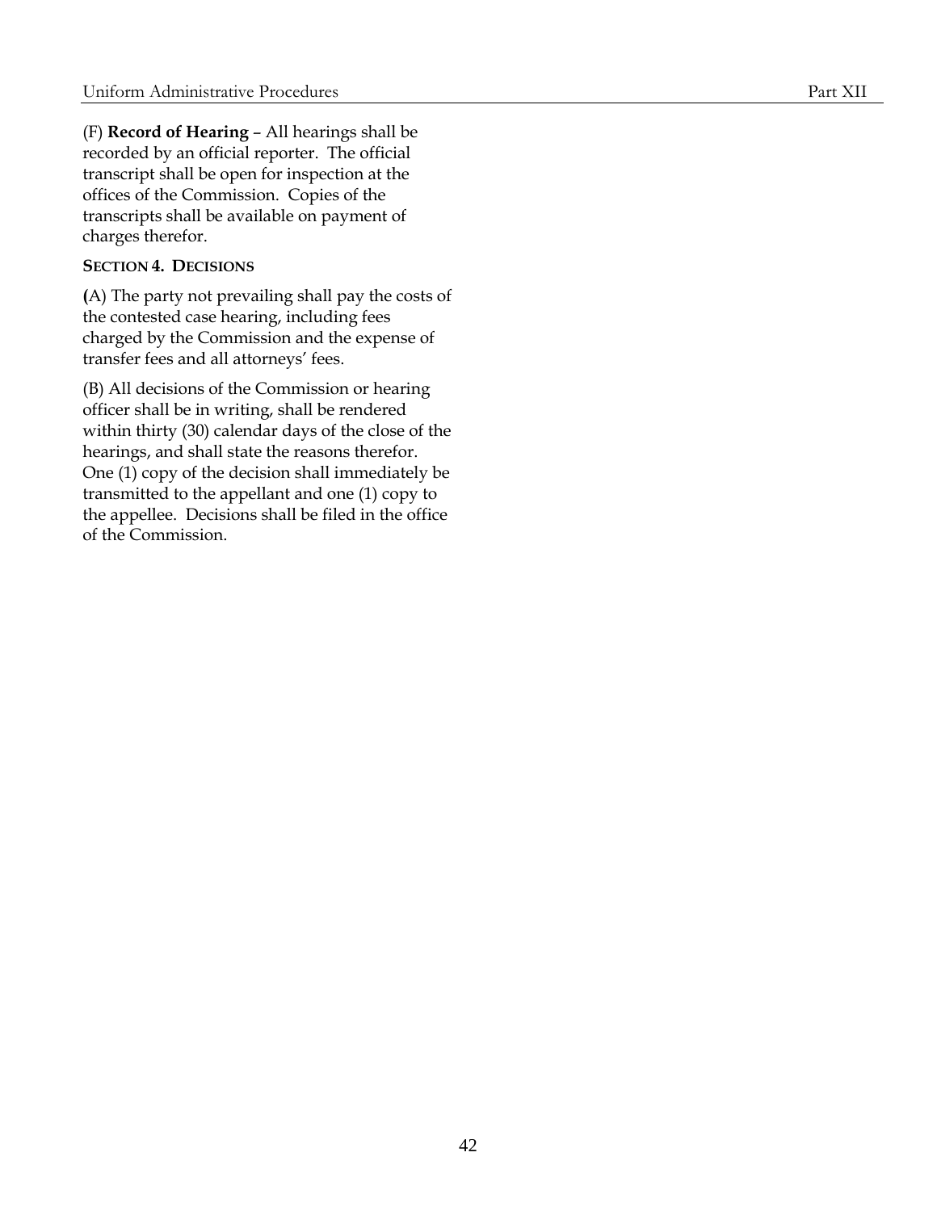(F) **Record of Hearing** – All hearings shall be recorded by an official reporter. The official transcript shall be open for inspection at the offices of the Commission. Copies of the transcripts shall be available on payment of charges therefor.

### SECTION 4. DECISIONS

(A) The party not prevailing shall pay the costs of the contested case hearing, including fees charged by the Commission and the expense of transfer fees and all attorneys' fees.

(B) All decisions of the Commission or hearing officer shall be in writing, shall be rendered within thirty (30) calendar days of the close of the hearings, and shall state the reasons therefor. One (1) copy of the decision shall immediately be transmitted to the appellant and one (1) copy to the appellee. Decisions shall be filed in the office of the Commission.